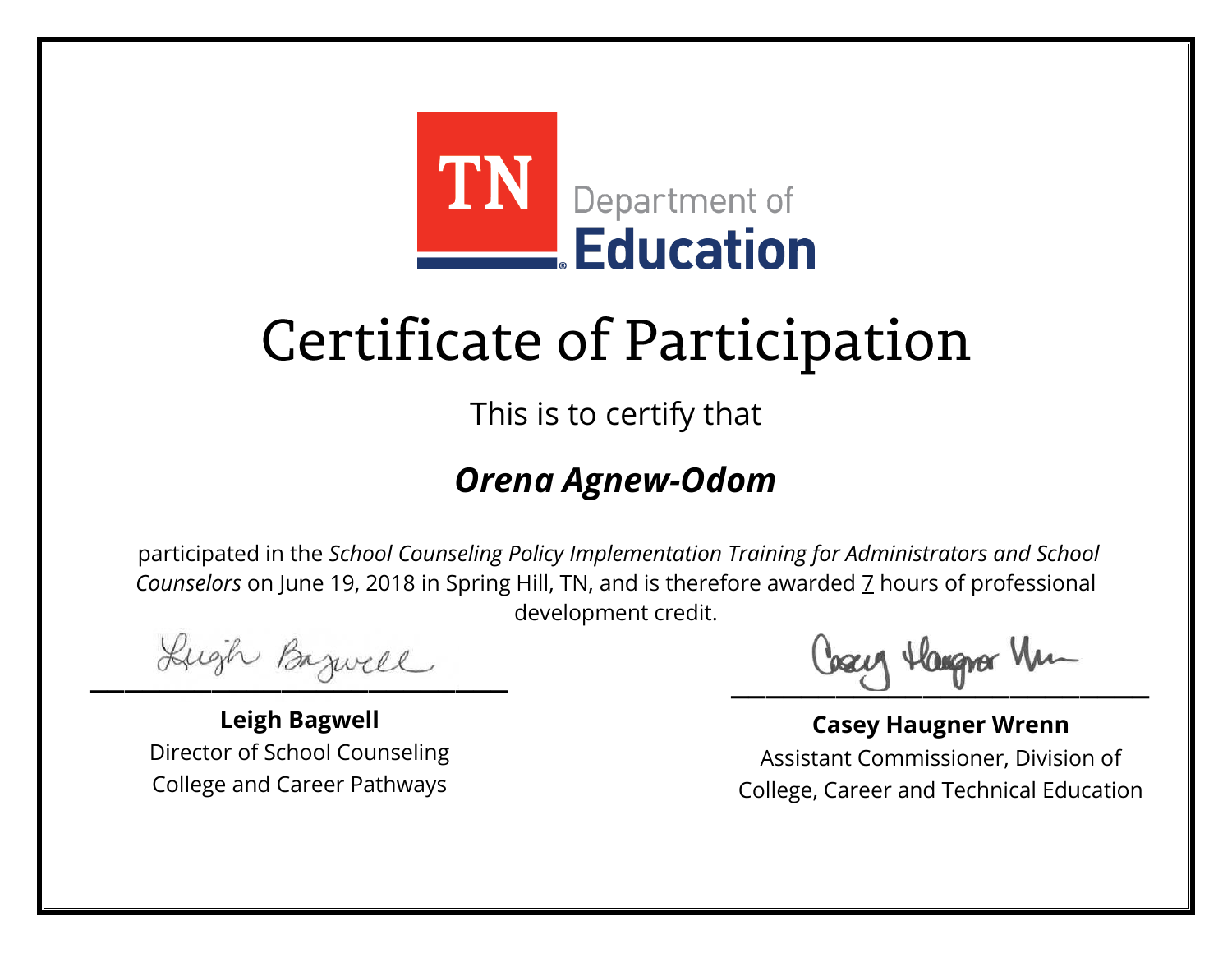TN Department of Education

# Certificate of Participation

This is to certify that

## *Orena Agnew-Odom*

participated in the *School Counseling Policy Implementation Training for Administrators and School Counselors* on June 19, 2018 in Spring Hill, TN, and is therefore awarded 7 hours of professional development credit.

**Leigh Bagwell**
Director of School Counseling
College and Career Pathways

**Casey Haugner Wrenn**
Assistant Commissioner, Division of
College, Career and Technical Education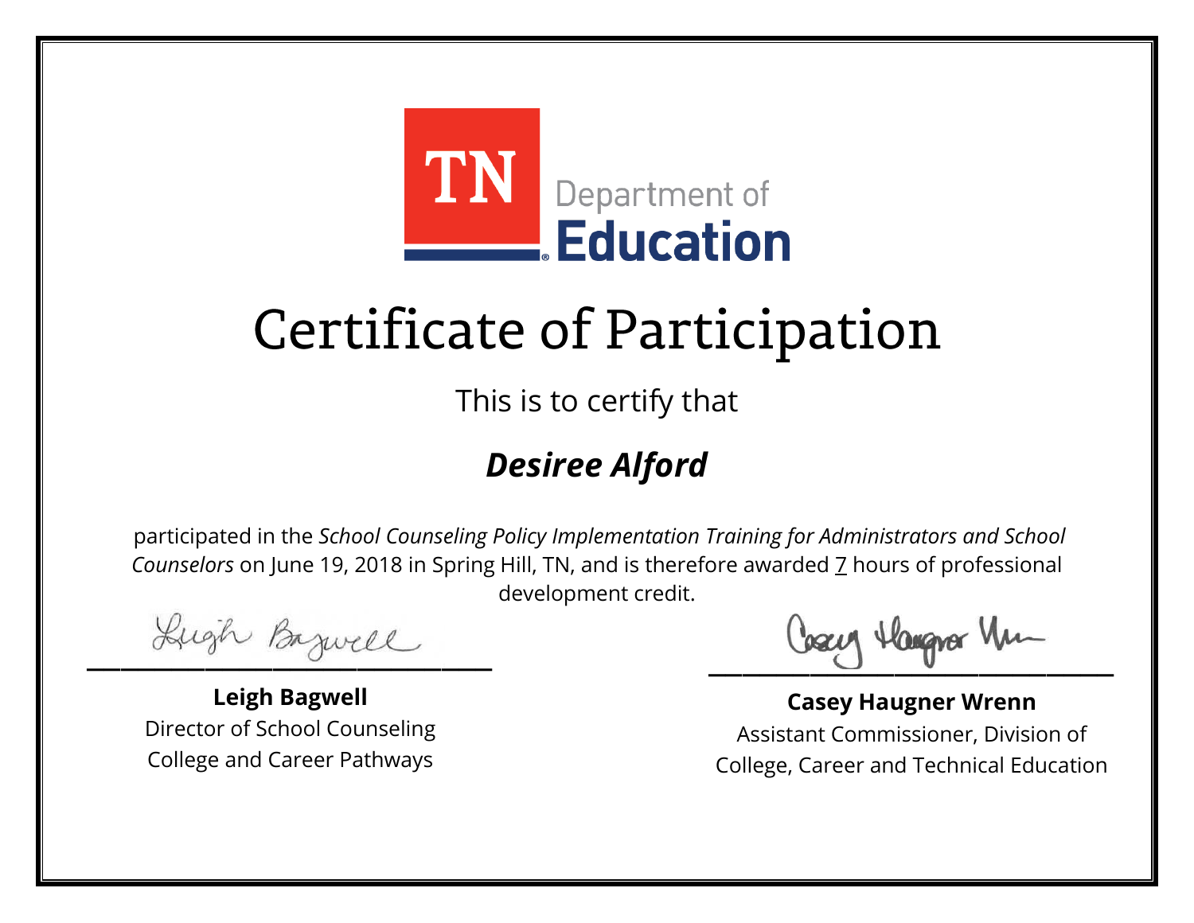TN Department of Education

# Certificate of Participation

This is to certify that

## ***Desiree Alford***

participated in the *School Counseling Policy Implementation Training for Administrators and School Counselors* on June 19, 2018 in Spring Hill, TN, and is therefore awarded 7 hours of professional development credit.

**Leigh Bagwell**
Director of School Counseling
College and Career Pathways

**Casey Haugner Wrenn**
Assistant Commissioner, Division of
College, Career and Technical Education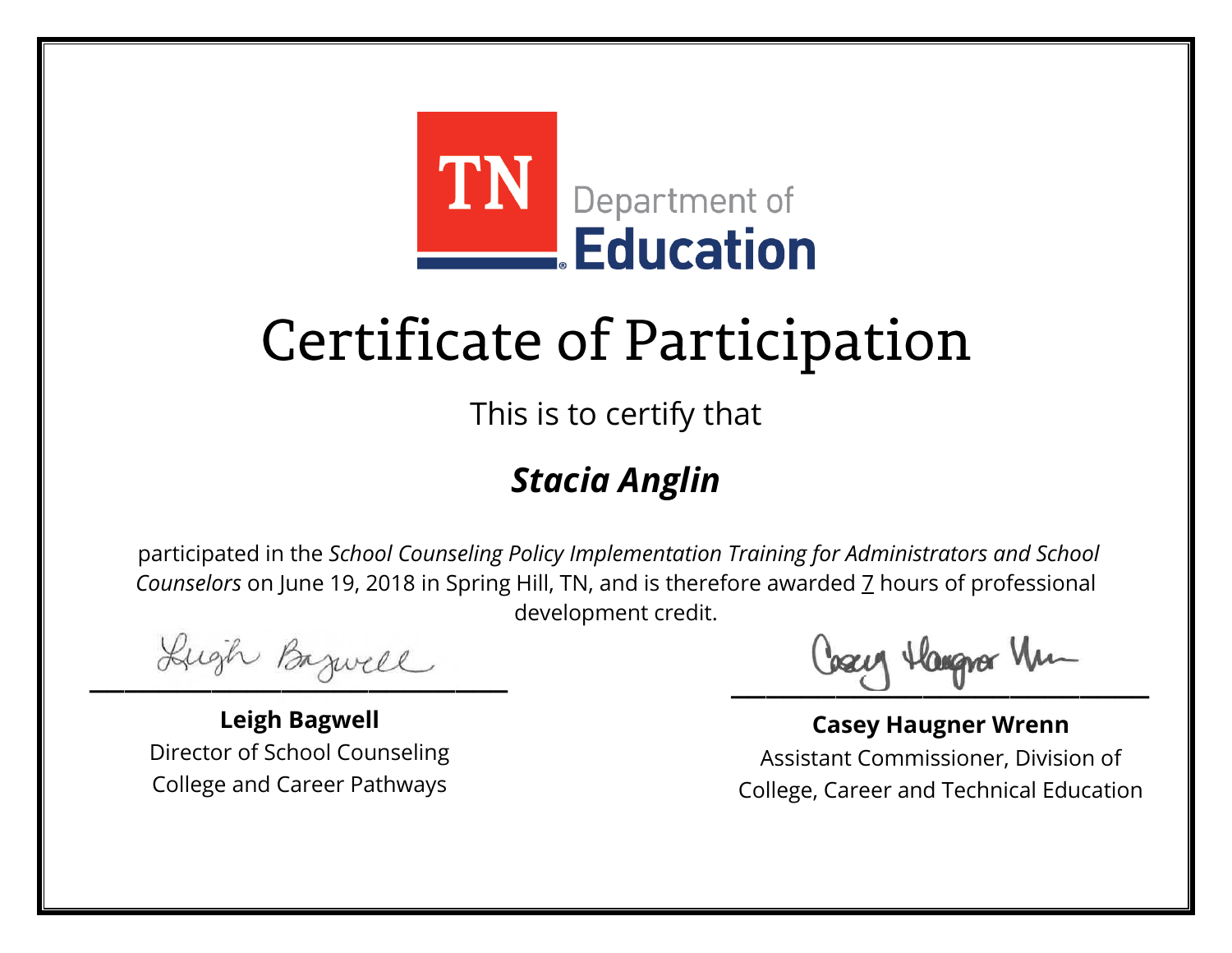TN Department of Education

# Certificate of Participation

This is to certify that

## ***Stacia Anglin***

participated in the *School Counseling Policy Implementation Training for Administrators and School Counselors* on June 19, 2018 in Spring Hill, TN, and is therefore awarded 7 hours of professional development credit.

**Leigh Bagwell**
Director of School Counseling
College and Career Pathways

**Casey Haugner Wrenn**
Assistant Commissioner, Division of
College, Career and Technical Education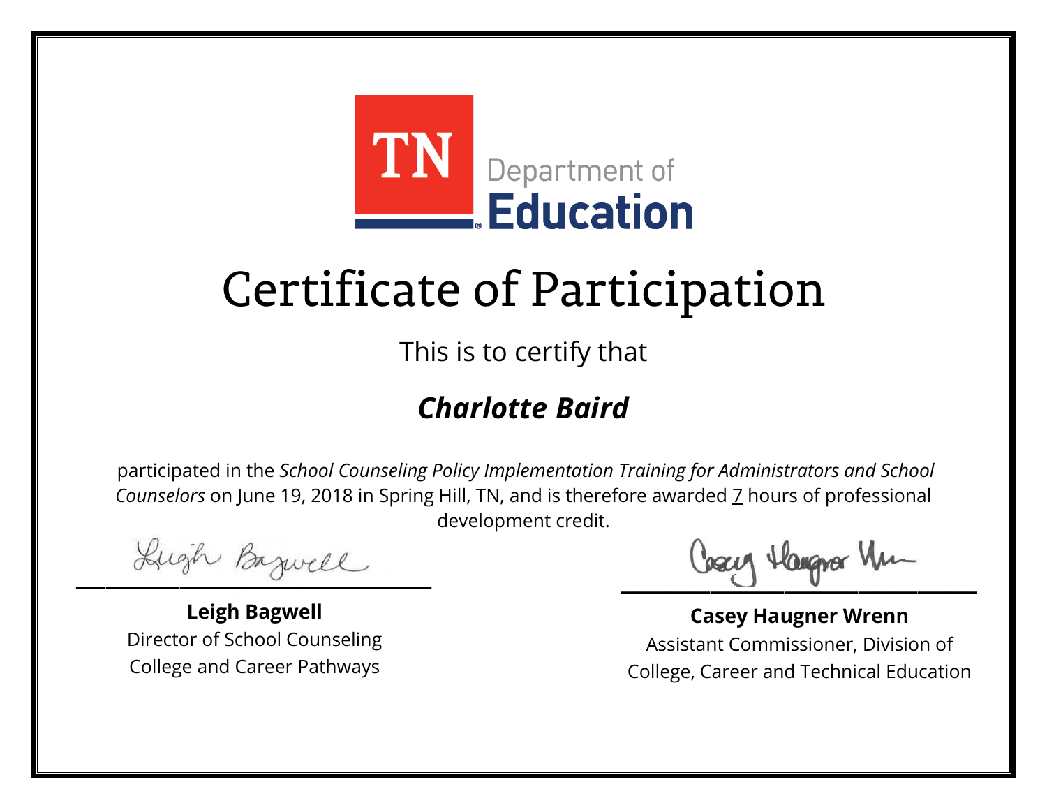TN Department of Education

# Certificate of Participation

This is to certify that

## *Charlotte Baird*

participated in the *School Counseling Policy Implementation Training for Administrators and School Counselors* on June 19, 2018 in Spring Hill, TN, and is therefore awarded 7 hours of professional development credit.

**Leigh Bagwell**
Director of School Counseling
College and Career Pathways

**Casey Haugner Wrenn**
Assistant Commissioner, Division of College, Career and Technical Education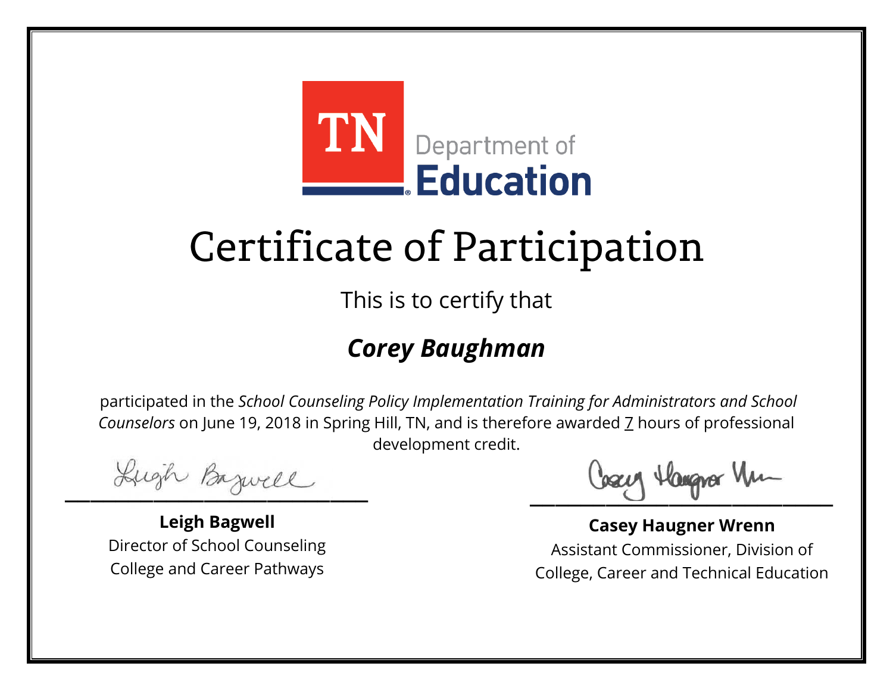TN Department of Education

# Certificate of Participation

This is to certify that

## *Corey Baughman*

participated in the *School Counseling Policy Implementation Training for Administrators and School Counselors* on June 19, 2018 in Spring Hill, TN, and is therefore awarded 7 hours of professional development credit.

**Leigh Bagwell**
Director of School Counseling
College and Career Pathways

**Casey Haugner Wrenn**
Assistant Commissioner, Division of
College, Career and Technical Education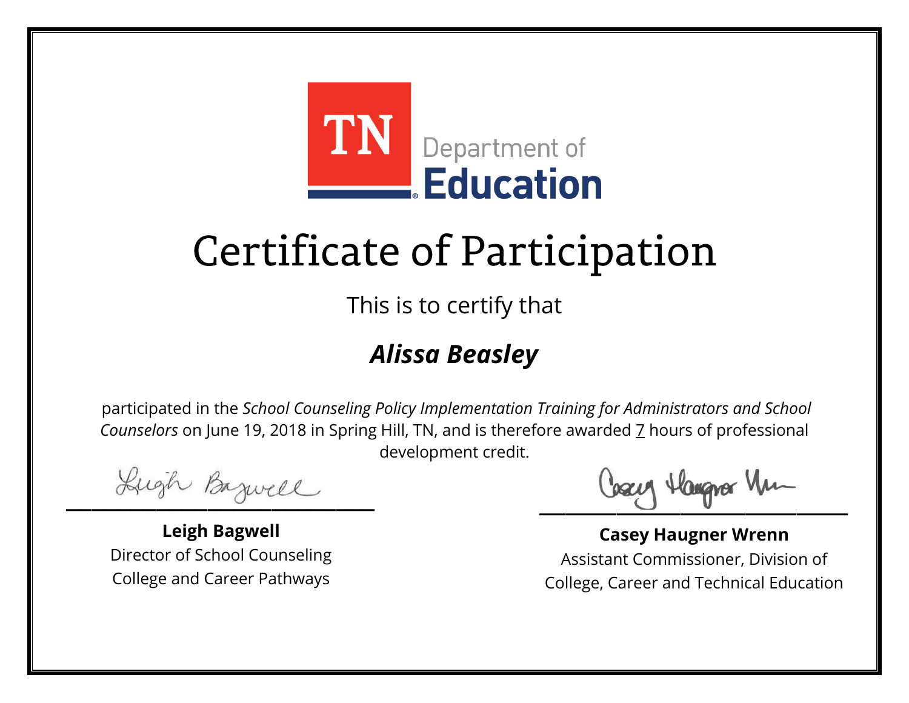TN Department of Education

# Certificate of Participation

This is to certify that

***Alissa Beasley***

participated in the *School Counseling Policy Implementation Training for Administrators and School Counselors* on June 19, 2018 in Spring Hill, TN, and is therefore awarded 7 hours of professional development credit.

**Leigh Bagwell**
Director of School Counseling
College and Career Pathways

**Casey Haugner Wrenn**
Assistant Commissioner, Division of
College, Career and Technical Education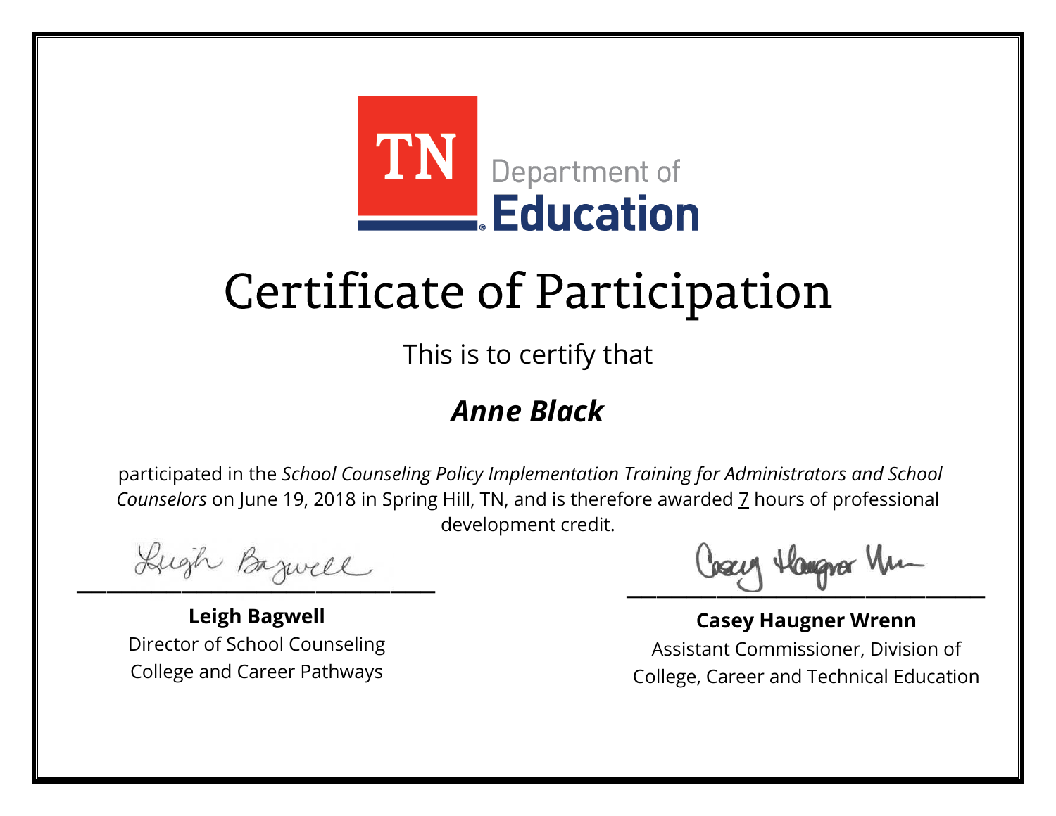TN Department of Education

# Certificate of Participation

This is to certify that

## *Anne Black*

participated in the *School Counseling Policy Implementation Training for Administrators and School Counselors* on June 19, 2018 in Spring Hill, TN, and is therefore awarded 7 hours of professional development credit.

**Leigh Bagwell**
Director of School Counseling
College and Career Pathways

**Casey Haugner Wrenn**
Assistant Commissioner, Division of
College, Career and Technical Education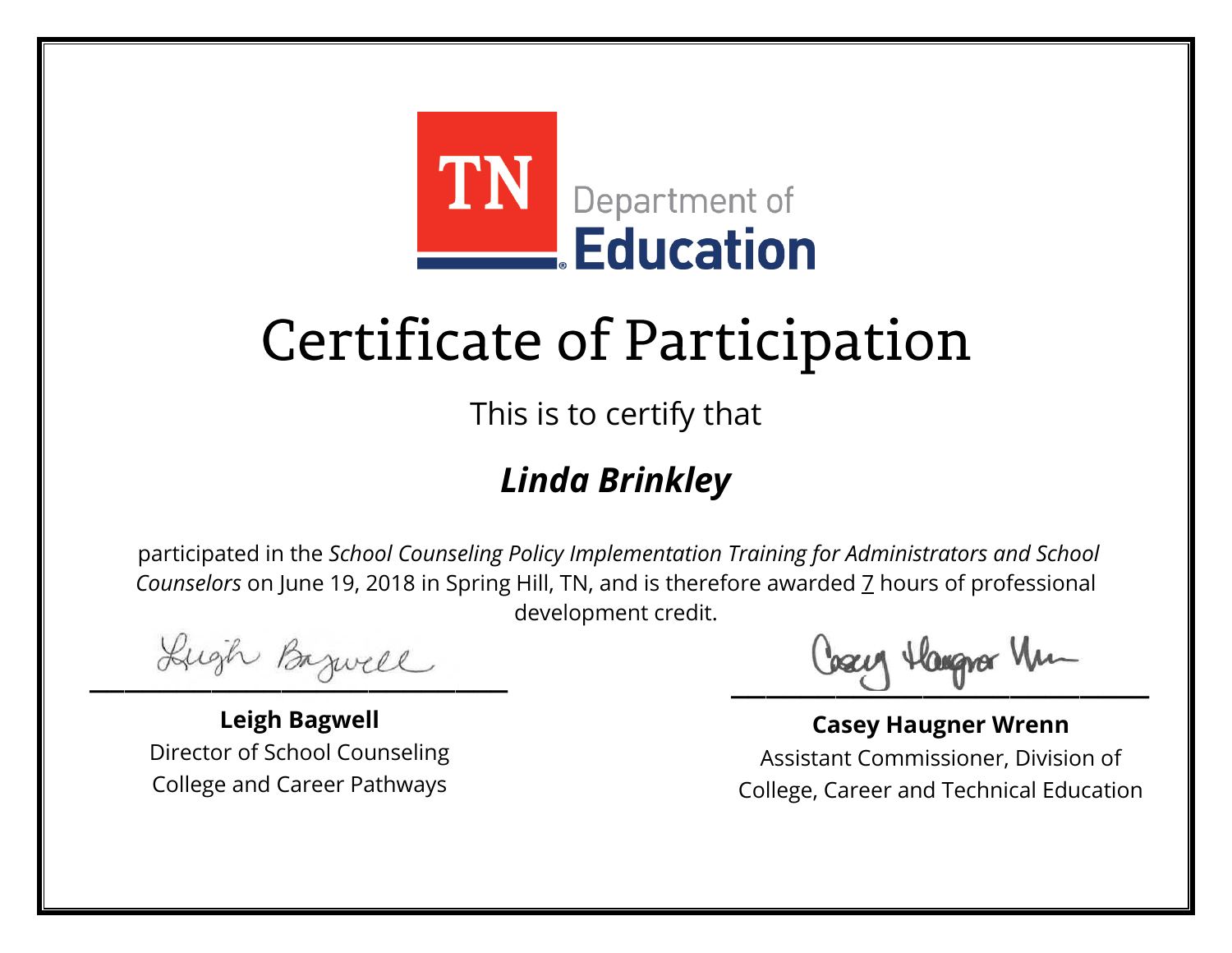TN Department of Education

# Certificate of Participation

This is to certify that

## *Linda Brinkley*

participated in the *School Counseling Policy Implementation Training for Administrators and School Counselors* on June 19, 2018 in Spring Hill, TN, and is therefore awarded 7 hours of professional development credit.

**Leigh Bagwell**
Director of School Counseling
College and Career Pathways

**Casey Haugner Wrenn**
Assistant Commissioner, Division of
College, Career and Technical Education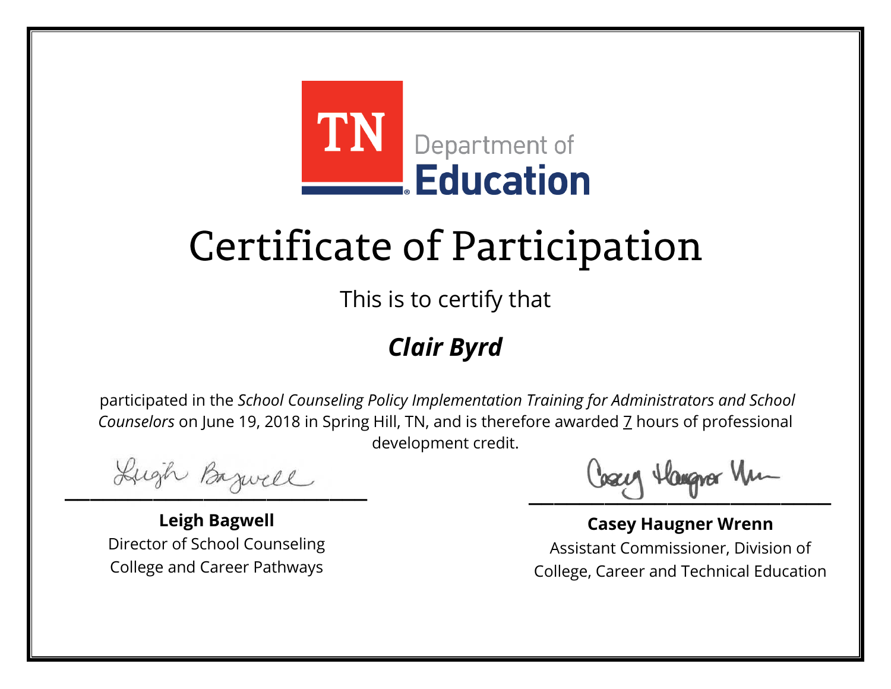TN Department of Education

# Certificate of Participation

This is to certify that

***Clair Byrd***

participated in the *School Counseling Policy Implementation Training for Administrators and School Counselors* on June 19, 2018 in Spring Hill, TN, and is therefore awarded 7 hours of professional development credit.

**Leigh Bagwell**
Director of School Counseling
College and Career Pathways

**Casey Haugner Wrenn**
Assistant Commissioner, Division of
College, Career and Technical Education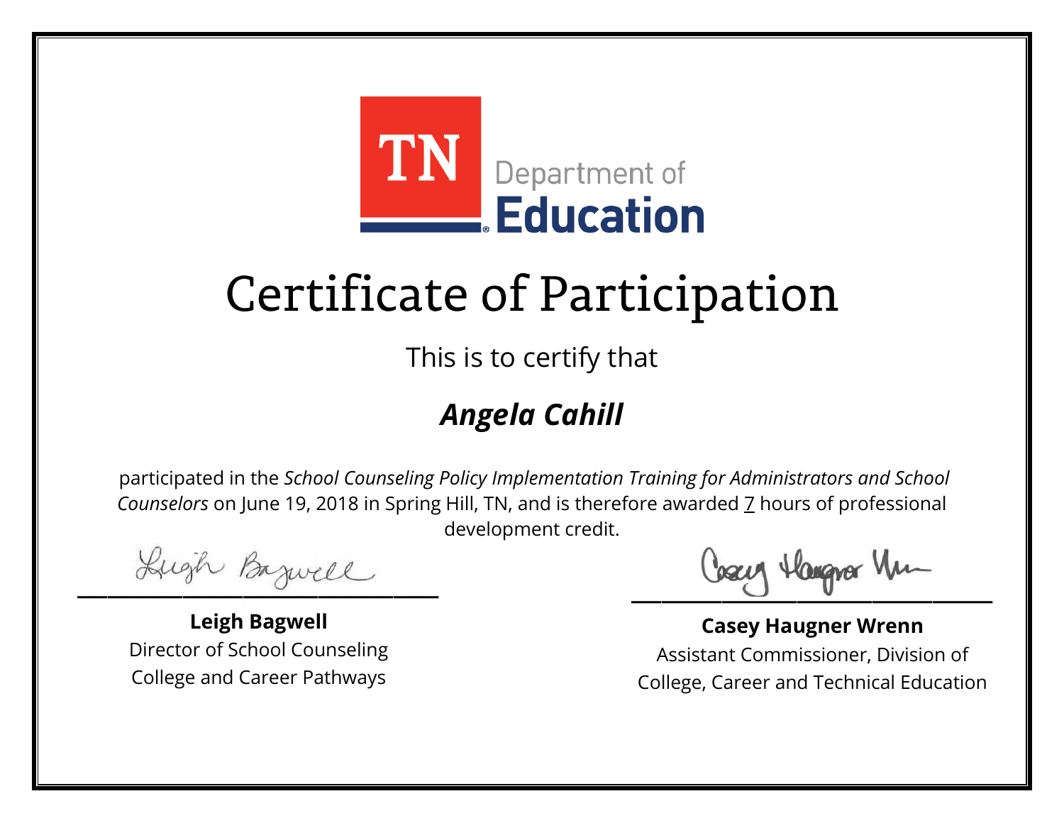TN Department of Education

# Certificate of Participation

This is to certify that

## *Angela Cahill*

participated in the *School Counseling Policy Implementation Training for Administrators and School Counselors* on June 19, 2018 in Spring Hill, TN, and is therefore awarded 7 hours of professional development credit.

**Leigh Bagwell**
Director of School Counseling
College and Career Pathways

**Casey Haugner Wrenn**
Assistant Commissioner, Division of
College, Career and Technical Education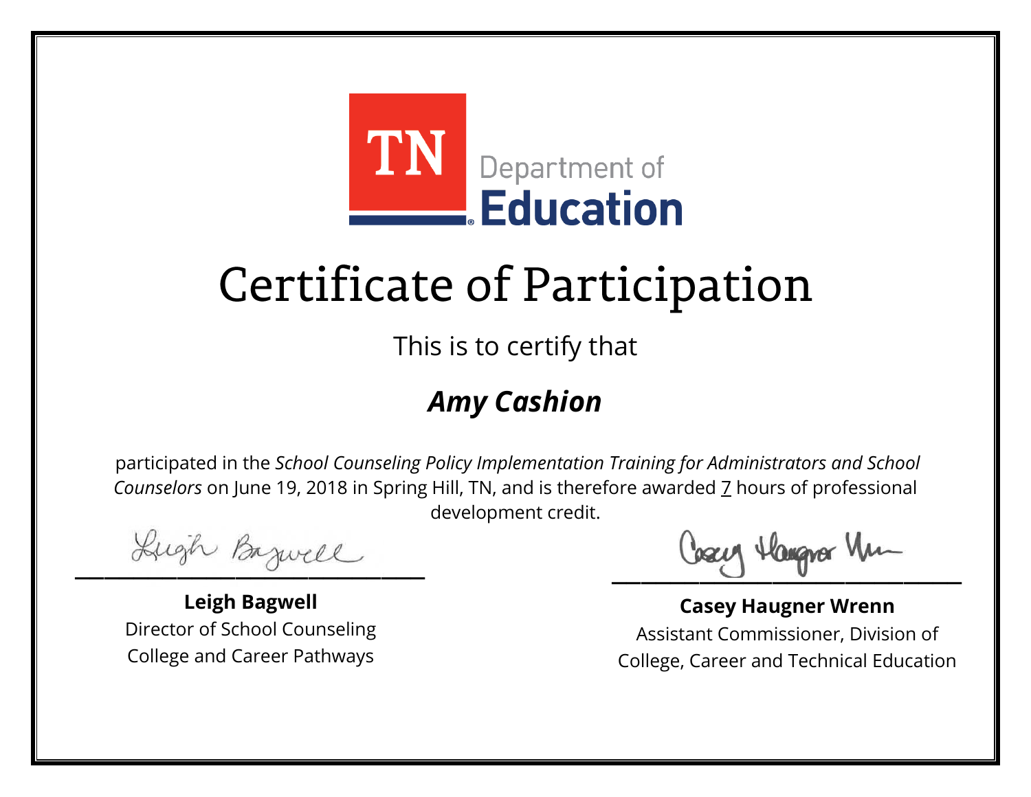TN Department of Education

# Certificate of Participation

This is to certify that

## *Amy Cashion*

participated in the *School Counseling Policy Implementation Training for Administrators and School Counselors* on June 19, 2018 in Spring Hill, TN, and is therefore awarded 7 hours of professional development credit.

**Leigh Bagwell**
Director of School Counseling
College and Career Pathways

**Casey Haugner Wrenn**
Assistant Commissioner, Division of
College, Career and Technical Education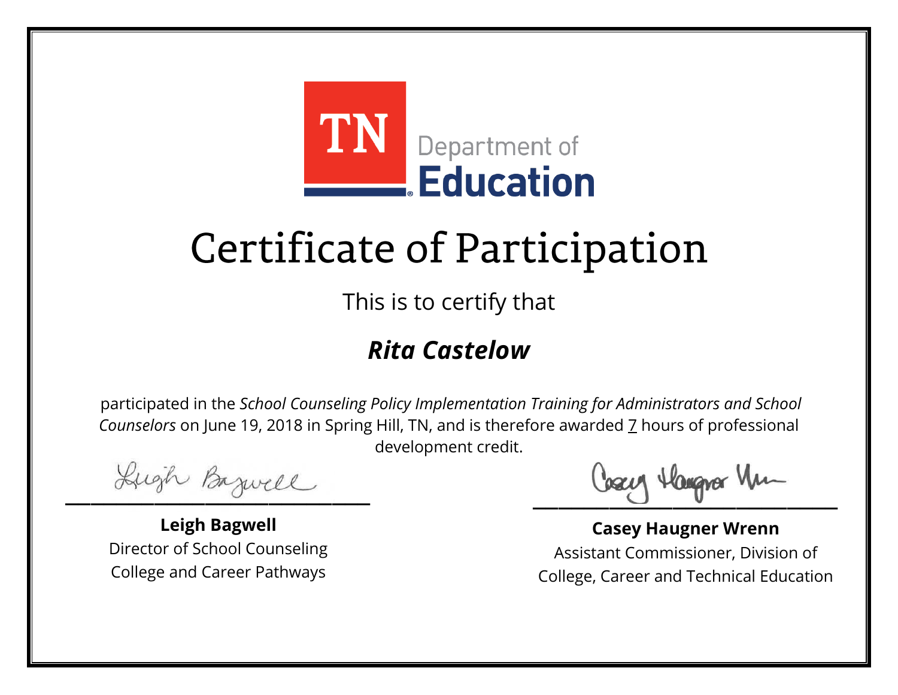TN Department of Education

# Certificate of Participation

This is to certify that

## *Rita Castelow*

participated in the *School Counseling Policy Implementation Training for Administrators and School Counselors* on June 19, 2018 in Spring Hill, TN, and is therefore awarded 7 hours of professional development credit.

**Leigh Bagwell**
Director of School Counseling
College and Career Pathways

**Casey Haugner Wrenn**
Assistant Commissioner, Division of
College, Career and Technical Education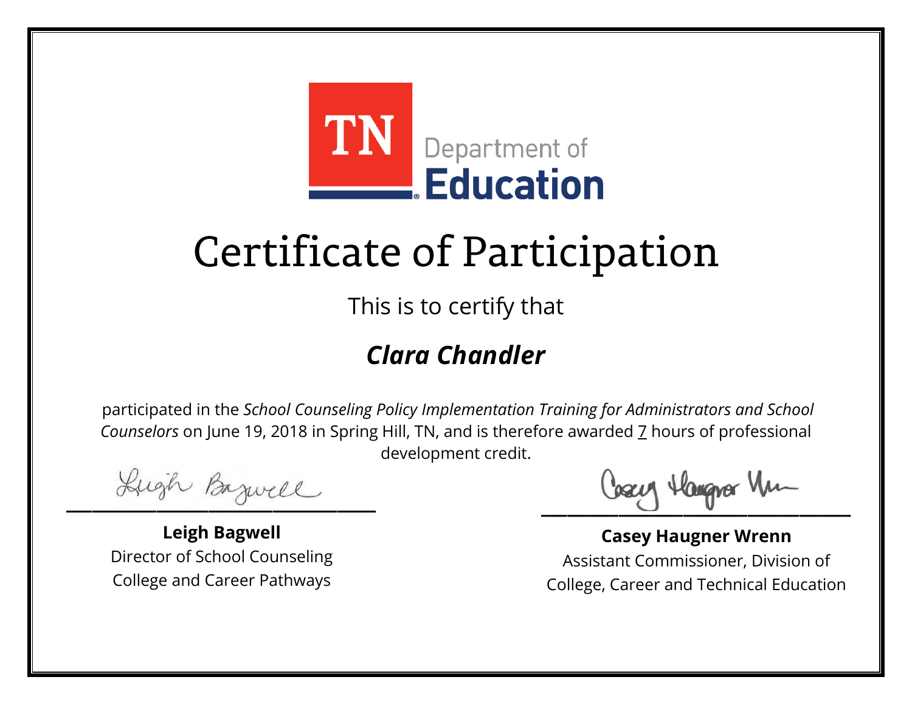TN Department of **Education**

# Certificate of Participation

This is to certify that

## *Clara Chandler*

participated in the *School Counseling Policy Implementation Training for Administrators and School Counselors* on June 19, 2018 in Spring Hill, TN, and is therefore awarded 7 hours of professional development credit.

**Leigh Bagwell**
Director of School Counseling
College and Career Pathways

**Casey Haugner Wrenn**
Assistant Commissioner, Division of
College, Career and Technical Education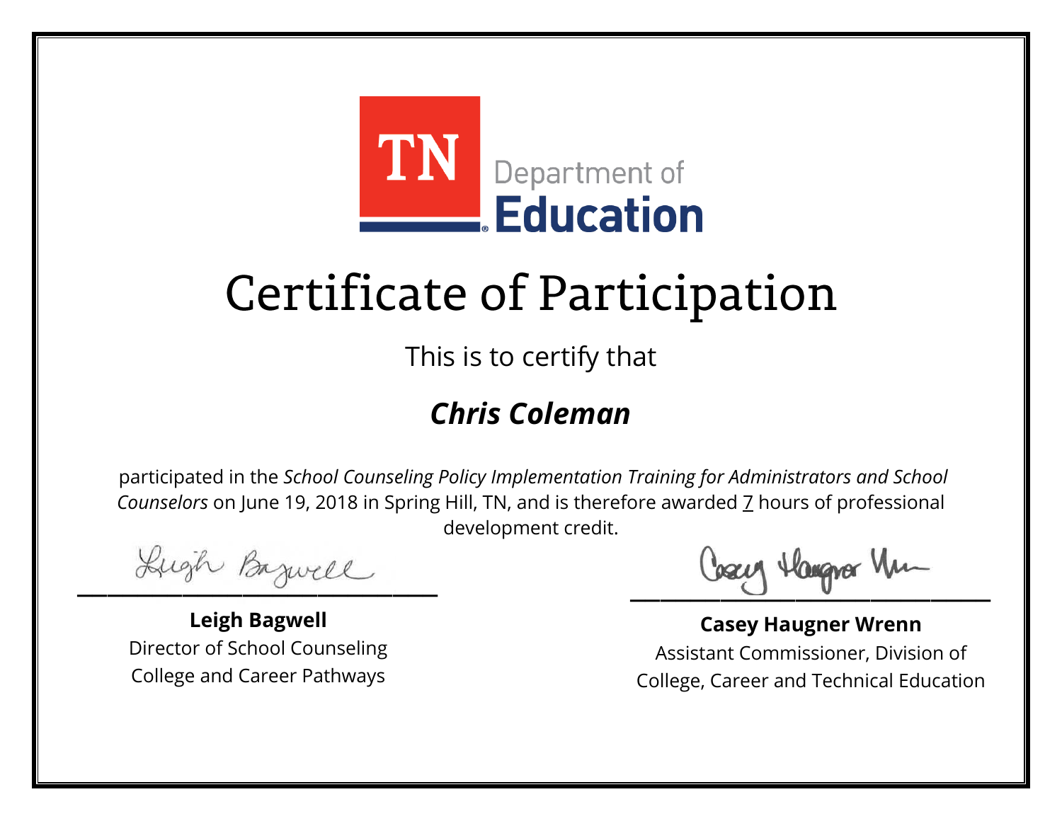TN Department of Education

# Certificate of Participation

This is to certify that

## *Chris Coleman*

participated in the *School Counseling Policy Implementation Training for Administrators and School Counselors* on June 19, 2018 in Spring Hill, TN, and is therefore awarded 7 hours of professional development credit.

**Leigh Bagwell**
Director of School Counseling
College and Career Pathways

**Casey Haugner Wrenn**
Assistant Commissioner, Division of College, Career and Technical Education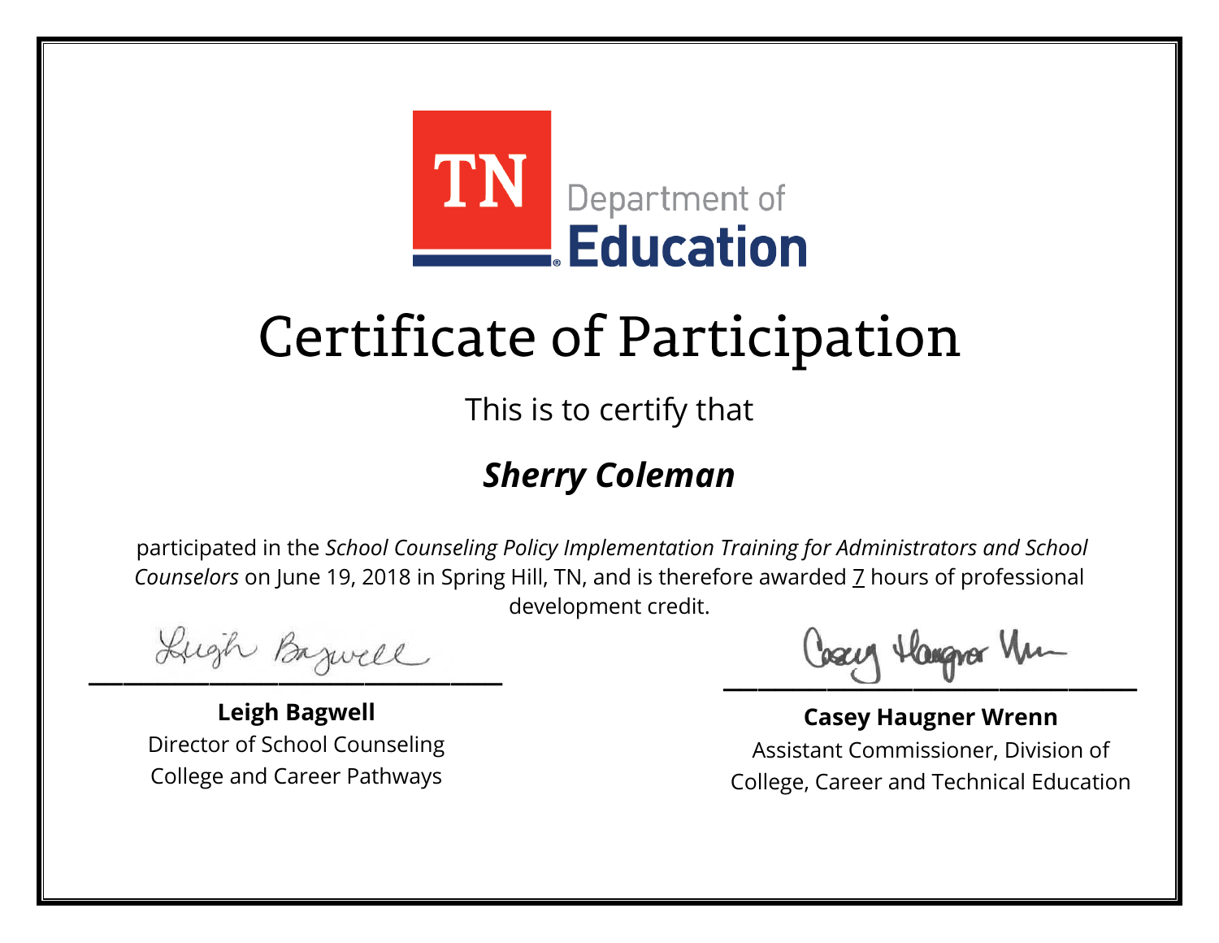TN Department of Education

# Certificate of Participation

This is to certify that

## ***Sherry Coleman***

participated in the *School Counseling Policy Implementation Training for Administrators and School Counselors* on June 19, 2018 in Spring Hill, TN, and is therefore awarded 7 hours of professional development credit.

**Leigh Bagwell**
Director of School Counseling
College and Career Pathways

**Casey Haugner Wrenn**
Assistant Commissioner, Division of
College, Career and Technical Education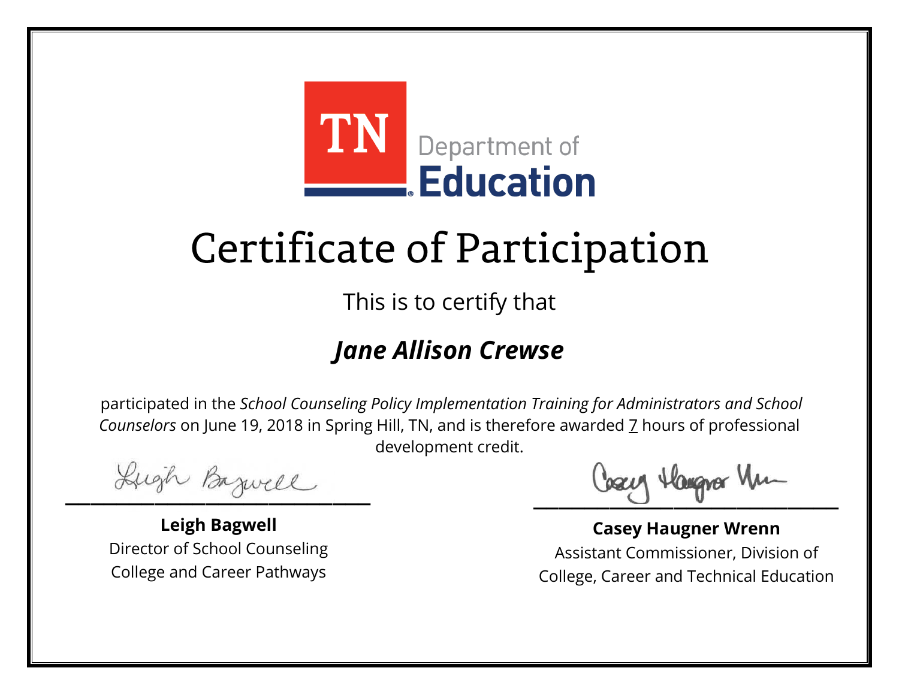TN Department of Education

# Certificate of Participation

This is to certify that

## ***Jane Allison Crewse***

participated in the *School Counseling Policy Implementation Training for Administrators and School Counselors* on June 19, 2018 in Spring Hill, TN, and is therefore awarded 7 hours of professional development credit.

**Leigh Bagwell**
Director of School Counseling
College and Career Pathways

**Casey Haugner Wrenn**
Assistant Commissioner, Division of
College, Career and Technical Education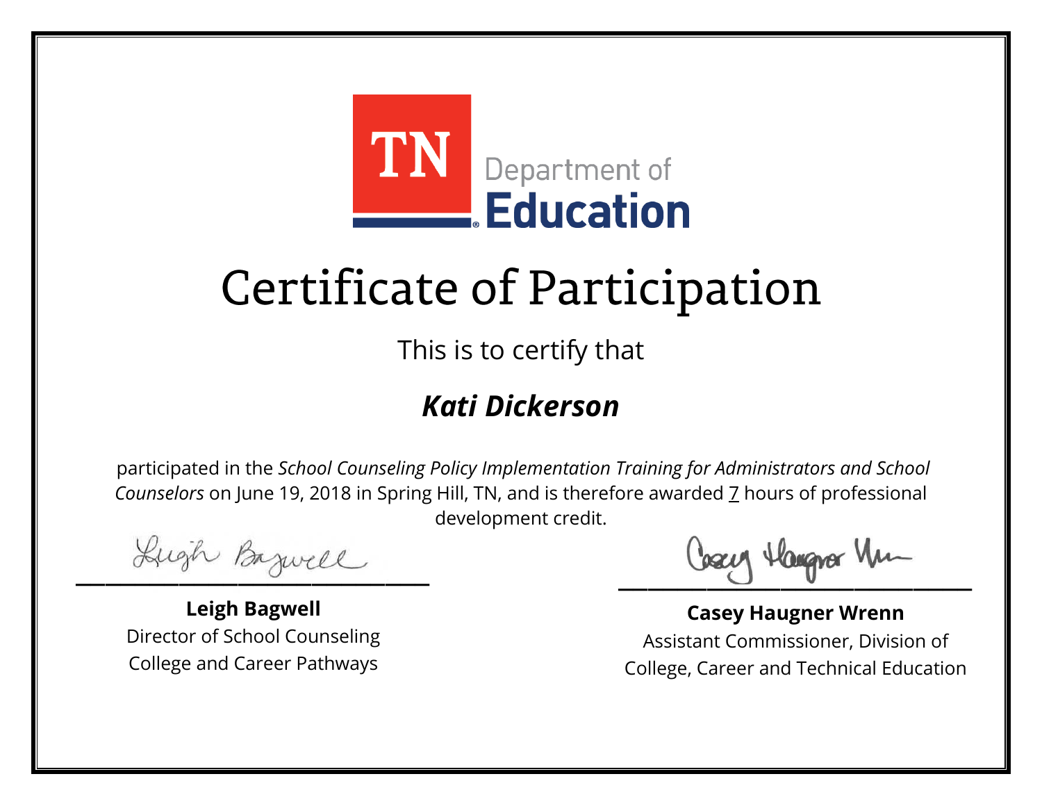TN Department of Education

# Certificate of Participation

This is to certify that

## *Kati Dickerson*

participated in the *School Counseling Policy Implementation Training for Administrators and School Counselors* on June 19, 2018 in Spring Hill, TN, and is therefore awarded 7 hours of professional development credit.

**Leigh Bagwell**
Director of School Counseling
College and Career Pathways

**Casey Haugner Wrenn**
Assistant Commissioner, Division of
College, Career and Technical Education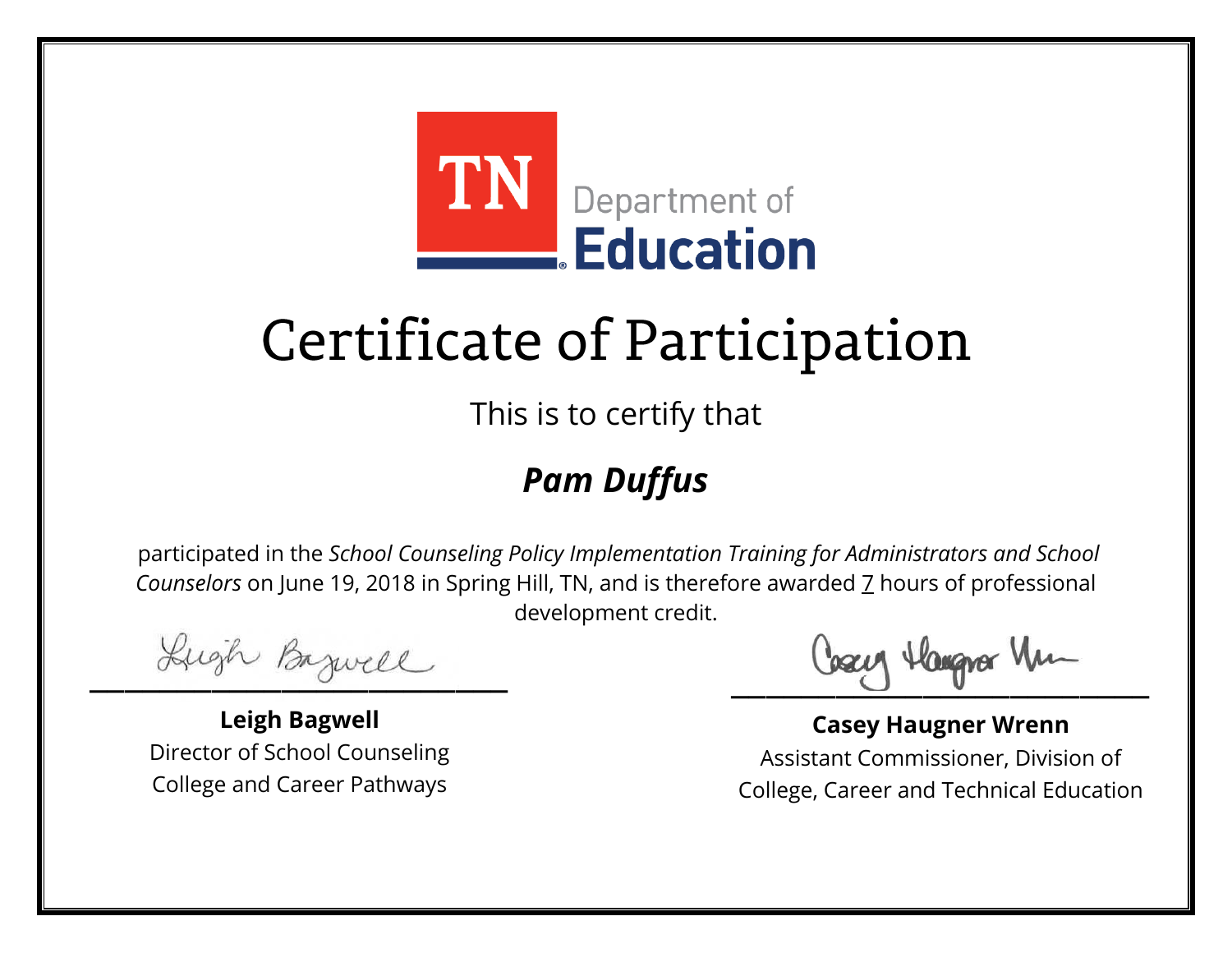TN Department of Education

# Certificate of Participation

This is to certify that

## *Pam Duffus*

participated in the *School Counseling Policy Implementation Training for Administrators and School Counselors* on June 19, 2018 in Spring Hill, TN, and is therefore awarded 7 hours of professional development credit.

**Leigh Bagwell**
Director of School Counseling
College and Career Pathways

**Casey Haugner Wrenn**
Assistant Commissioner, Division of
College, Career and Technical Education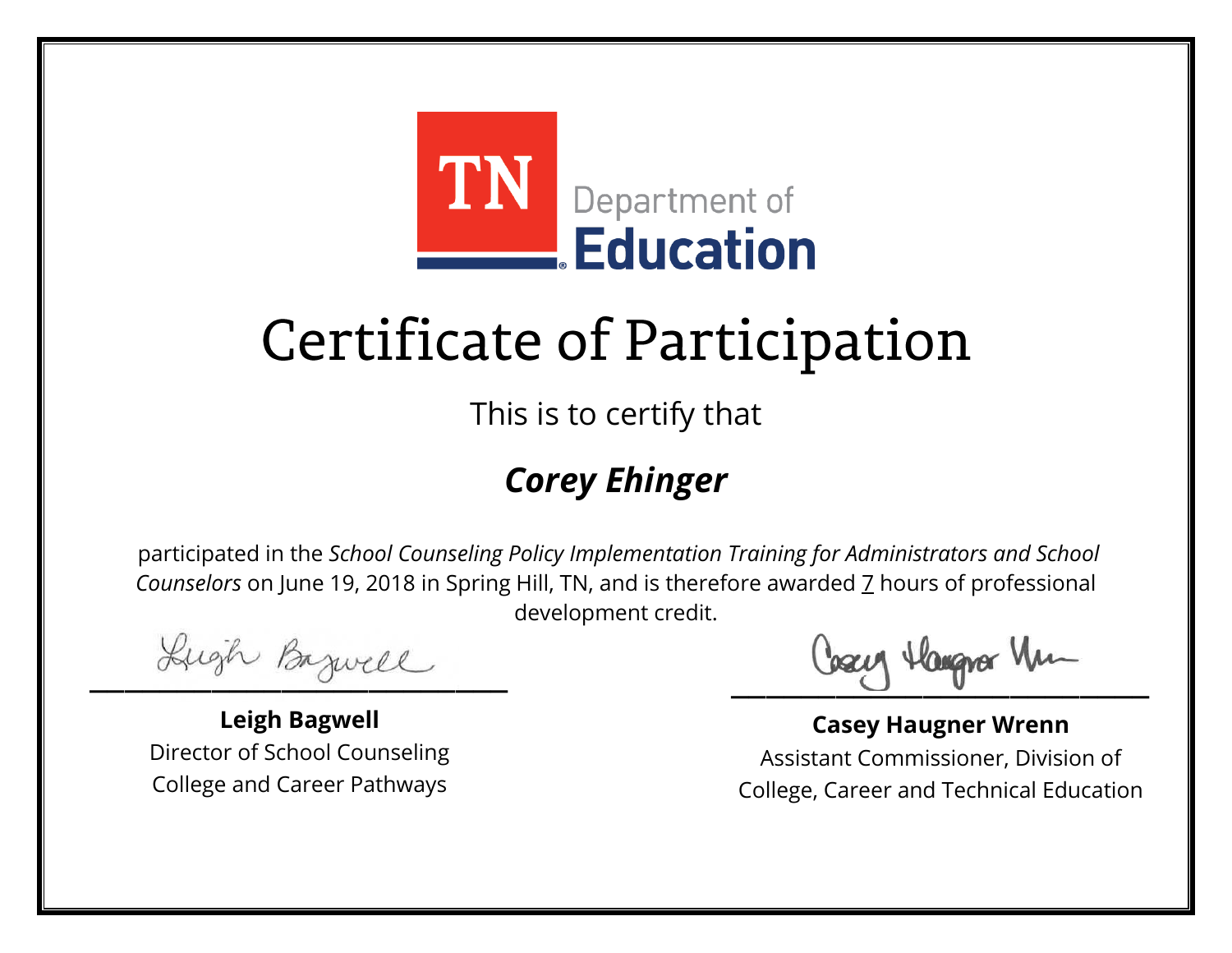TN Department of Education

# Certificate of Participation

This is to certify that

## *Corey Ehinger*

participated in the *School Counseling Policy Implementation Training for Administrators and School Counselors* on June 19, 2018 in Spring Hill, TN, and is therefore awarded 7 hours of professional development credit.

**Leigh Bagwell**
Director of School Counseling
College and Career Pathways

**Casey Haugner Wrenn**
Assistant Commissioner, Division of College, Career and Technical Education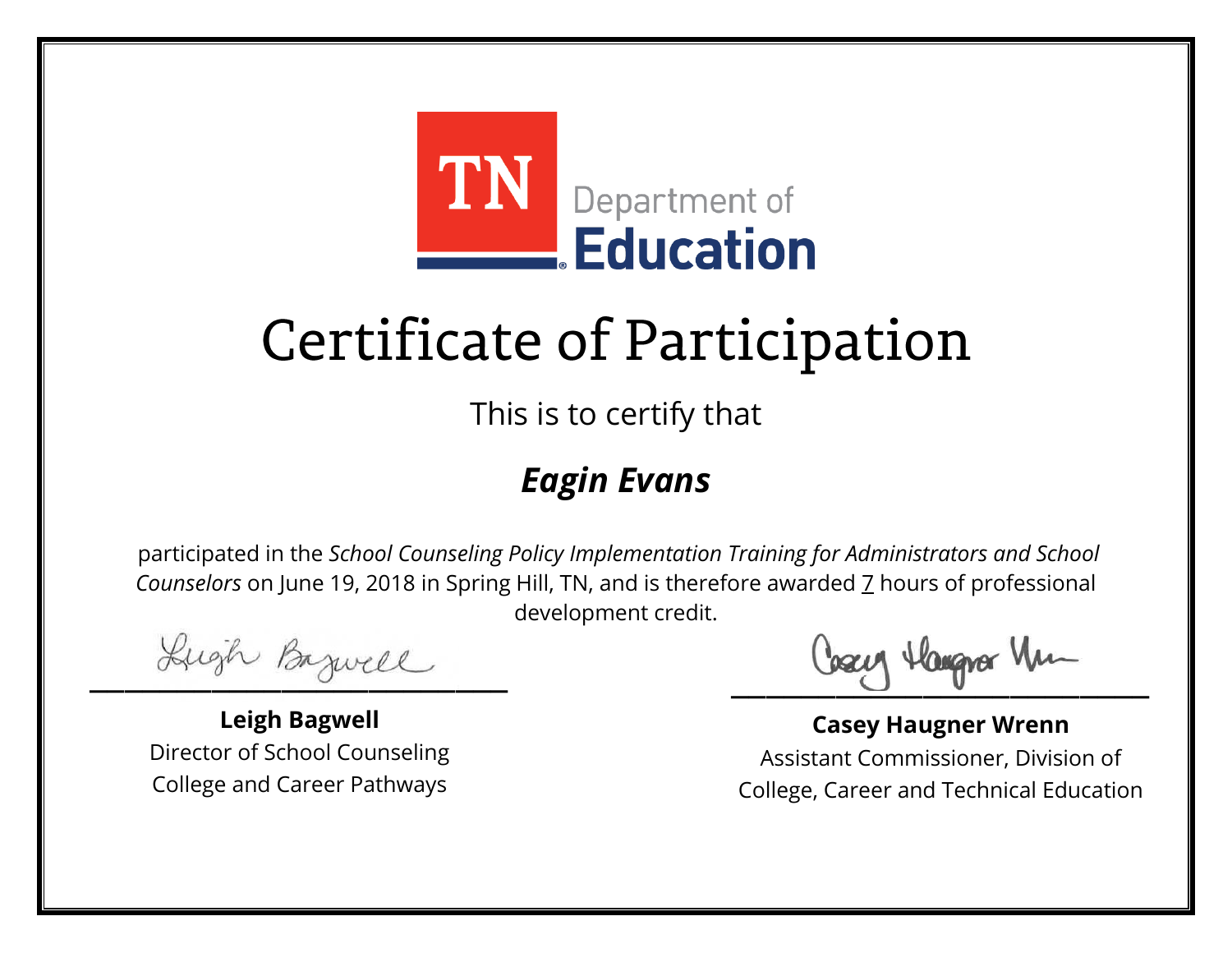TN Department of Education

# Certificate of Participation

This is to certify that

## ***Eagin Evans***

participated in the *School Counseling Policy Implementation Training for Administrators and School Counselors* on June 19, 2018 in Spring Hill, TN, and is therefore awarded 7 hours of professional development credit.

**Leigh Bagwell**
Director of School Counseling
College and Career Pathways

**Casey Haugner Wrenn**
Assistant Commissioner, Division of
College, Career and Technical Education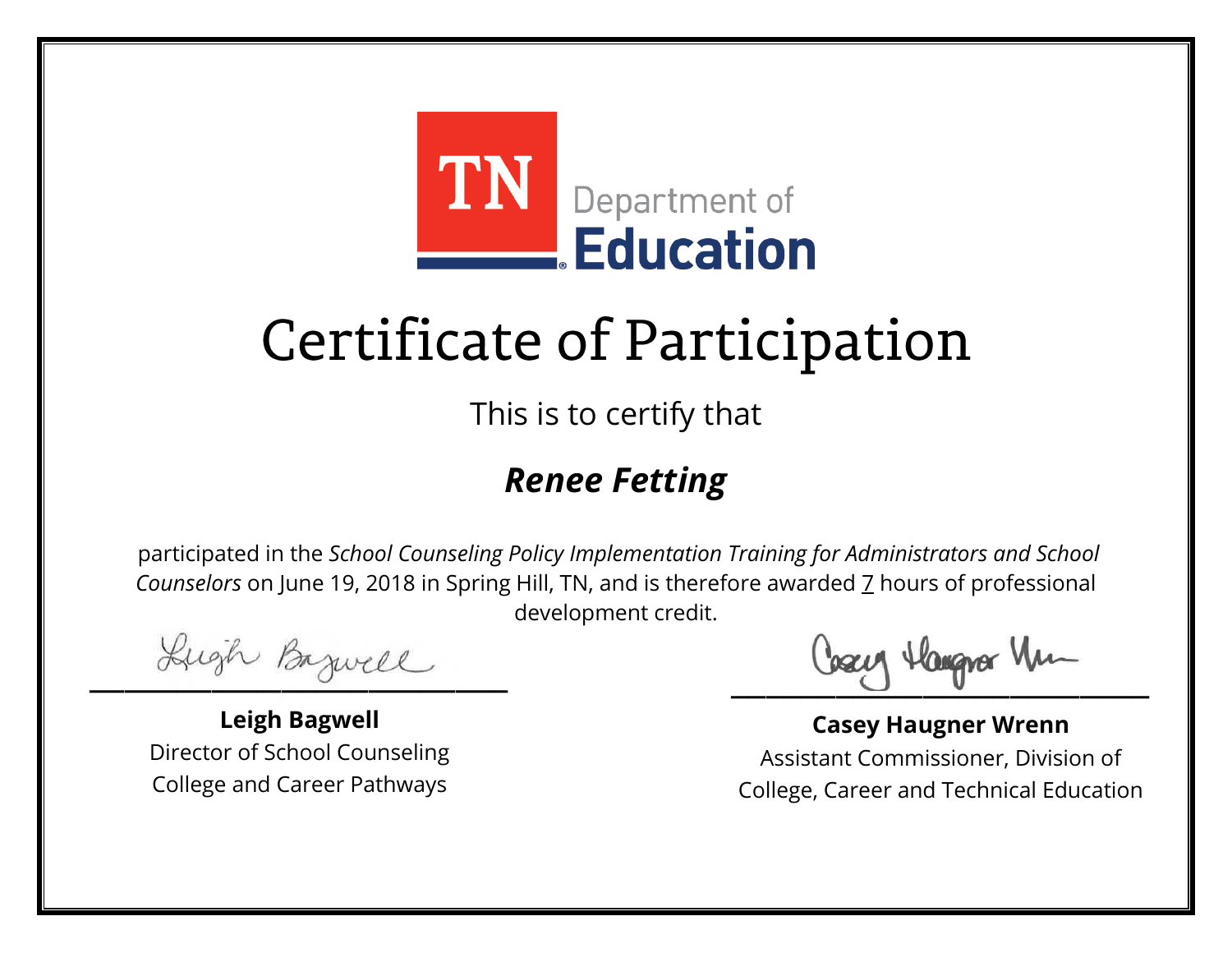TN Department of Education

# Certificate of Participation

This is to certify that

## ***Renee Fetting***

participated in the *School Counseling Policy Implementation Training for Administrators and School Counselors* on June 19, 2018 in Spring Hill, TN, and is therefore awarded 7 hours of professional development credit.

**Leigh Bagwell**
Director of School Counseling
College and Career Pathways

**Casey Haugner Wrenn**
Assistant Commissioner, Division of
College, Career and Technical Education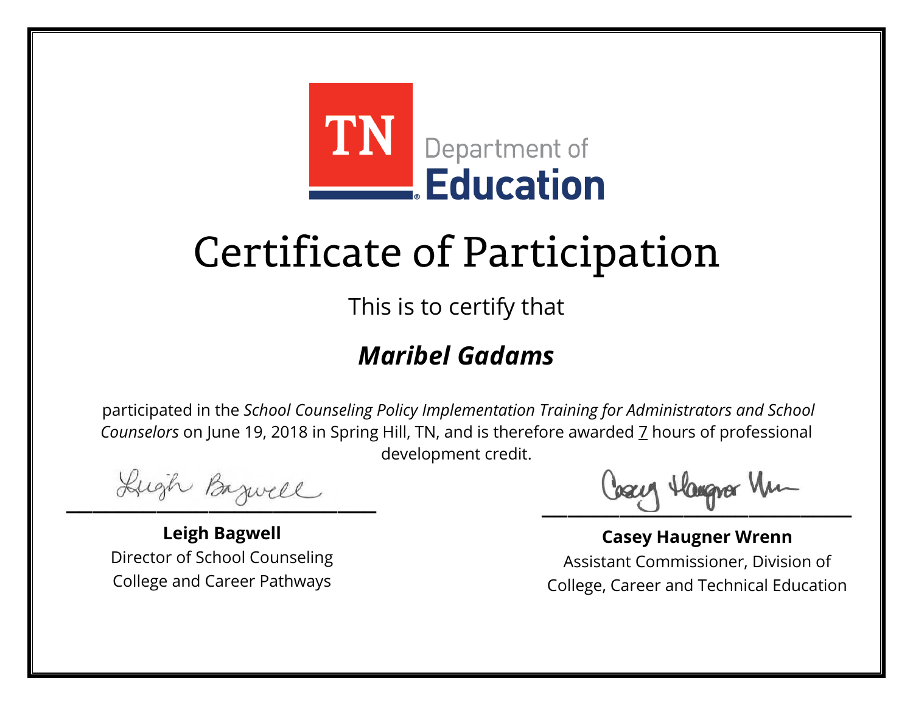TN Department of Education

# Certificate of Participation

This is to certify that

## ***Maribel Gadams***

participated in the *School Counseling Policy Implementation Training for Administrators and School Counselors* on June 19, 2018 in Spring Hill, TN, and is therefore awarded 7 hours of professional development credit.

**Leigh Bagwell**
Director of School Counseling
College and Career Pathways

**Casey Haugner Wrenn**
Assistant Commissioner, Division of
College, Career and Technical Education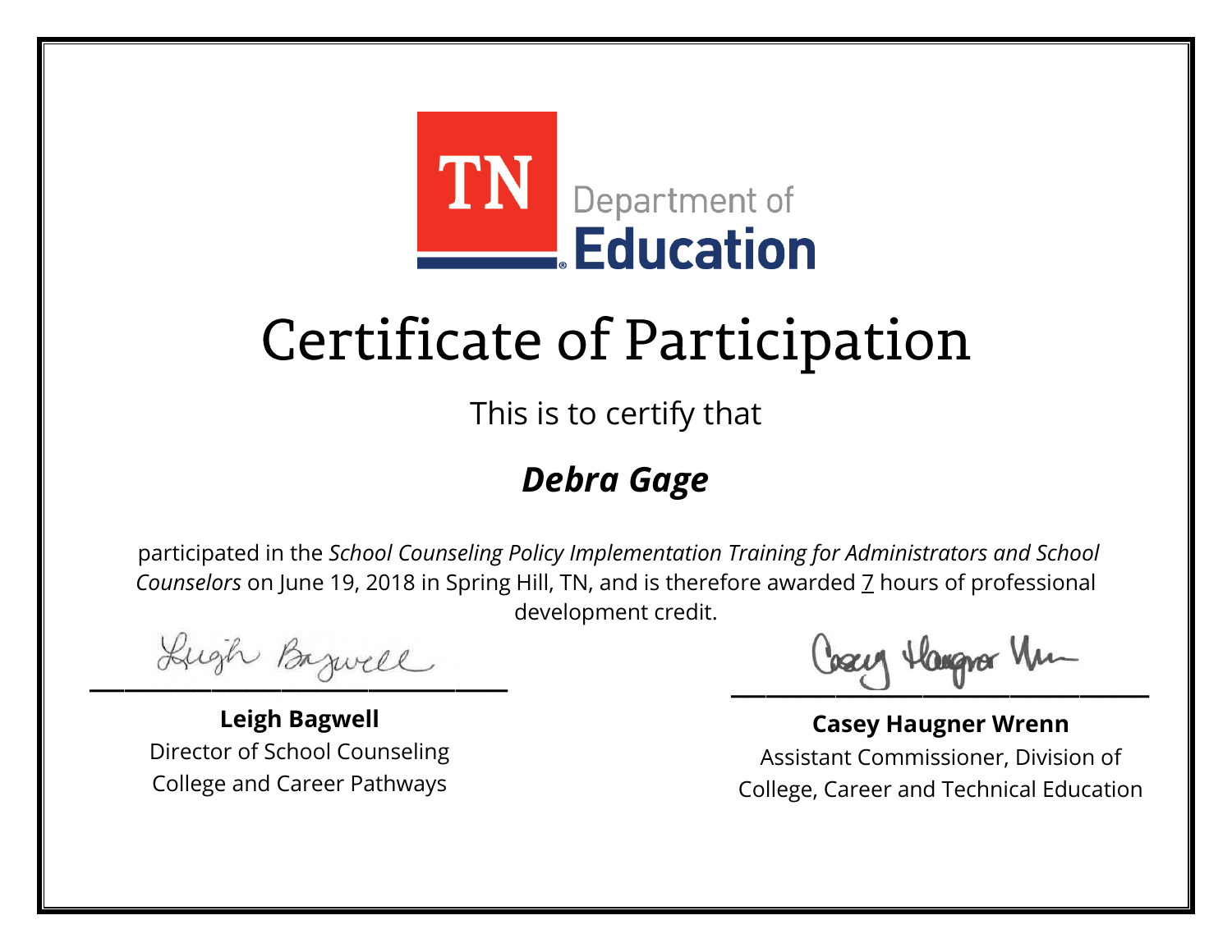TN Department of Education

# Certificate of Participation

This is to certify that

***Debra Gage***

participated in the *School Counseling Policy Implementation Training for Administrators and School Counselors* on June 19, 2018 in Spring Hill, TN, and is therefore awarded 7 hours of professional development credit.

**Leigh Bagwell**
Director of School Counseling
College and Career Pathways

**Casey Haugner Wrenn**
Assistant Commissioner, Division of College, Career and Technical Education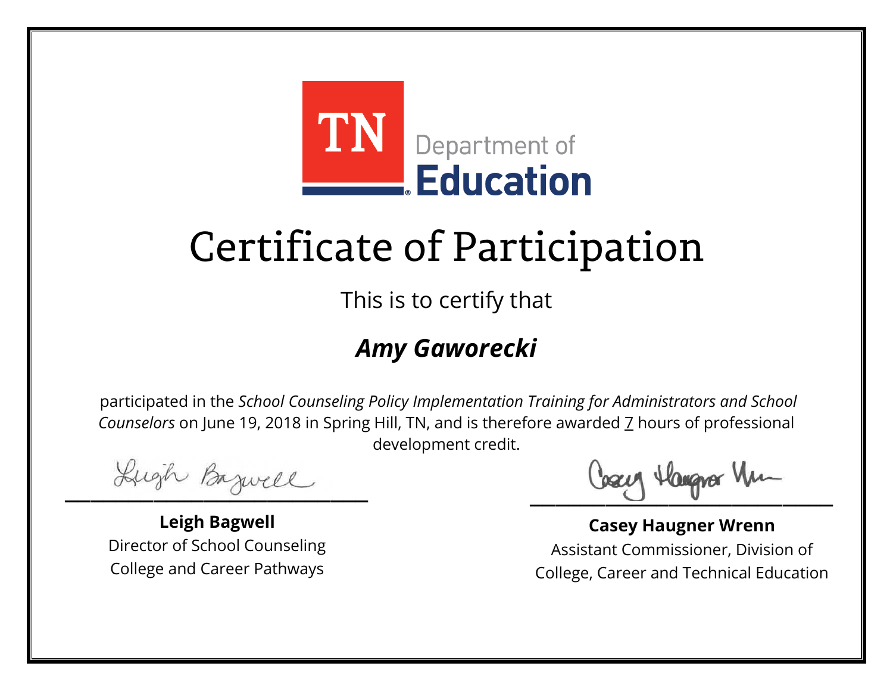TN Department of Education

# Certificate of Participation

This is to certify that

## *Amy Gaworecki*

participated in the *School Counseling Policy Implementation Training for Administrators and School Counselors* on June 19, 2018 in Spring Hill, TN, and is therefore awarded 7 hours of professional development credit.

**Leigh Bagwell**
Director of School Counseling
College and Career Pathways

**Casey Haugner Wrenn**
Assistant Commissioner, Division of College, Career and Technical Education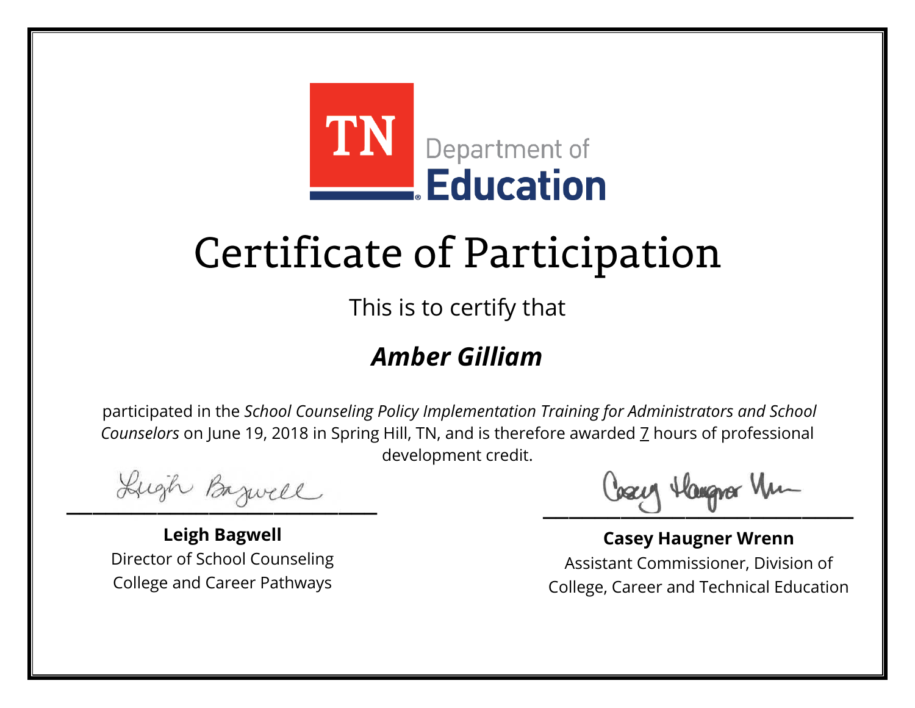TN Department of Education

# Certificate of Participation

This is to certify that

## ***Amber Gilliam***

participated in the *School Counseling Policy Implementation Training for Administrators and School Counselors* on June 19, 2018 in Spring Hill, TN, and is therefore awarded 7 hours of professional development credit.

**Leigh Bagwell**
Director of School Counseling
College and Career Pathways

**Casey Haugner Wrenn**
Assistant Commissioner, Division of
College, Career and Technical Education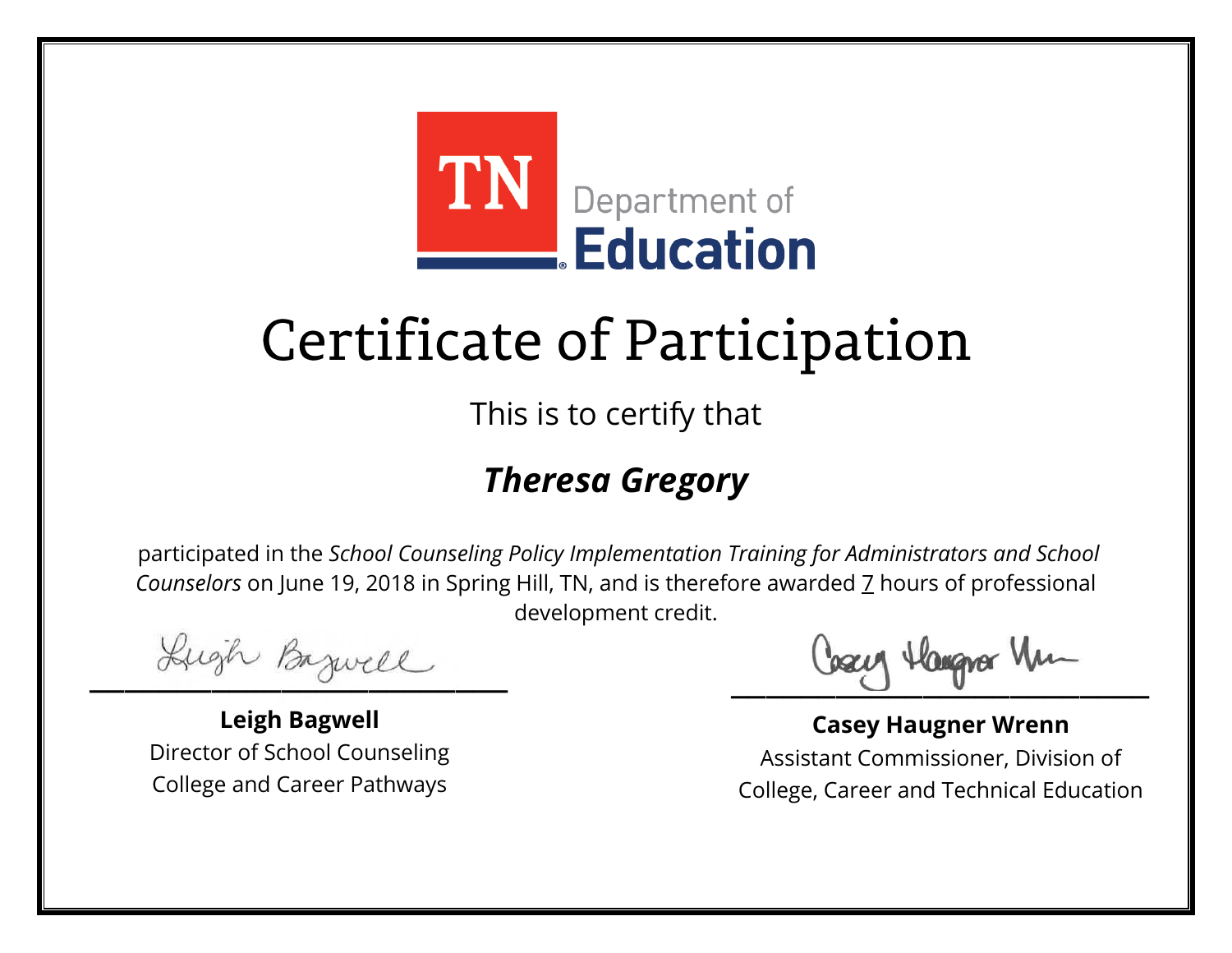TN Department of Education

# Certificate of Participation

This is to certify that

## ***Theresa Gregory***

participated in the *School Counseling Policy Implementation Training for Administrators and School Counselors* on June 19, 2018 in Spring Hill, TN, and is therefore awarded 7 hours of professional development credit.

**Leigh Bagwell**
Director of School Counseling
College and Career Pathways

**Casey Haugner Wrenn**
Assistant Commissioner, Division of
College, Career and Technical Education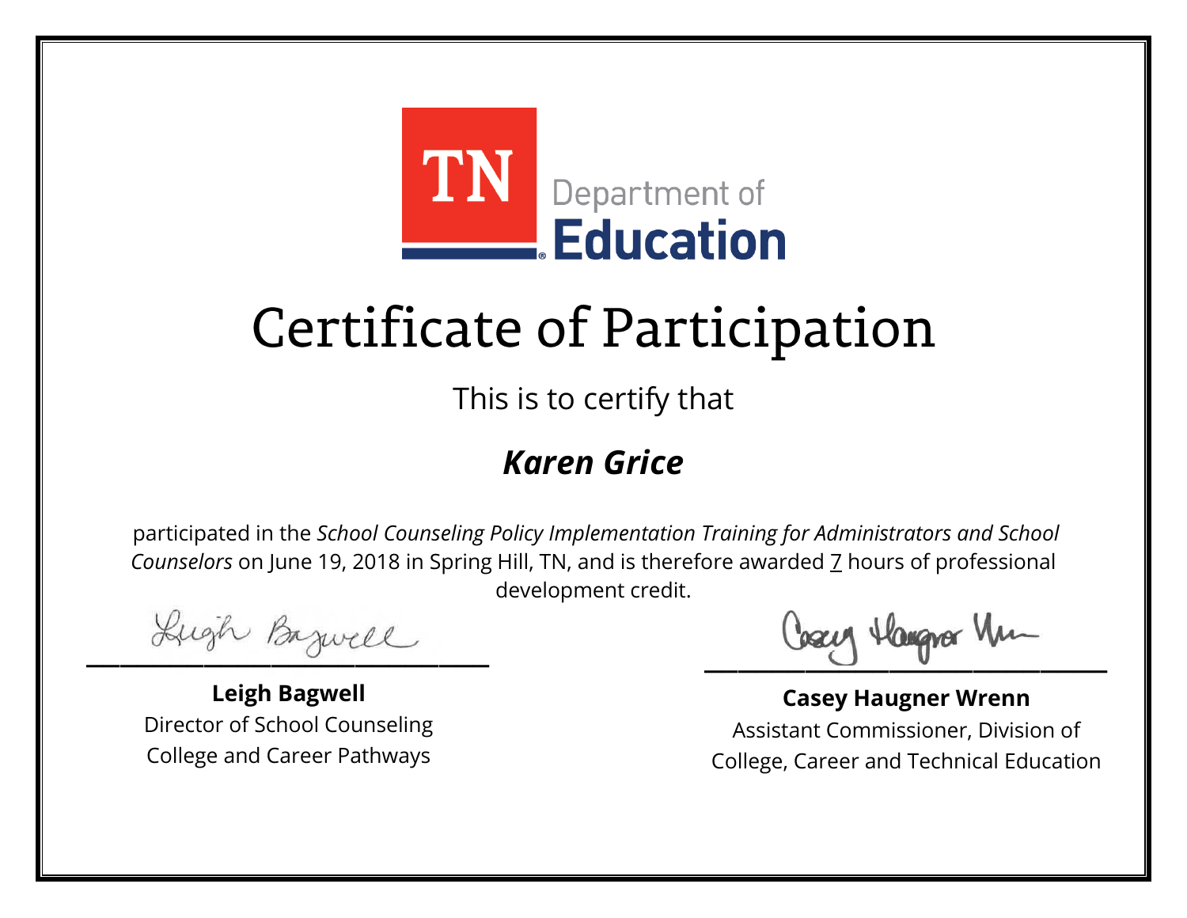TN Department of Education

# Certificate of Participation

This is to certify that

***Karen Grice***

participated in the *School Counseling Policy Implementation Training for Administrators and School Counselors* on June 19, 2018 in Spring Hill, TN, and is therefore awarded 7 hours of professional development credit.

**Leigh Bagwell**
Director of School Counseling
College and Career Pathways

**Casey Haugner Wrenn**
Assistant Commissioner, Division of College, Career and Technical Education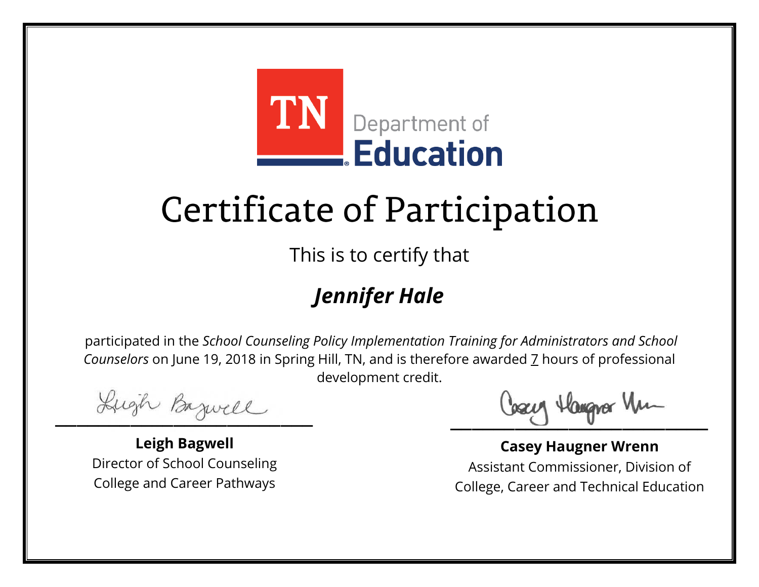TN Department of Education

# Certificate of Participation

This is to certify that

## *Jennifer Hale*

participated in the *School Counseling Policy Implementation Training for Administrators and School Counselors* on June 19, 2018 in Spring Hill, TN, and is therefore awarded 7 hours of professional development credit.

**Leigh Bagwell**
Director of School Counseling
College and Career Pathways

**Casey Haugner Wrenn**
Assistant Commissioner, Division of
College, Career and Technical Education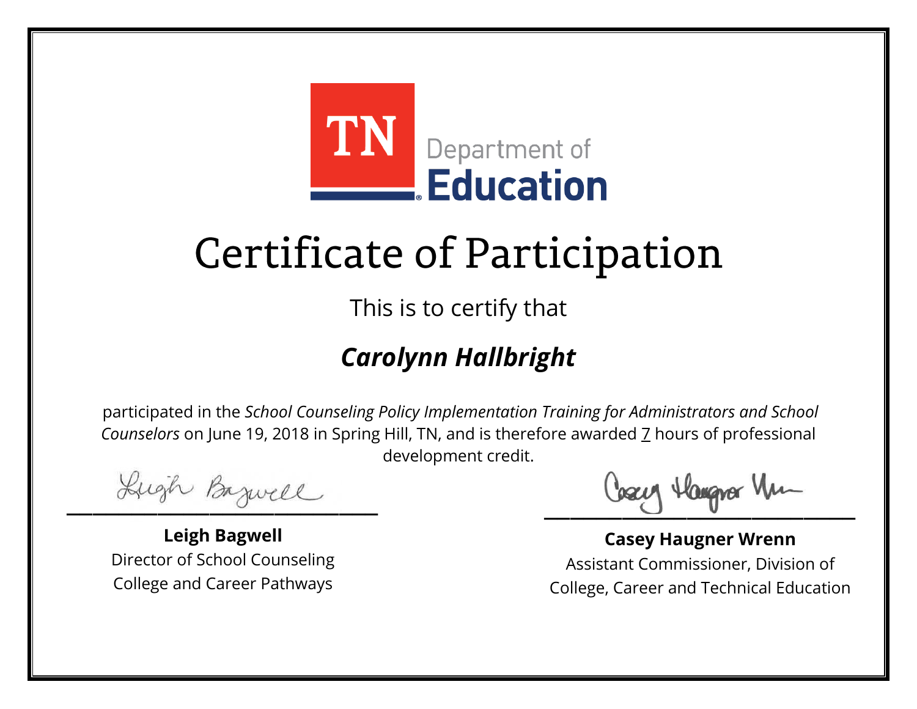TN Department of **Education**

# Certificate of Participation

This is to certify that

## ***Carolynn Hallbright***

participated in the *School Counseling Policy Implementation Training for Administrators and School Counselors* on June 19, 2018 in Spring Hill, TN, and is therefore awarded 7 hours of professional development credit.

**Leigh Bagwell**
Director of School Counseling
College and Career Pathways

**Casey Haugner Wrenn**
Assistant Commissioner, Division of
College, Career and Technical Education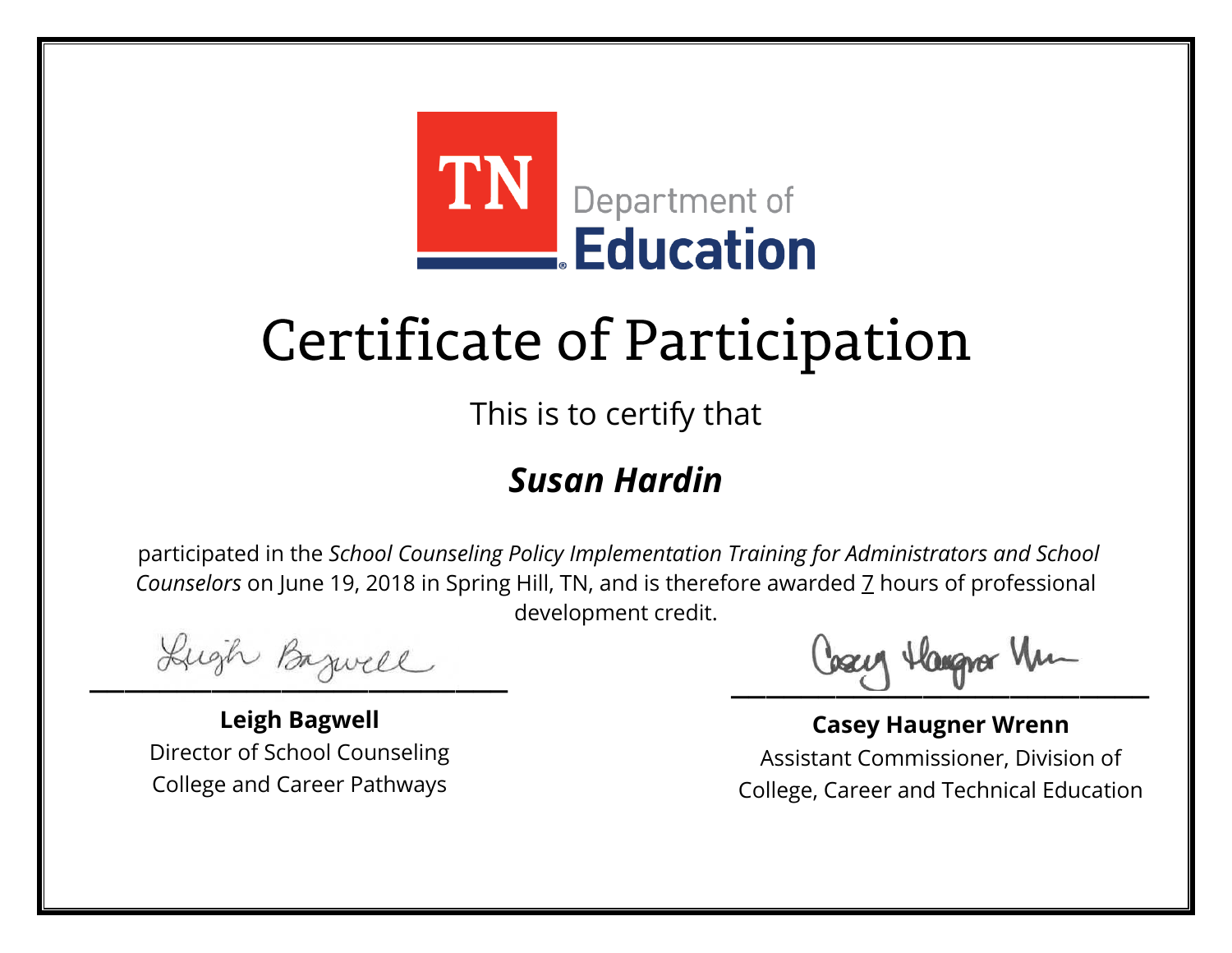TN Department of **Education**

# Certificate of Participation

This is to certify that

## ***Susan Hardin***

participated in the *School Counseling Policy Implementation Training for Administrators and School Counselors* on June 19, 2018 in Spring Hill, TN, and is therefore awarded 7 hours of professional development credit.

**Leigh Bagwell**
Director of School Counseling
College and Career Pathways

**Casey Haugner Wrenn**
Assistant Commissioner, Division of
College, Career and Technical Education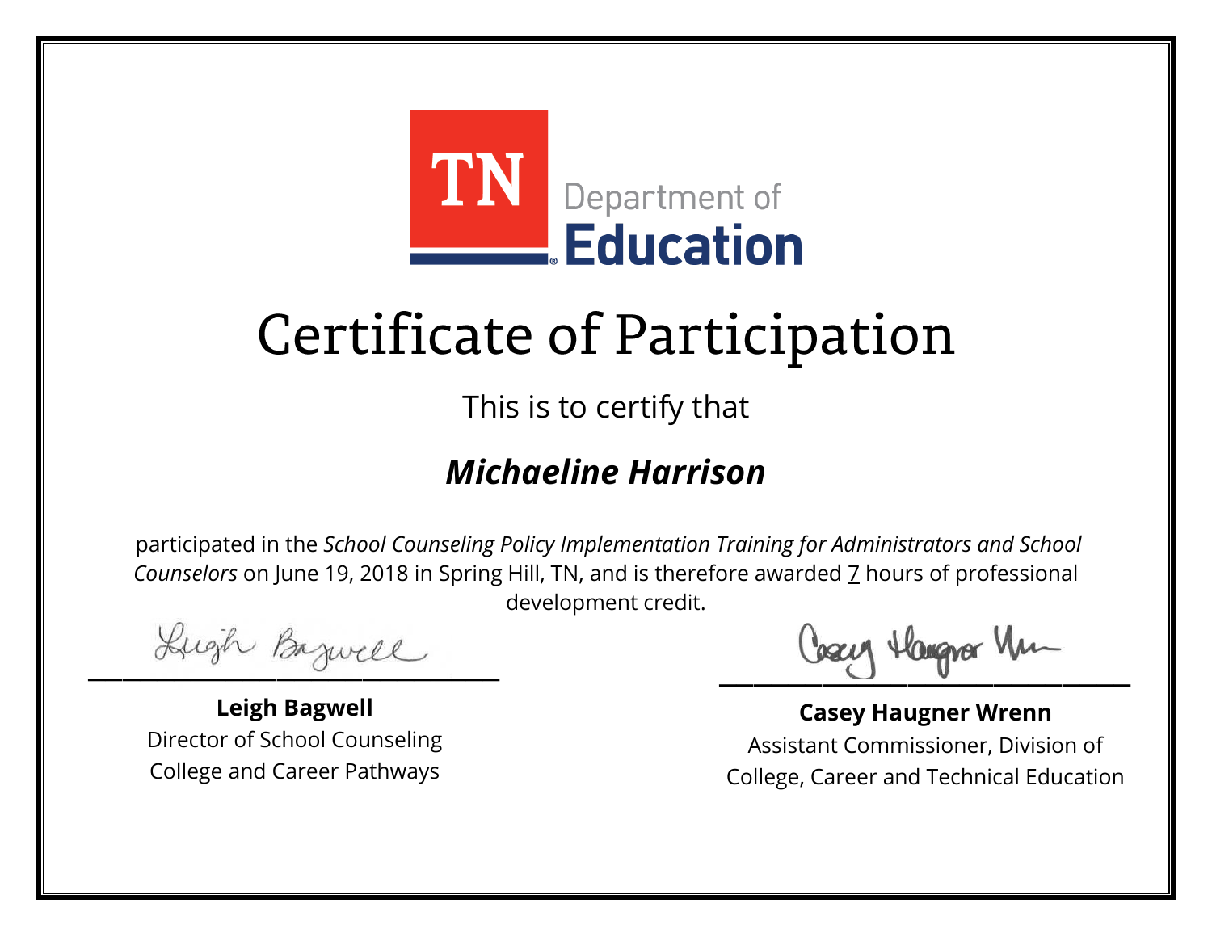TN Department of Education

# Certificate of Participation

This is to certify that

## *Michaeline Harrison*

participated in the *School Counseling Policy Implementation Training for Administrators and School Counselors* on June 19, 2018 in Spring Hill, TN, and is therefore awarded 7 hours of professional development credit.

**Leigh Bagwell**
Director of School Counseling
College and Career Pathways

**Casey Haugner Wrenn**
Assistant Commissioner, Division of
College, Career and Technical Education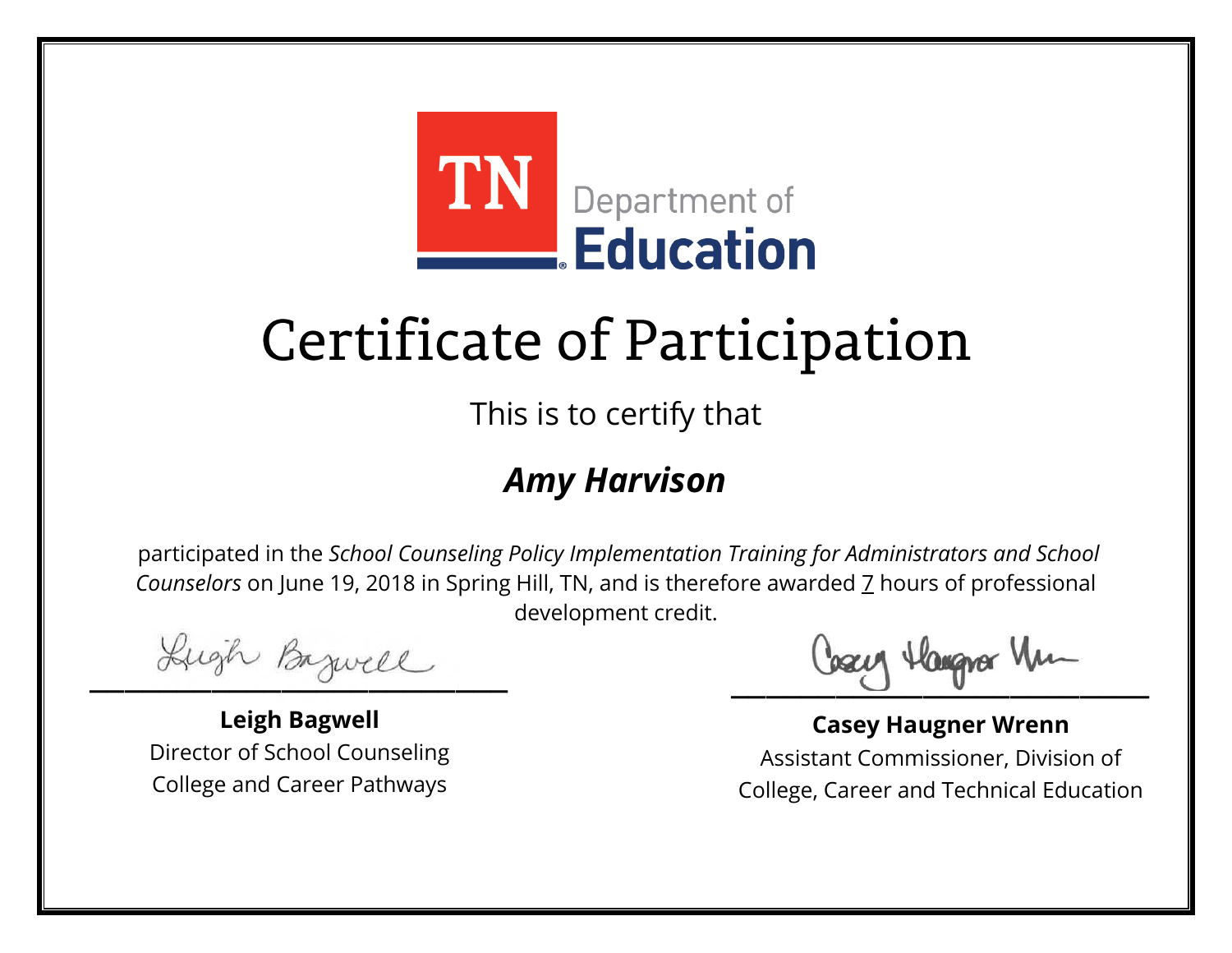TN Department of Education

# Certificate of Participation

This is to certify that

## *Amy Harvison*

participated in the *School Counseling Policy Implementation Training for Administrators and School Counselors* on June 19, 2018 in Spring Hill, TN, and is therefore awarded 7 hours of professional development credit.

**Leigh Bagwell**
Director of School Counseling
College and Career Pathways

**Casey Haugner Wrenn**
Assistant Commissioner, Division of College, Career and Technical Education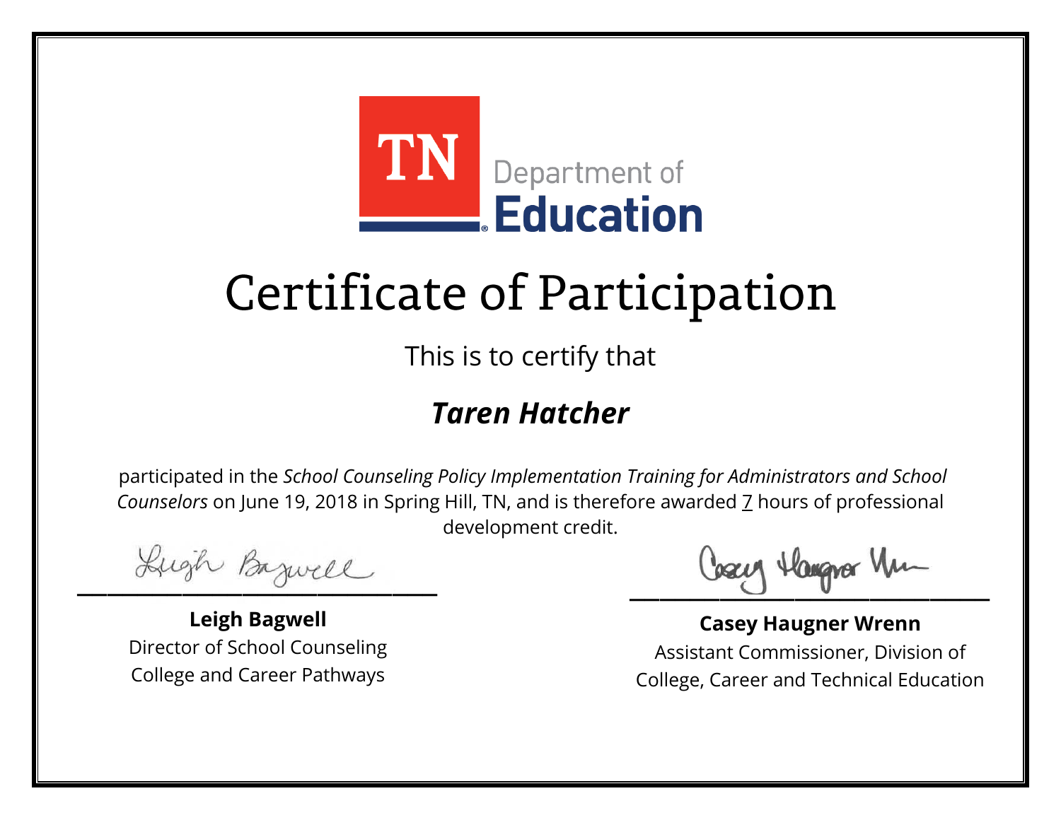TN Department of Education

# Certificate of Participation

This is to certify that

***Taren Hatcher***

participated in the *School Counseling Policy Implementation Training for Administrators and School Counselors* on June 19, 2018 in Spring Hill, TN, and is therefore awarded 7 hours of professional development credit.

**Leigh Bagwell**
Director of School Counseling
College and Career Pathways

**Casey Haugner Wrenn**
Assistant Commissioner, Division of
College, Career and Technical Education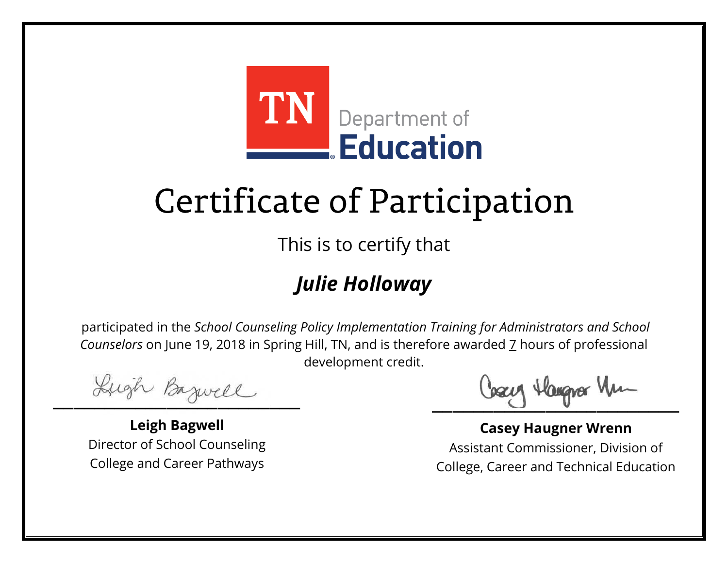TN Department of Education

# Certificate of Participation

This is to certify that

## *Julie Holloway*

participated in the *School Counseling Policy Implementation Training for Administrators and School Counselors* on June 19, 2018 in Spring Hill, TN, and is therefore awarded 7 hours of professional development credit.

**Leigh Bagwell**
Director of School Counseling
College and Career Pathways

**Casey Haugner Wrenn**
Assistant Commissioner, Division of College, Career and Technical Education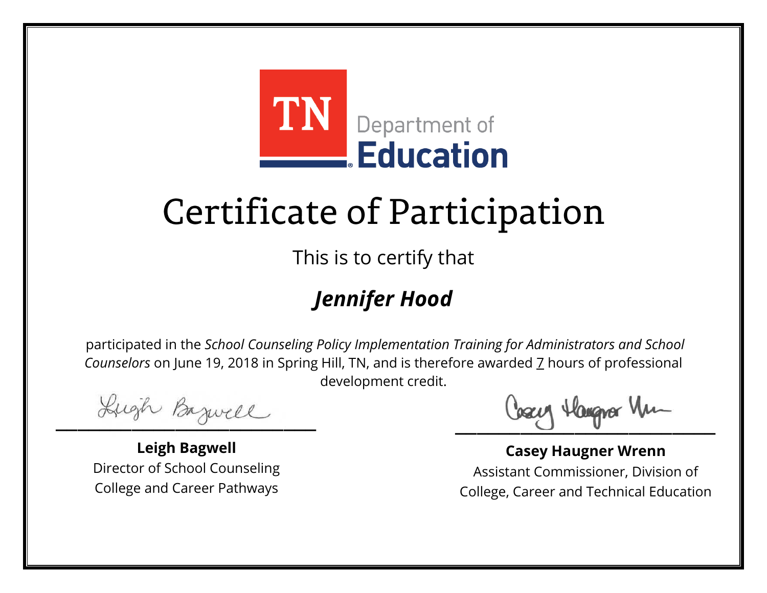TN Department of Education

# Certificate of Participation

This is to certify that

## *Jennifer Hood*

participated in the *School Counseling Policy Implementation Training for Administrators and School Counselors* on June 19, 2018 in Spring Hill, TN, and is therefore awarded 7 hours of professional development credit.

**Leigh Bagwell**
Director of School Counseling
College and Career Pathways

**Casey Haugner Wrenn**
Assistant Commissioner, Division of
College, Career and Technical Education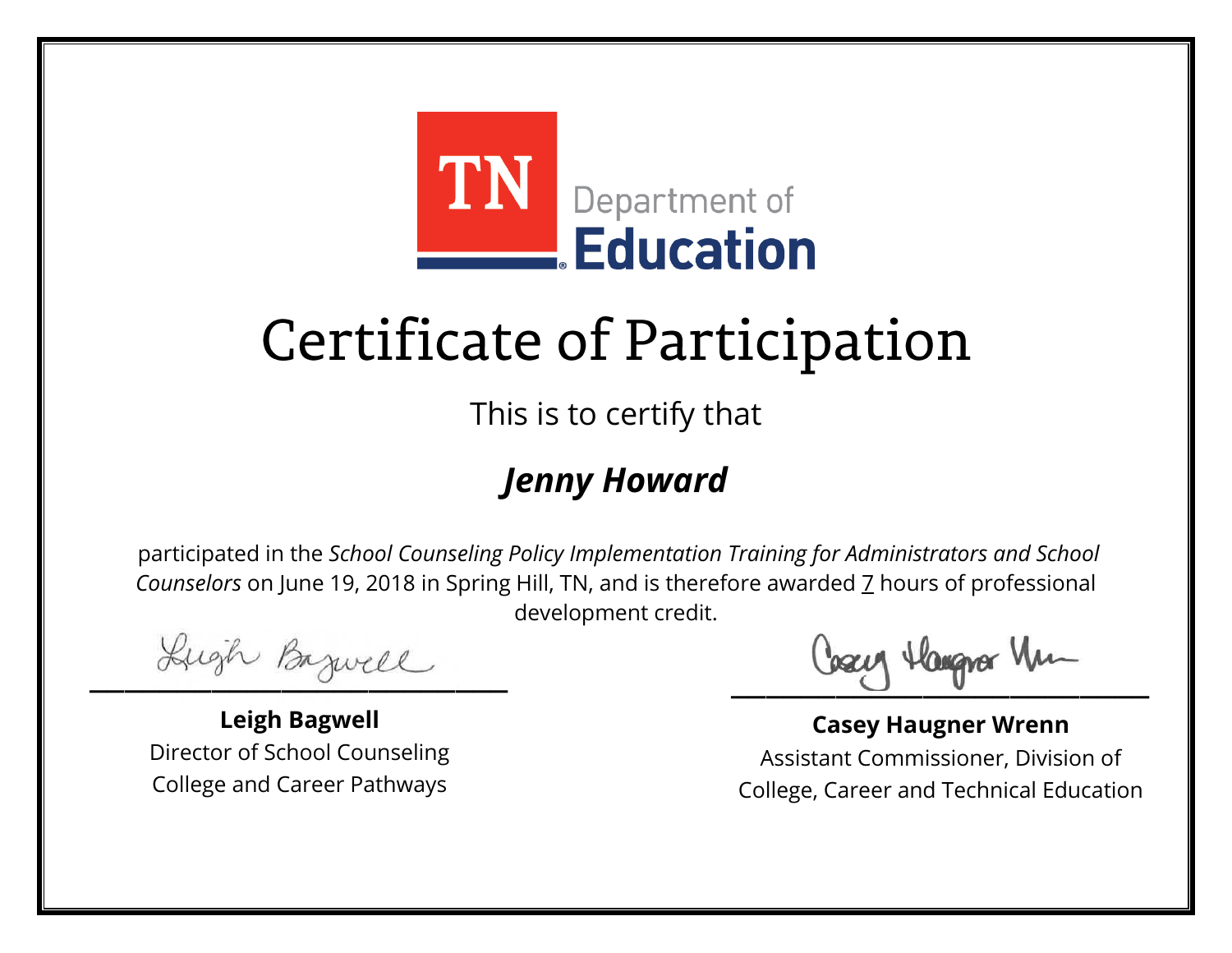TN Department of Education

# Certificate of Participation

This is to certify that

## ***Jenny Howard***

participated in the *School Counseling Policy Implementation Training for Administrators and School Counselors* on June 19, 2018 in Spring Hill, TN, and is therefore awarded 7 hours of professional development credit.

**Leigh Bagwell**
Director of School Counseling
College and Career Pathways

**Casey Haugner Wrenn**
Assistant Commissioner, Division of College, Career and Technical Education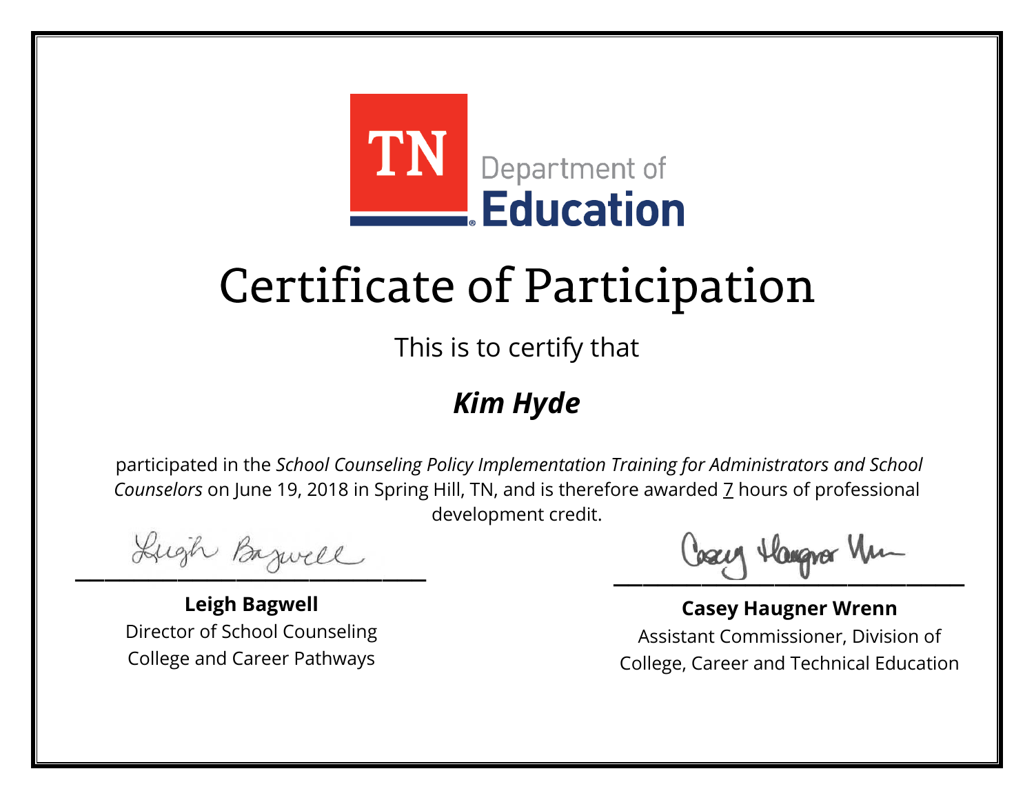TN Department of Education

# Certificate of Participation

This is to certify that

***Kim Hyde***

participated in the *School Counseling Policy Implementation Training for Administrators and School Counselors* on June 19, 2018 in Spring Hill, TN, and is therefore awarded 7 hours of professional development credit.

**Leigh Bagwell**
Director of School Counseling
College and Career Pathways

**Casey Haugner Wrenn**
Assistant Commissioner, Division of
College, Career and Technical Education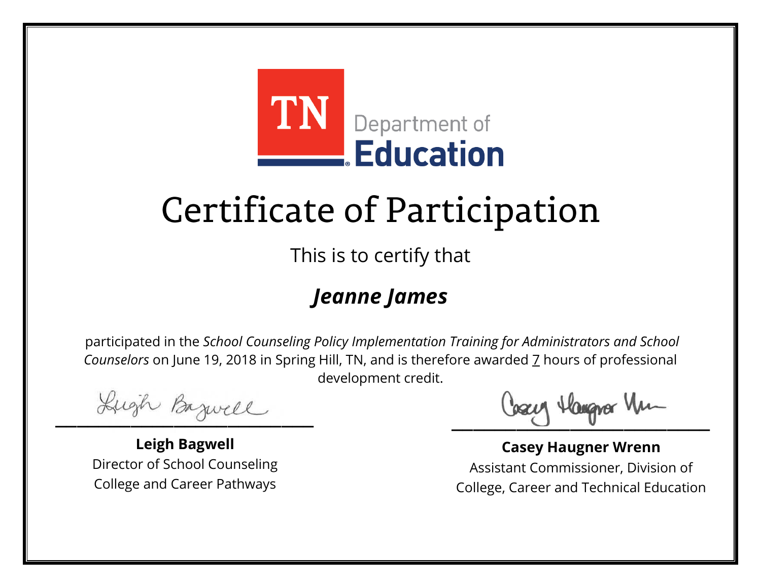TN Department of Education

# Certificate of Participation

This is to certify that

## ***Jeanne James***

participated in the *School Counseling Policy Implementation Training for Administrators and School Counselors* on June 19, 2018 in Spring Hill, TN, and is therefore awarded 7 hours of professional development credit.

**Leigh Bagwell**
Director of School Counseling
College and Career Pathways

**Casey Haugner Wrenn**
Assistant Commissioner, Division of
College, Career and Technical Education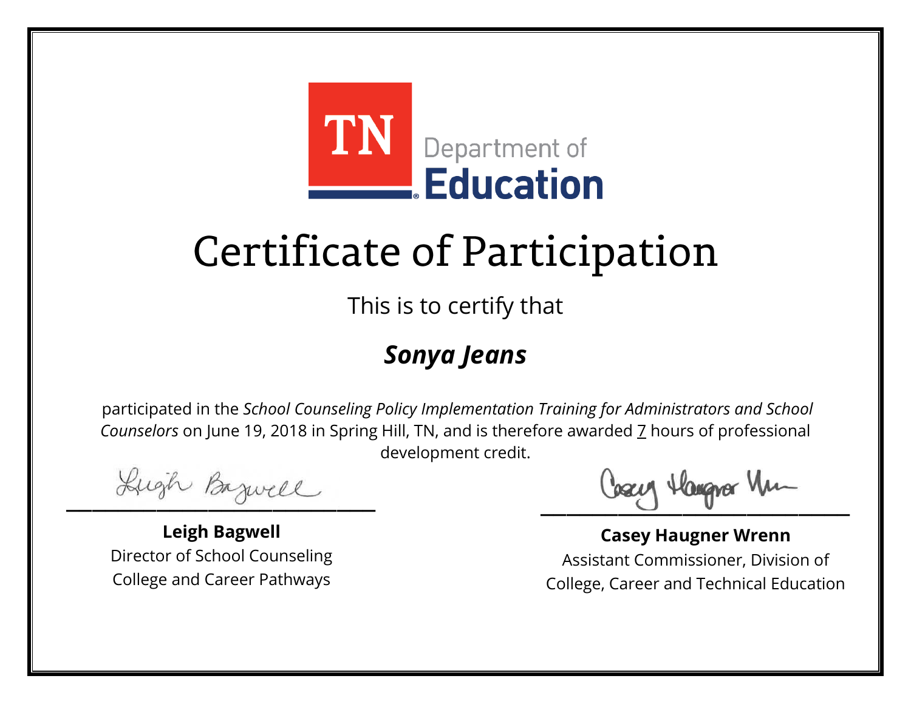TN Department of **Education**

# Certificate of Participation

This is to certify that

***Sonya Jeans***

participated in the *School Counseling Policy Implementation Training for Administrators and School Counselors* on June 19, 2018 in Spring Hill, TN, and is therefore awarded 7 hours of professional development credit.

**Leigh Bagwell**
Director of School Counseling
College and Career Pathways

**Casey Haugner Wrenn**
Assistant Commissioner, Division of
College, Career and Technical Education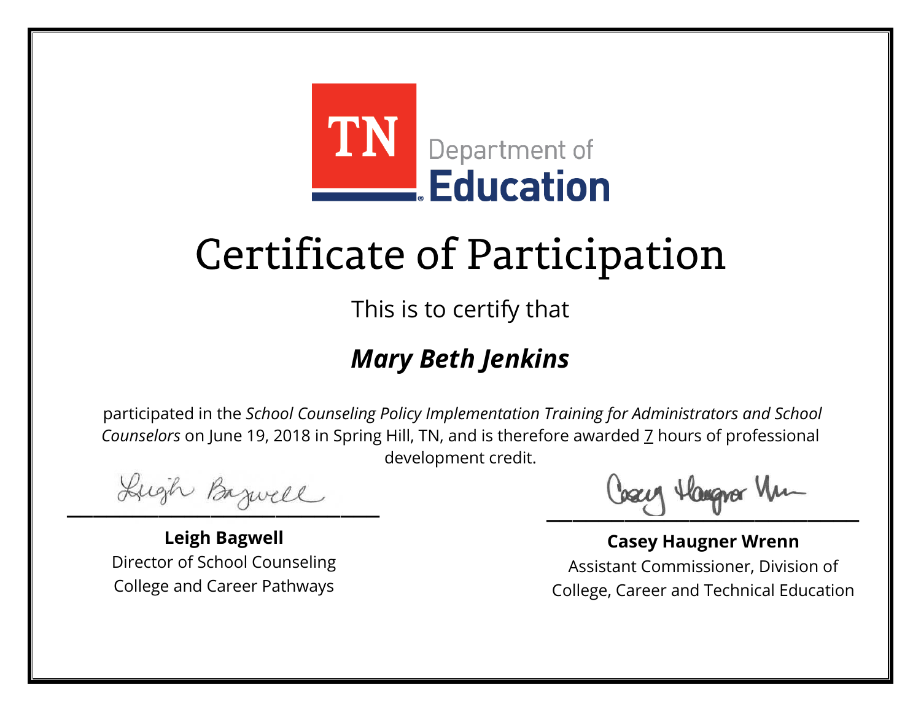TN Department of Education

# Certificate of Participation

This is to certify that

## *Mary Beth Jenkins*

participated in the *School Counseling Policy Implementation Training for Administrators and School Counselors* on June 19, 2018 in Spring Hill, TN, and is therefore awarded 7 hours of professional development credit.

**Leigh Bagwell**
Director of School Counseling
College and Career Pathways

**Casey Haugner Wrenn**
Assistant Commissioner, Division of
College, Career and Technical Education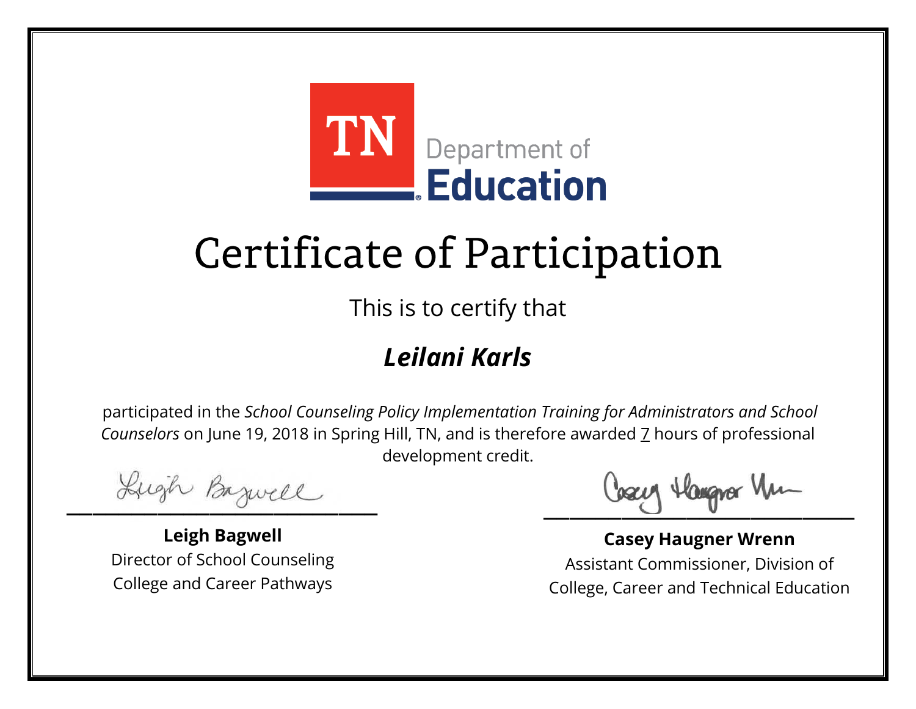TN Department of Education

# Certificate of Participation

This is to certify that

## *Leilani Karls*

participated in the *School Counseling Policy Implementation Training for Administrators and School Counselors* on June 19, 2018 in Spring Hill, TN, and is therefore awarded 7 hours of professional development credit.

**Leigh Bagwell**
Director of School Counseling
College and Career Pathways

**Casey Haugner Wrenn**
Assistant Commissioner, Division of
College, Career and Technical Education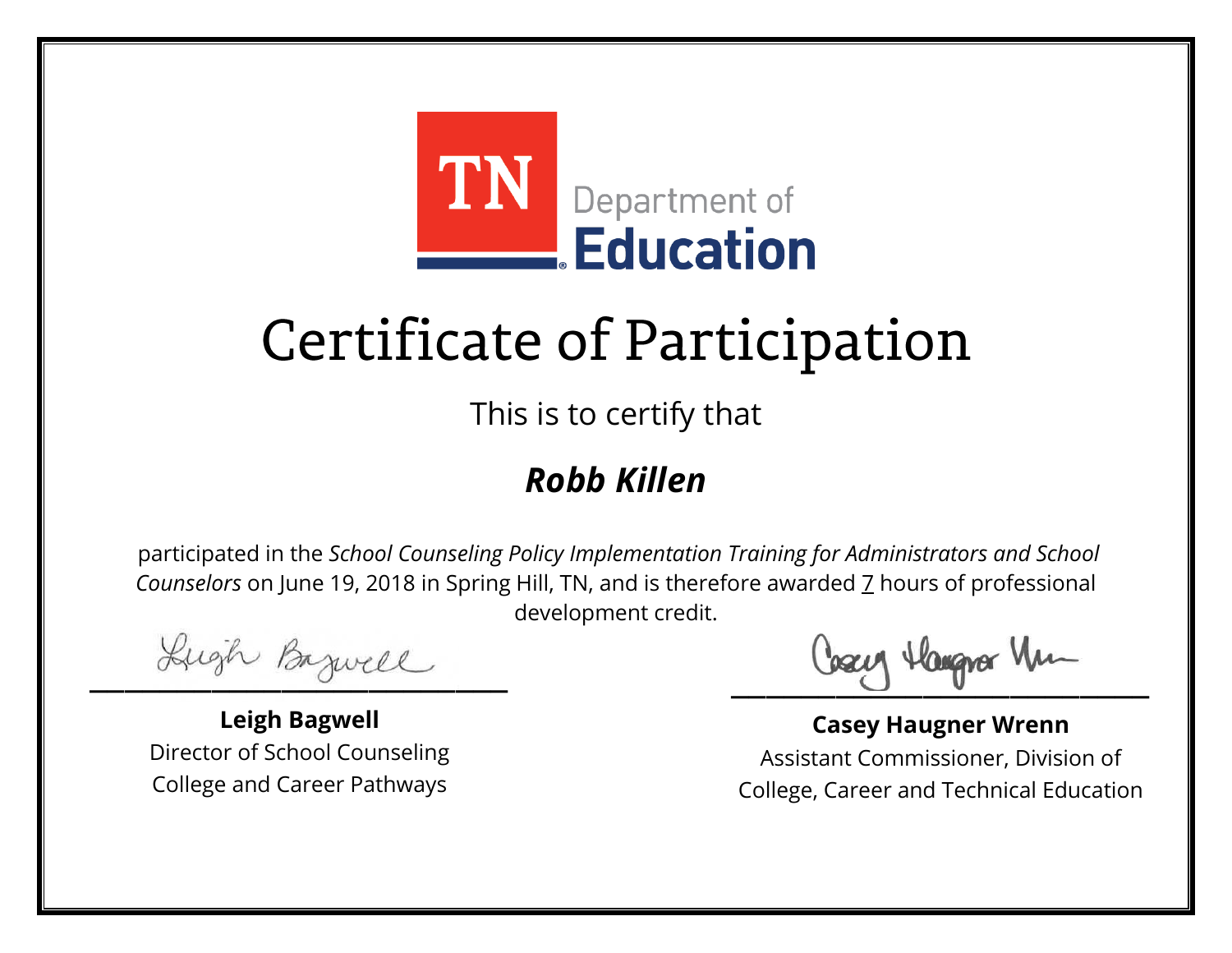TN Department of Education

# Certificate of Participation

This is to certify that

***Robb Killen***

participated in the *School Counseling Policy Implementation Training for Administrators and School Counselors* on June 19, 2018 in Spring Hill, TN, and is therefore awarded 7 hours of professional development credit.

**Leigh Bagwell**
Director of School Counseling
College and Career Pathways

**Casey Haugner Wrenn**
Assistant Commissioner, Division of College, Career and Technical Education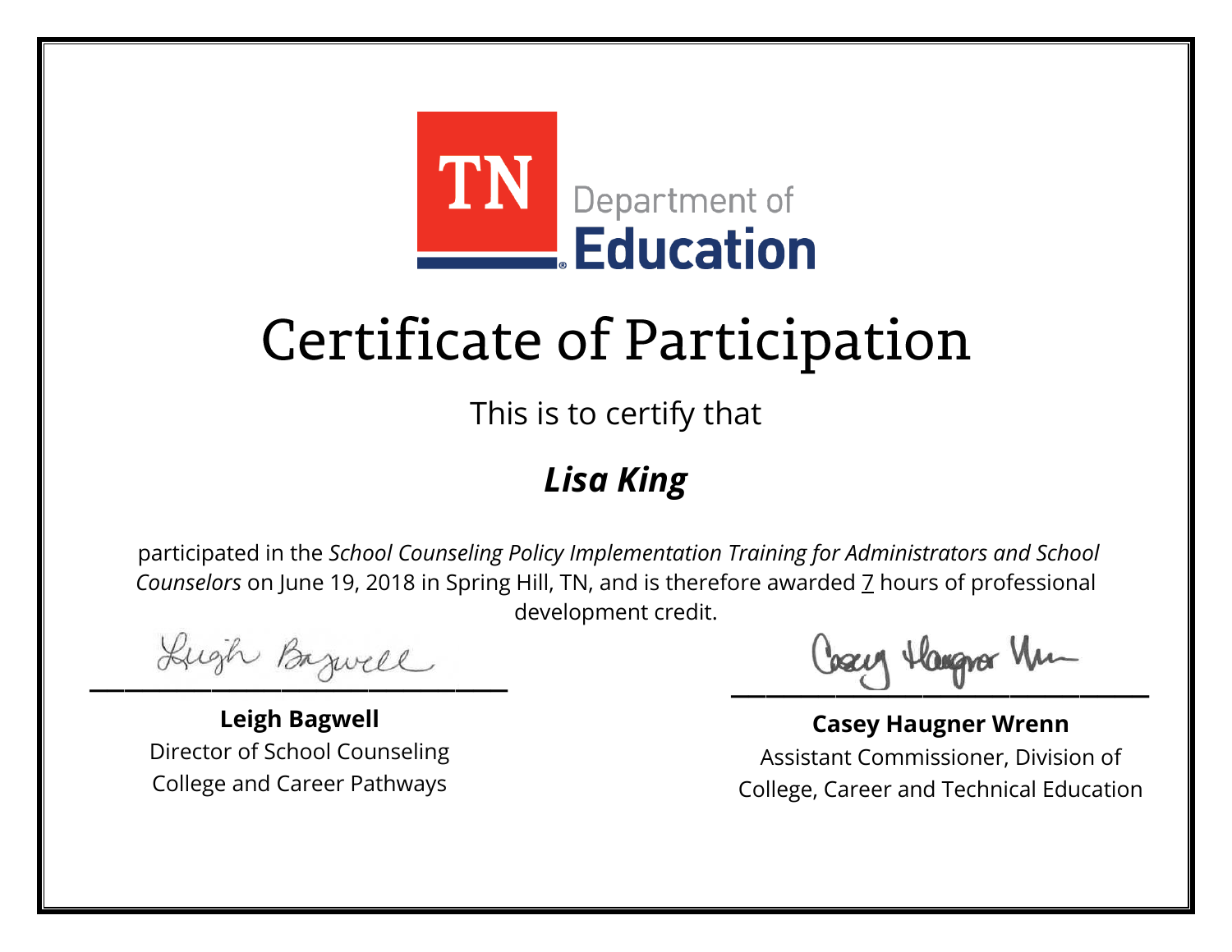TN Department of Education

# Certificate of Participation

This is to certify that

***Lisa King***

participated in the *School Counseling Policy Implementation Training for Administrators and School Counselors* on June 19, 2018 in Spring Hill, TN, and is therefore awarded 7 hours of professional development credit.

**Leigh Bagwell**
Director of School Counseling
College and Career Pathways

**Casey Haugner Wrenn**
Assistant Commissioner, Division of
College, Career and Technical Education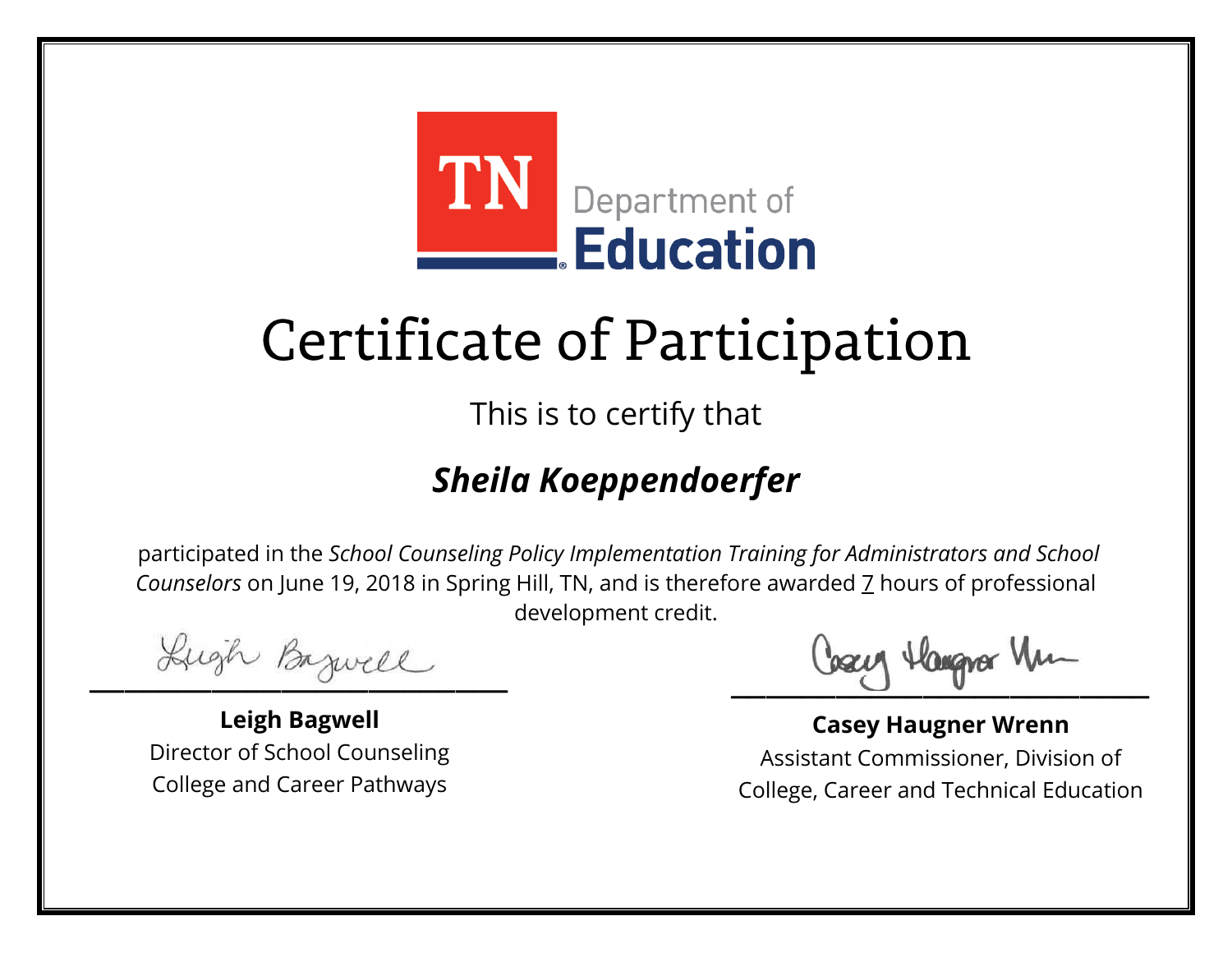TN Department of Education

# Certificate of Participation

This is to certify that

## *Sheila Koeppendoerfer*

participated in the *School Counseling Policy Implementation Training for Administrators and School Counselors* on June 19, 2018 in Spring Hill, TN, and is therefore awarded 7 hours of professional development credit.

**Leigh Bagwell**
Director of School Counseling
College and Career Pathways

**Casey Haugner Wrenn**
Assistant Commissioner, Division of
College, Career and Technical Education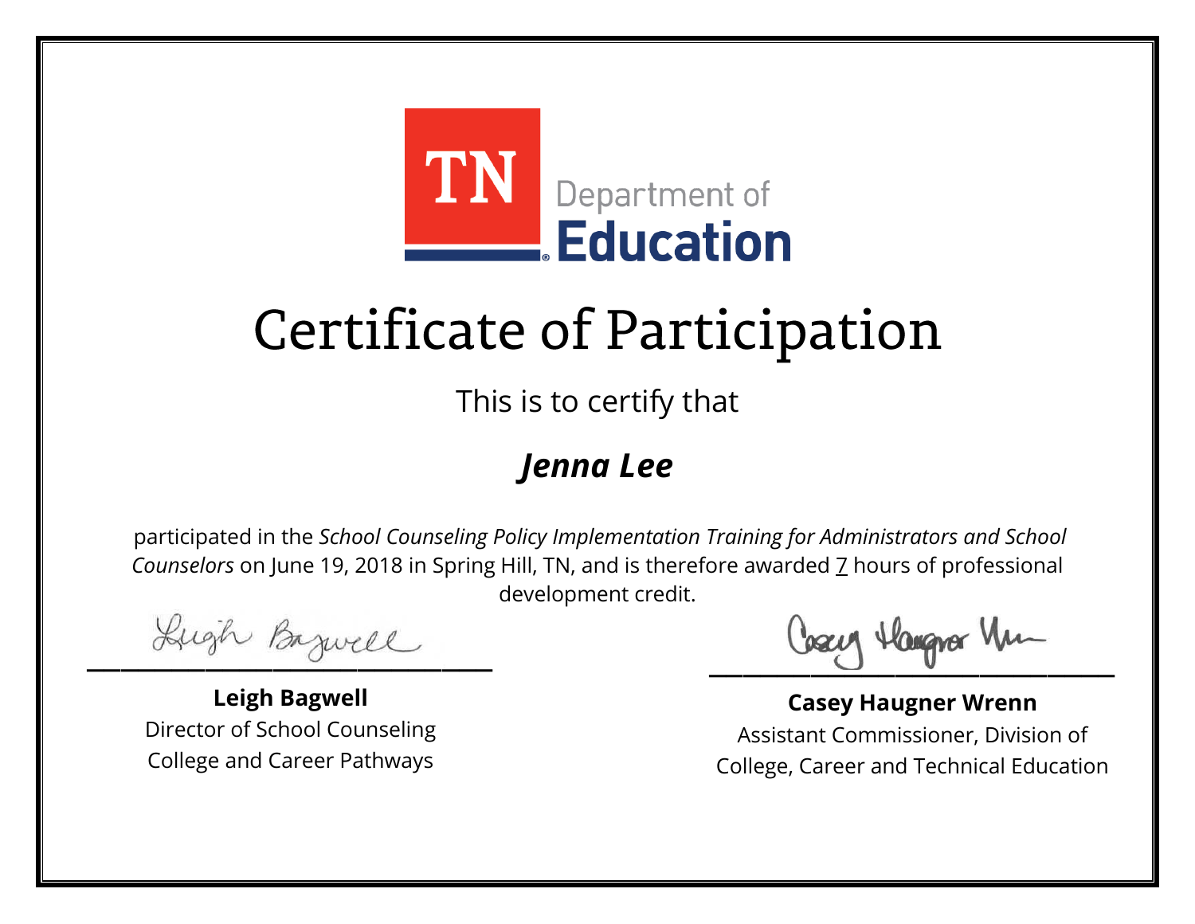TN Department of Education

# Certificate of Participation

This is to certify that

## *Jenna Lee*

participated in the *School Counseling Policy Implementation Training for Administrators and School Counselors* on June 19, 2018 in Spring Hill, TN, and is therefore awarded 7 hours of professional development credit.

**Leigh Bagwell**
Director of School Counseling
College and Career Pathways

**Casey Haugner Wrenn**
Assistant Commissioner, Division of College, Career and Technical Education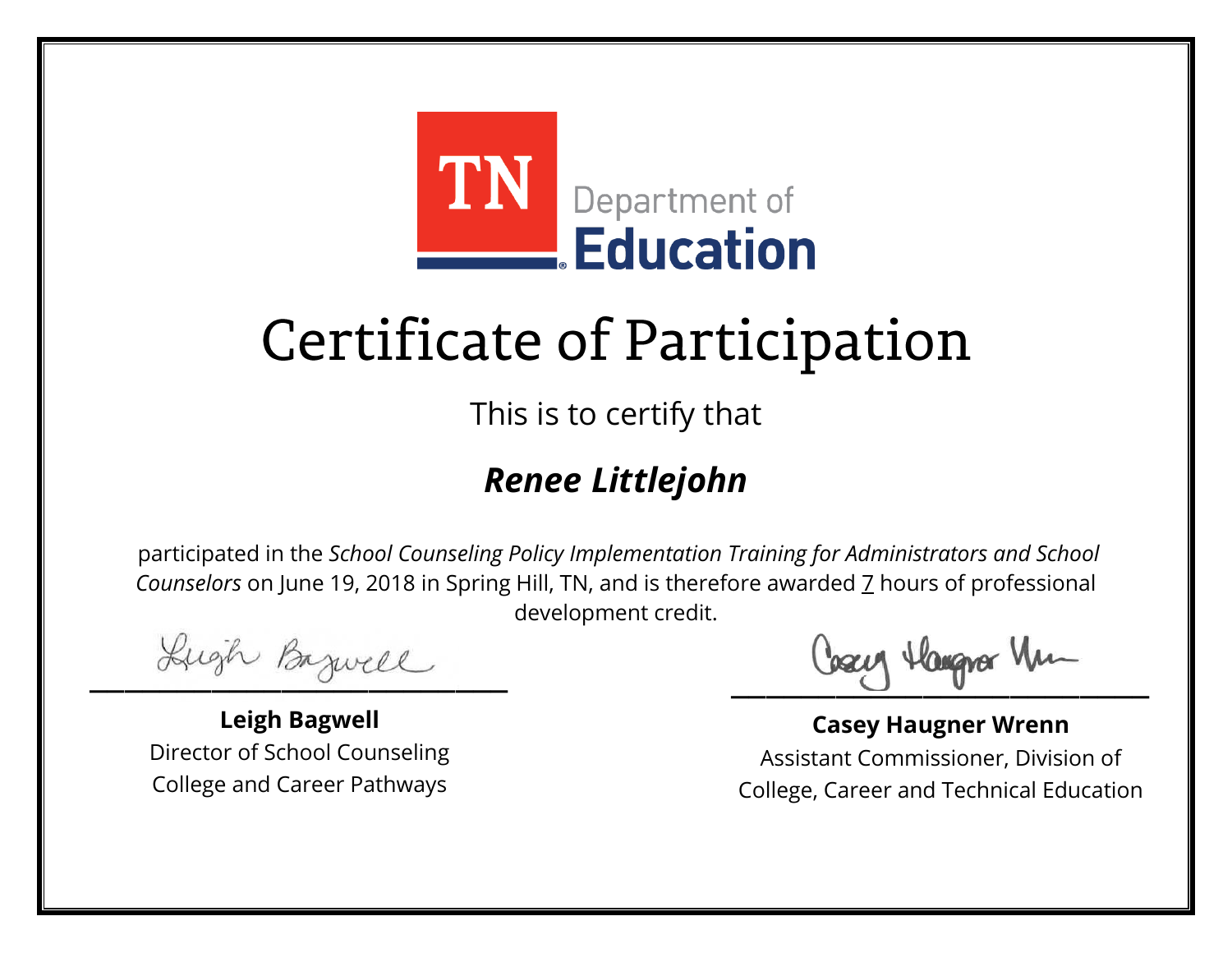TN Department of Education

# Certificate of Participation

This is to certify that

## *Renee Littlejohn*

participated in the *School Counseling Policy Implementation Training for Administrators and School Counselors* on June 19, 2018 in Spring Hill, TN, and is therefore awarded 7 hours of professional development credit.

**Leigh Bagwell**
Director of School Counseling
College and Career Pathways

**Casey Haugner Wrenn**
Assistant Commissioner, Division of
College, Career and Technical Education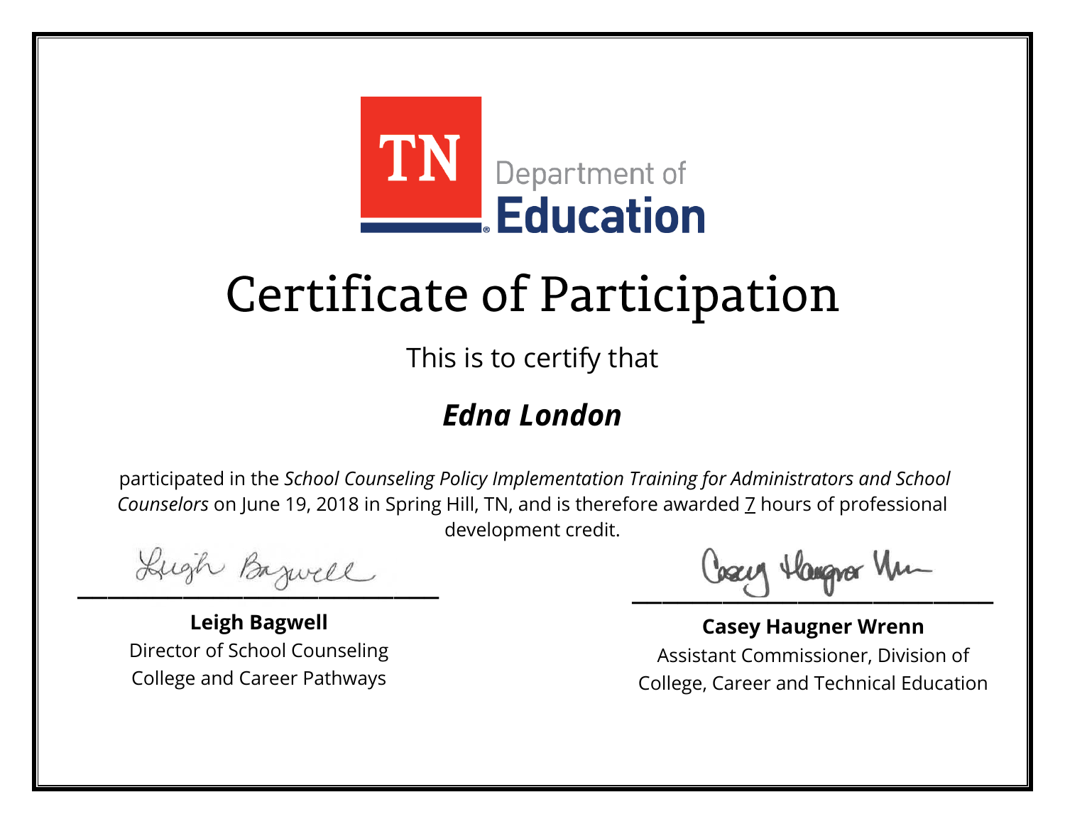TN Department of **Education**

# Certificate of Participation

This is to certify that

## ***Edna London***

participated in the *School Counseling Policy Implementation Training for Administrators and School Counselors* on June 19, 2018 in Spring Hill, TN, and is therefore awarded 7 hours of professional development credit.

**Leigh Bagwell**
Director of School Counseling
College and Career Pathways

**Casey Haugner Wrenn**
Assistant Commissioner, Division of
College, Career and Technical Education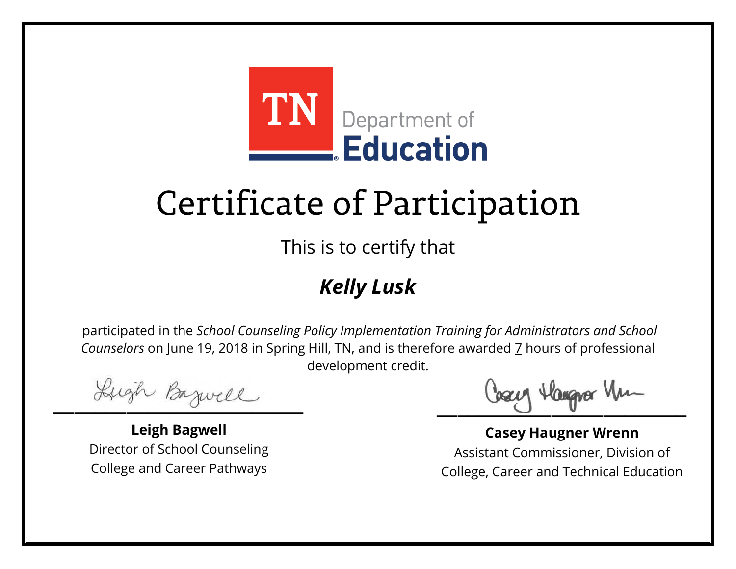TN Department of Education

# Certificate of Participation

This is to certify that

## ***Kelly Lusk***

participated in the *School Counseling Policy Implementation Training for Administrators and School Counselors* on June 19, 2018 in Spring Hill, TN, and is therefore awarded 7 hours of professional development credit.

**Leigh Bagwell**
Director of School Counseling
College and Career Pathways

**Casey Haugner Wrenn**
Assistant Commissioner, Division of
College, Career and Technical Education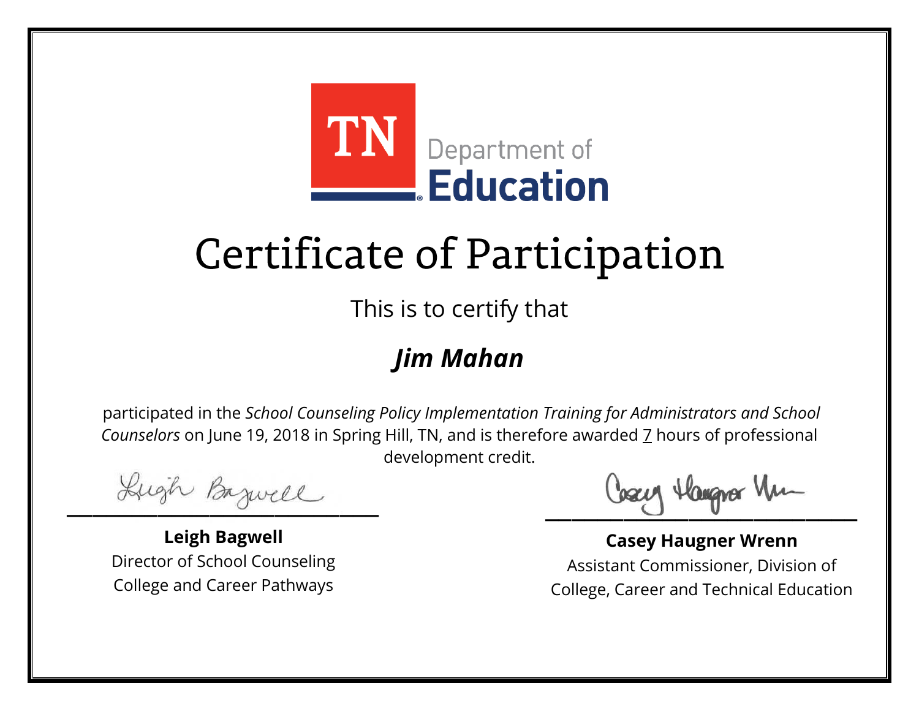TN Department of Education

# Certificate of Participation

This is to certify that

## *Jim Mahan*

participated in the *School Counseling Policy Implementation Training for Administrators and School Counselors* on June 19, 2018 in Spring Hill, TN, and is therefore awarded 7 hours of professional development credit.

**Leigh Bagwell**
Director of School Counseling
College and Career Pathways

**Casey Haugner Wrenn**
Assistant Commissioner, Division of College, Career and Technical Education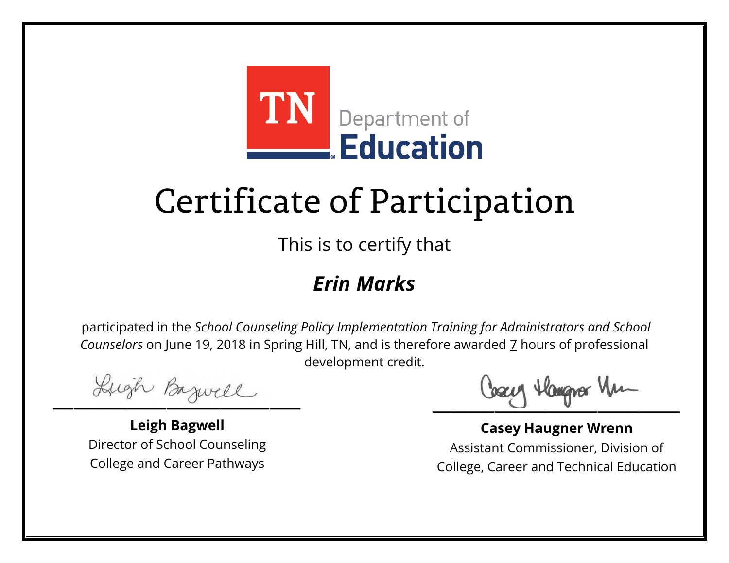TN Department of Education

# Certificate of Participation

This is to certify that

## *Erin Marks*

participated in the *School Counseling Policy Implementation Training for Administrators and School Counselors* on June 19, 2018 in Spring Hill, TN, and is therefore awarded 7 hours of professional development credit.

**Leigh Bagwell**
Director of School Counseling
College and Career Pathways

**Casey Haugner Wrenn**
Assistant Commissioner, Division of
College, Career and Technical Education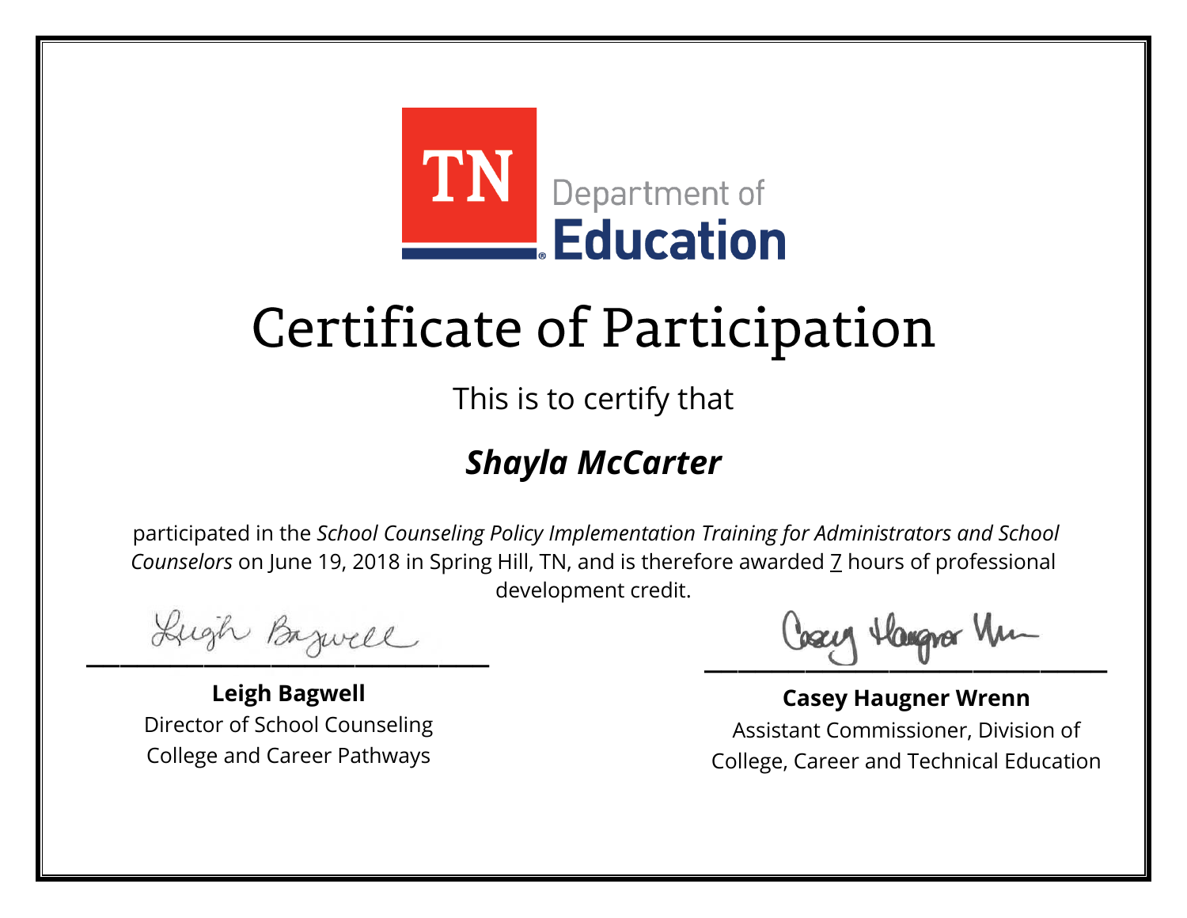TN Department of Education

# Certificate of Participation

This is to certify that

## ***Shayla McCarter***

participated in the *School Counseling Policy Implementation Training for Administrators and School Counselors* on June 19, 2018 in Spring Hill, TN, and is therefore awarded 7 hours of professional development credit.

**Leigh Bagwell**
Director of School Counseling
College and Career Pathways

**Casey Haugner Wrenn**
Assistant Commissioner, Division of College, Career and Technical Education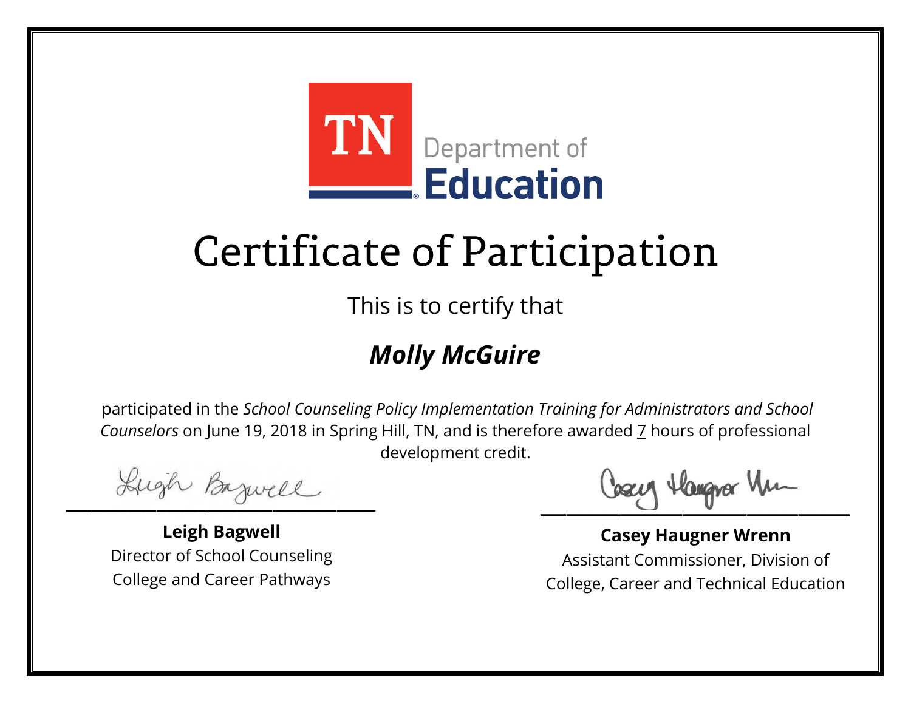TN Department of Education

# Certificate of Participation

This is to certify that

## ***Molly McGuire***

participated in the *School Counseling Policy Implementation Training for Administrators and School Counselors* on June 19, 2018 in Spring Hill, TN, and is therefore awarded 7 hours of professional development credit.

**Leigh Bagwell**
Director of School Counseling
College and Career Pathways

**Casey Haugner Wrenn**
Assistant Commissioner, Division of
College, Career and Technical Education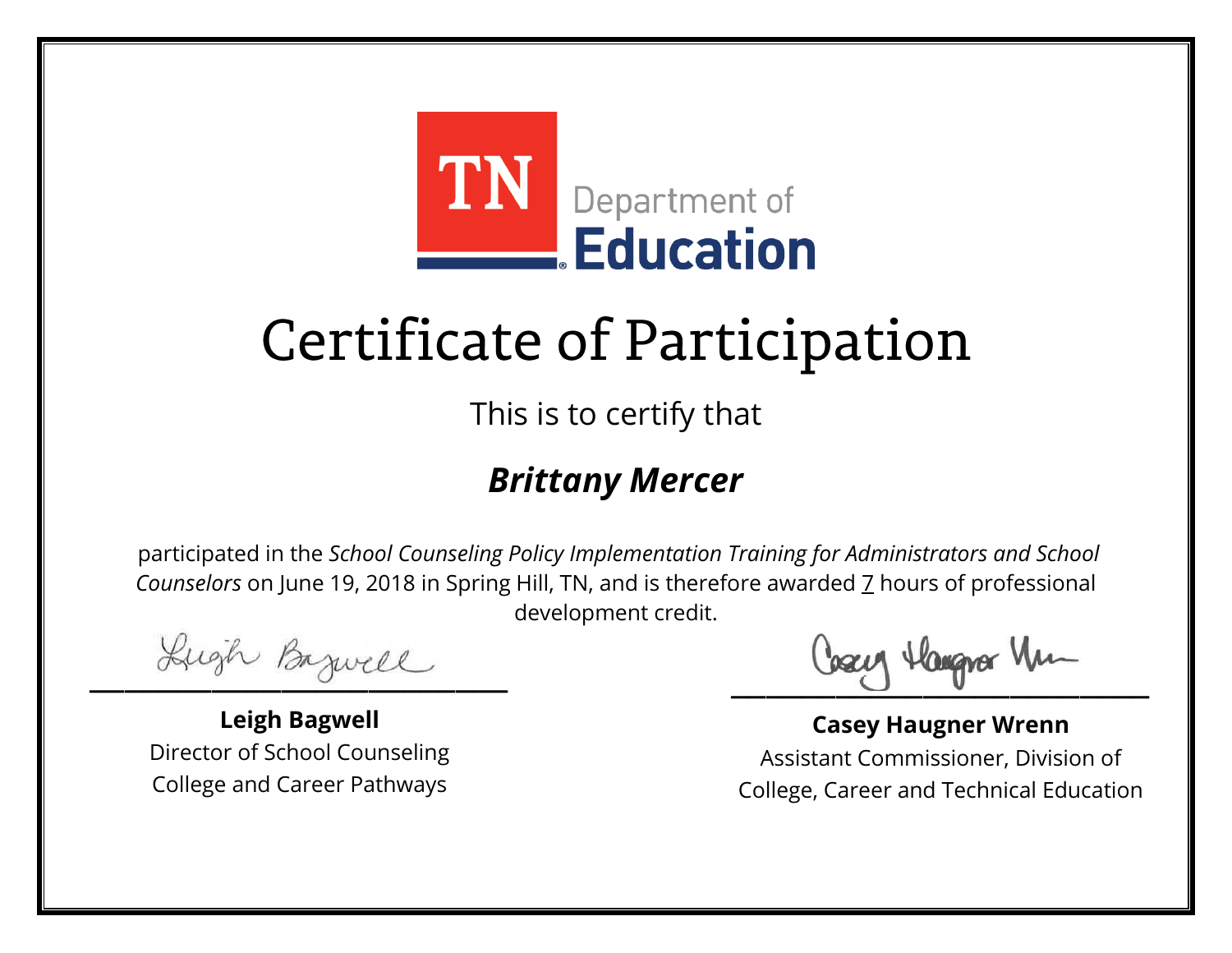TN Department of Education

# Certificate of Participation

This is to certify that

***Brittany Mercer***

participated in the *School Counseling Policy Implementation Training for Administrators and School Counselors* on June 19, 2018 in Spring Hill, TN, and is therefore awarded 7 hours of professional development credit.

**Leigh Bagwell**
Director of School Counseling
College and Career Pathways

**Casey Haugner Wrenn**
Assistant Commissioner, Division of
College, Career and Technical Education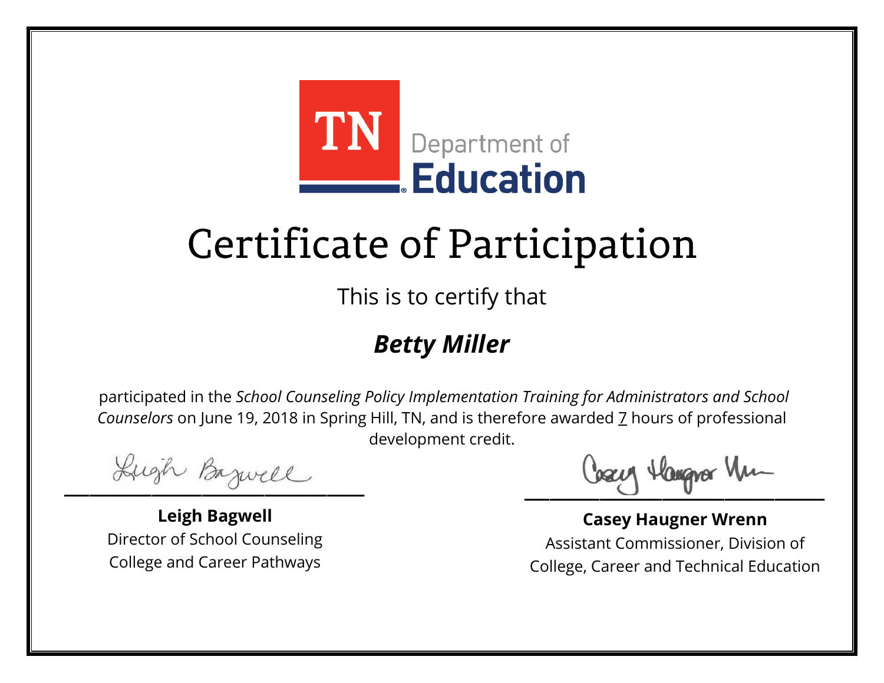TN Department of Education

# Certificate of Participation

This is to certify that

***Betty Miller***

participated in the *School Counseling Policy Implementation Training for Administrators and School Counselors* on June 19, 2018 in Spring Hill, TN, and is therefore awarded 7 hours of professional development credit.

**Leigh Bagwell**
Director of School Counseling
College and Career Pathways

**Casey Haugner Wrenn**
Assistant Commissioner, Division of College, Career and Technical Education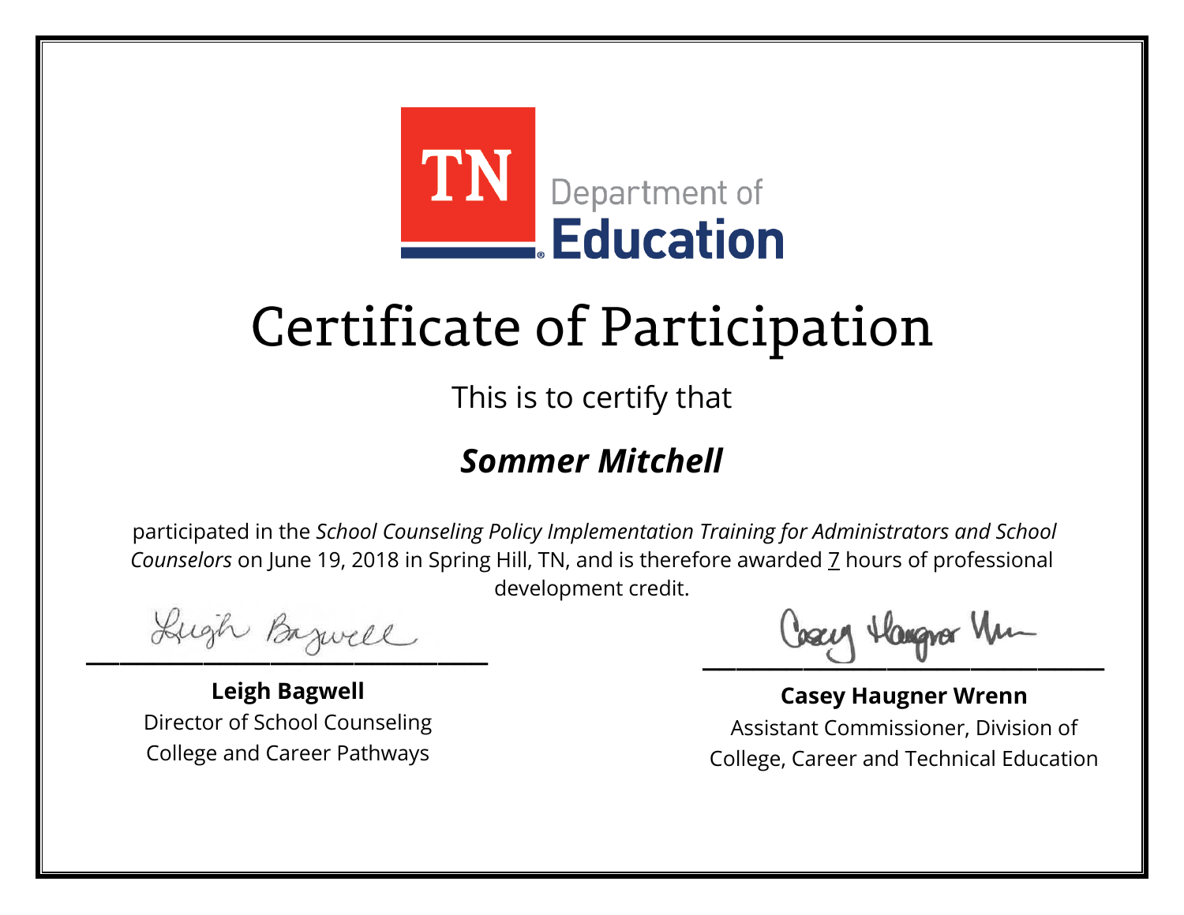TN Department of Education

# Certificate of Participation

This is to certify that

## ***Sommer Mitchell***

participated in the *School Counseling Policy Implementation Training for Administrators and School Counselors* on June 19, 2018 in Spring Hill, TN, and is therefore awarded 7 hours of professional development credit.

**Leigh Bagwell**
Director of School Counseling
College and Career Pathways

**Casey Haugner Wrenn**
Assistant Commissioner, Division of
College, Career and Technical Education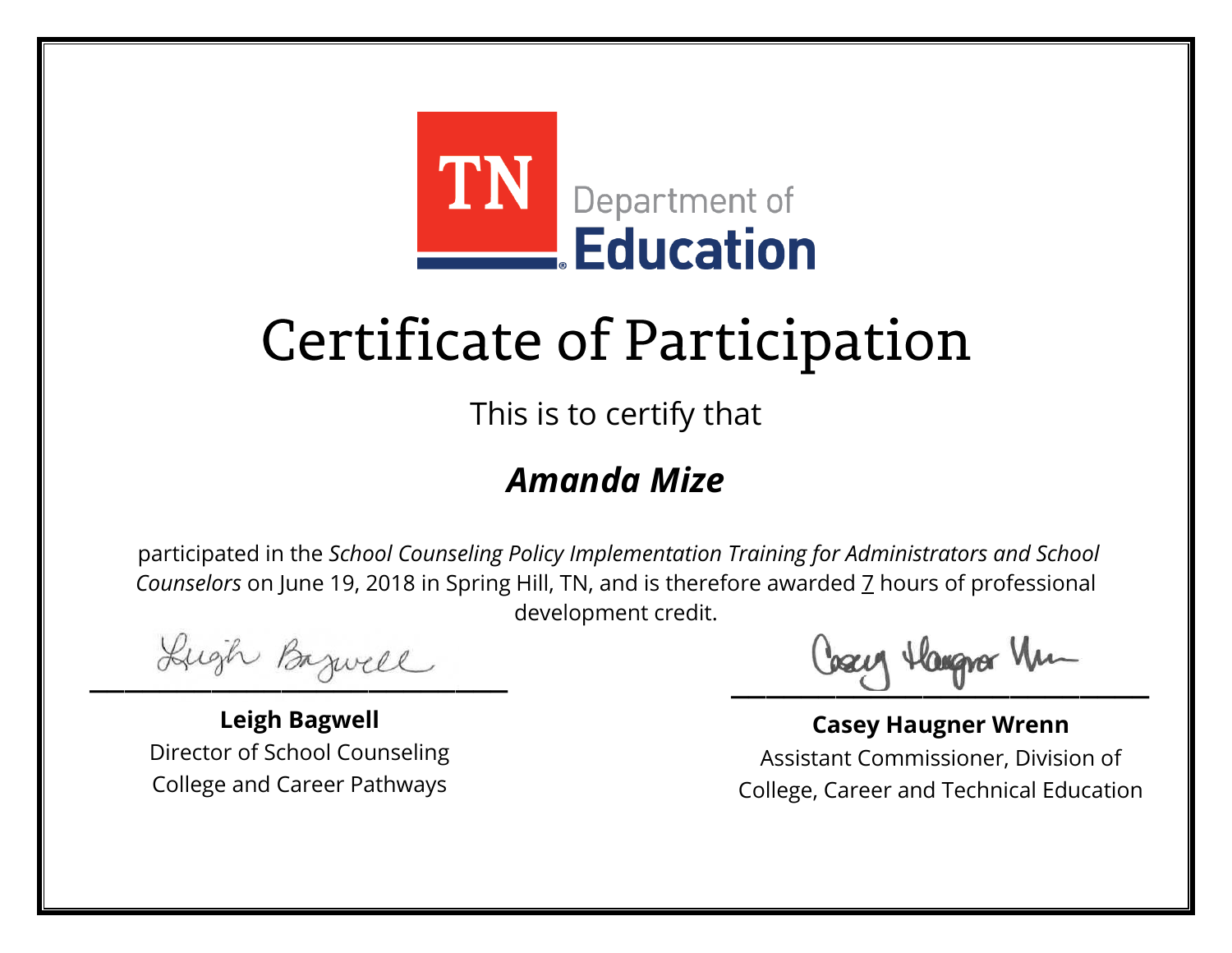TN Department of Education

# Certificate of Participation

This is to certify that

## *Amanda Mize*

participated in the *School Counseling Policy Implementation Training for Administrators and School Counselors* on June 19, 2018 in Spring Hill, TN, and is therefore awarded 7 hours of professional development credit.

**Leigh Bagwell**
Director of School Counseling
College and Career Pathways

**Casey Haugner Wrenn**
Assistant Commissioner, Division of
College, Career and Technical Education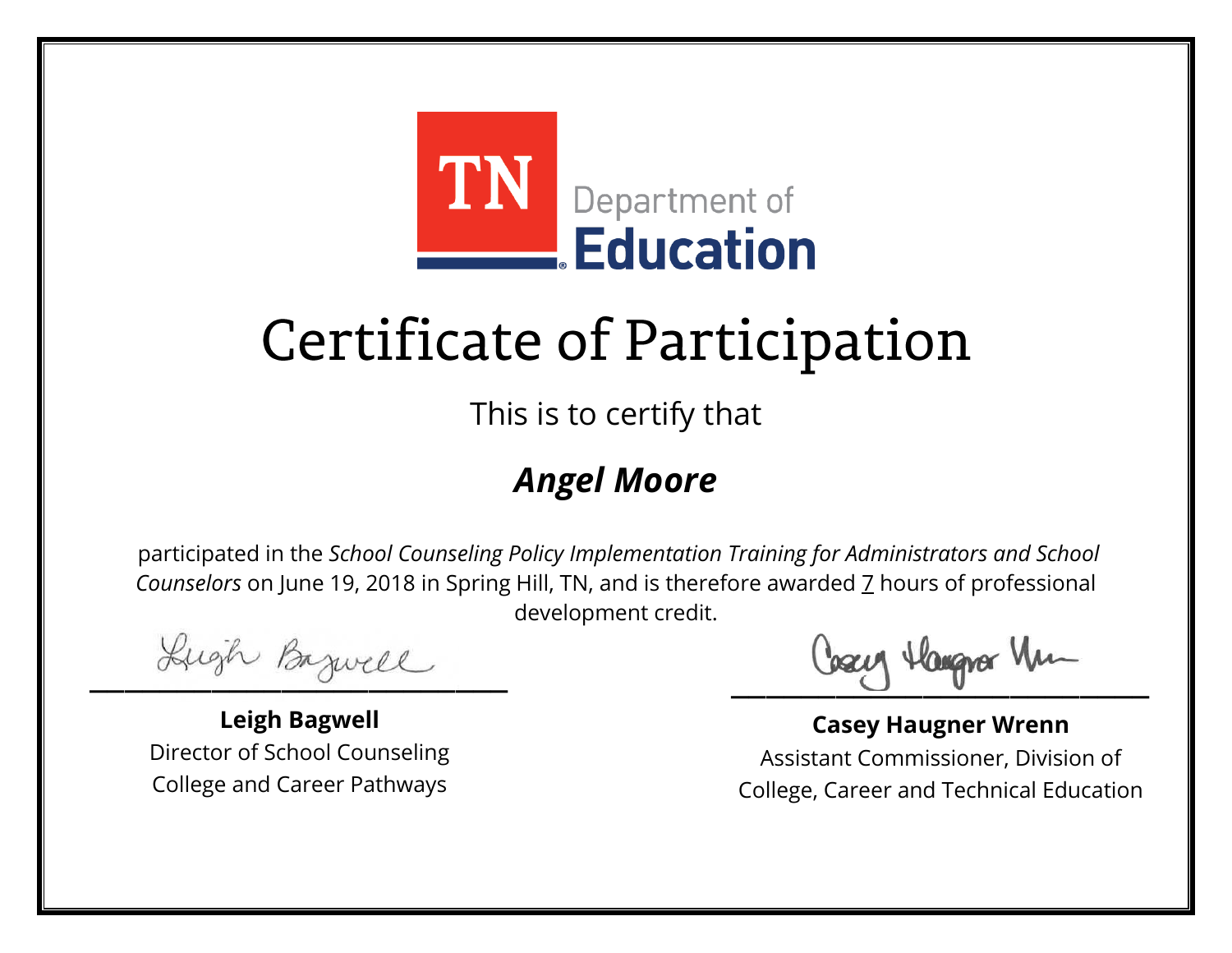TN Department of Education

# Certificate of Participation

This is to certify that

## *Angel Moore*

participated in the *School Counseling Policy Implementation Training for Administrators and School Counselors* on June 19, 2018 in Spring Hill, TN, and is therefore awarded 7 hours of professional development credit.

**Leigh Bagwell**
Director of School Counseling
College and Career Pathways

**Casey Haugner Wrenn**
Assistant Commissioner, Division of
College, Career and Technical Education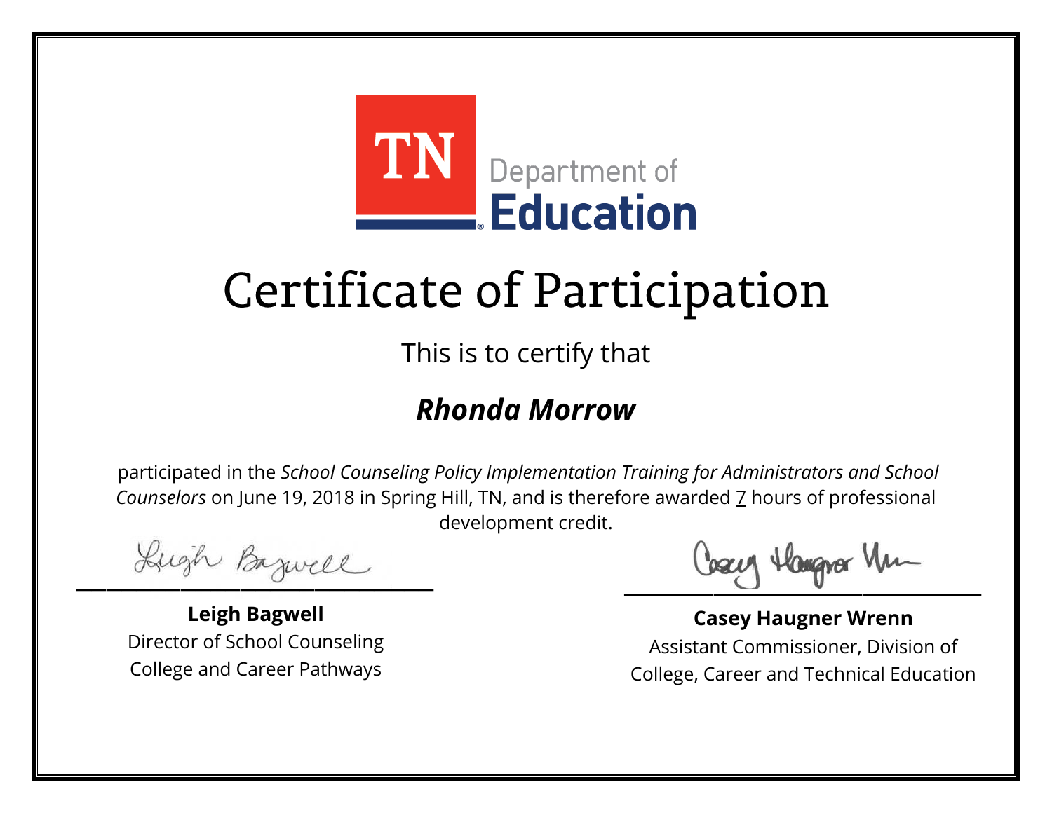TN Department of Education

# Certificate of Participation

This is to certify that

## ***Rhonda Morrow***

participated in the *School Counseling Policy Implementation Training for Administrators and School Counselors* on June 19, 2018 in Spring Hill, TN, and is therefore awarded 7 hours of professional development credit.

**Leigh Bagwell**
Director of School Counseling
College and Career Pathways

**Casey Haugner Wrenn**
Assistant Commissioner, Division of College, Career and Technical Education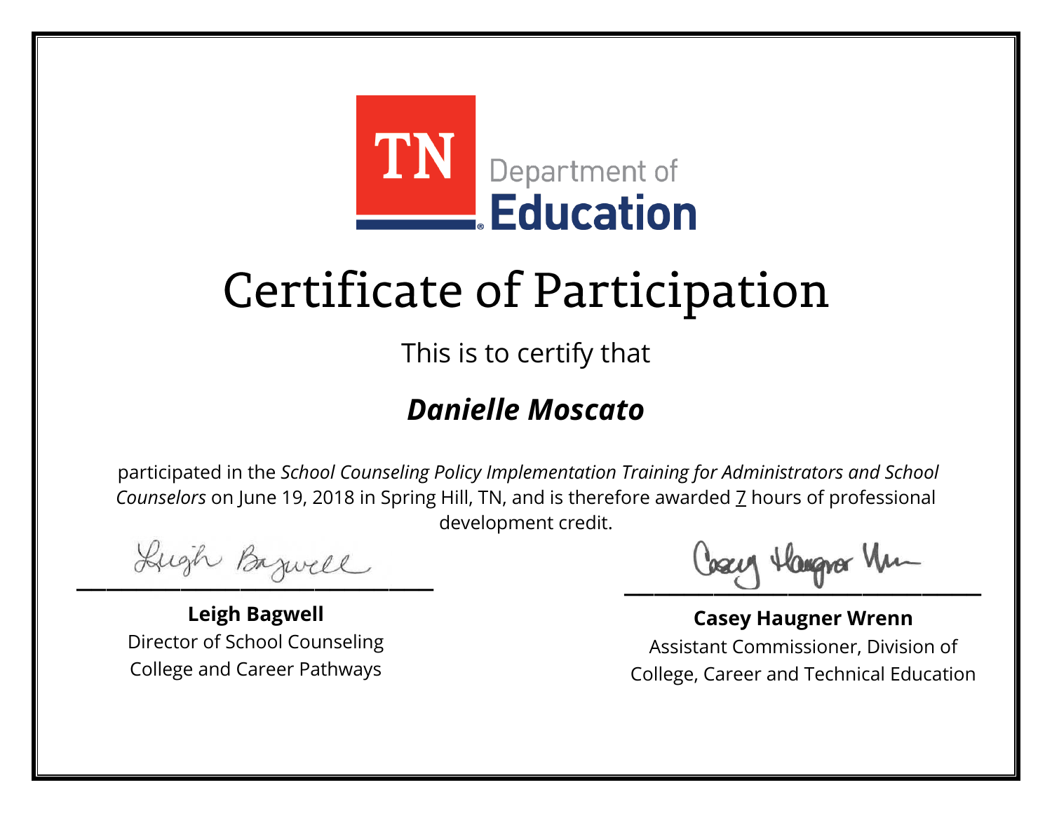TN Department of Education

# Certificate of Participation

This is to certify that

## ***Danielle Moscato***

participated in the *School Counseling Policy Implementation Training for Administrators and School Counselors* on June 19, 2018 in Spring Hill, TN, and is therefore awarded 7 hours of professional development credit.

**Leigh Bagwell**
Director of School Counseling
College and Career Pathways

**Casey Haugner Wrenn**
Assistant Commissioner, Division of
College, Career and Technical Education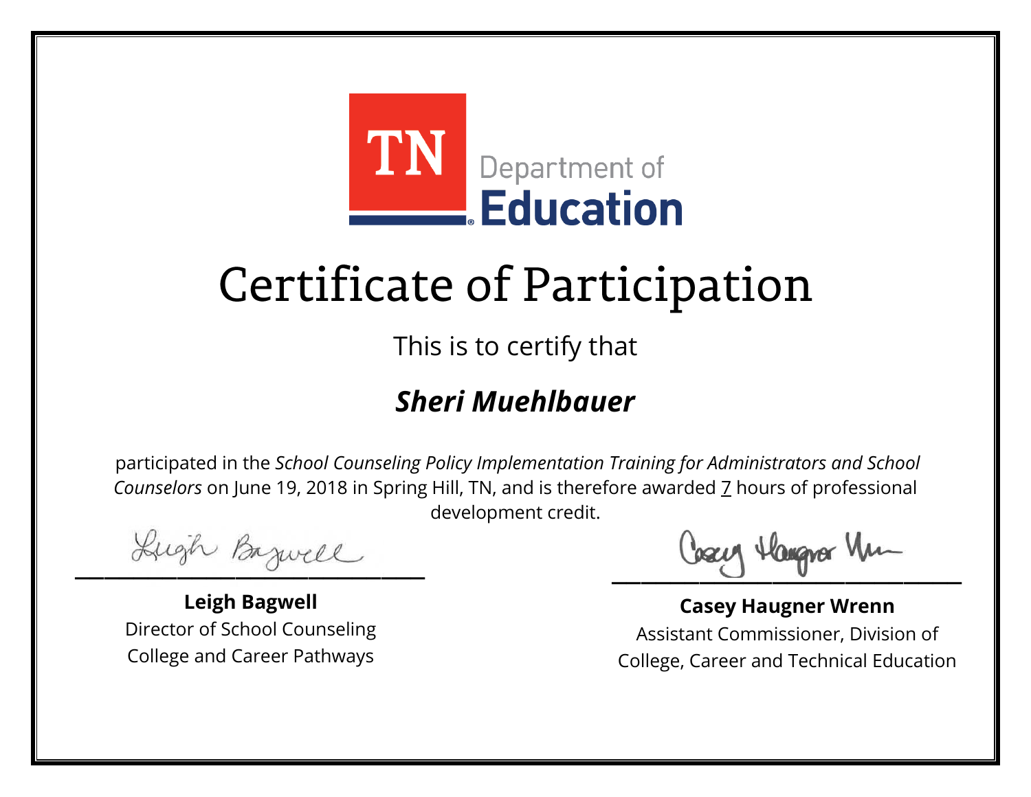TN Department of **Education**

# Certificate of Participation

This is to certify that

## ***Sheri Muehlbauer***

participated in the *School Counseling Policy Implementation Training for Administrators and School Counselors* on June 19, 2018 in Spring Hill, TN, and is therefore awarded 7 hours of professional development credit.

**Leigh Bagwell**
Director of School Counseling
College and Career Pathways

**Casey Haugner Wrenn**
Assistant Commissioner, Division of
College, Career and Technical Education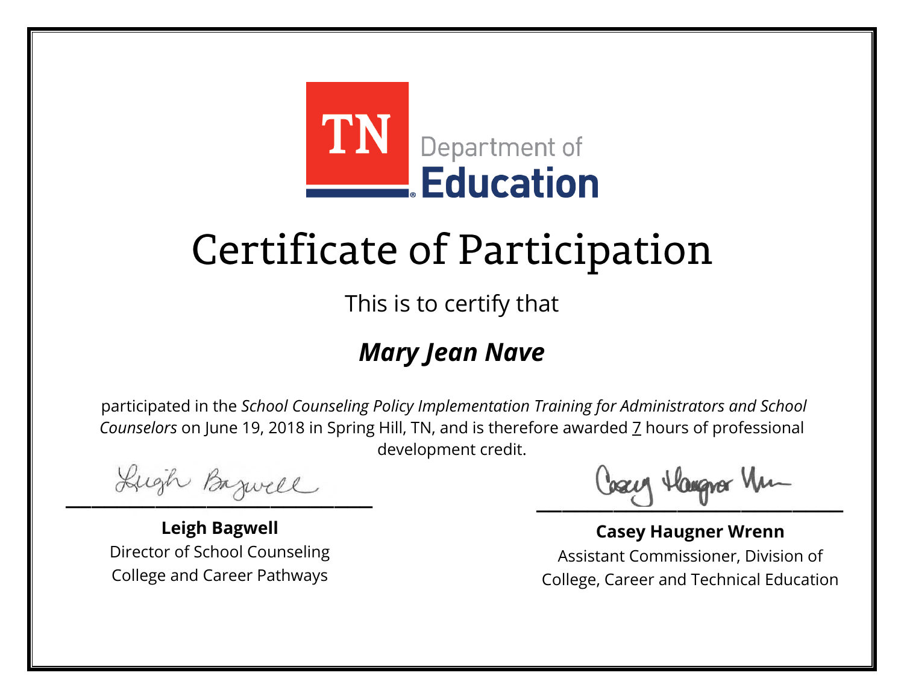TN Department of Education

# Certificate of Participation

This is to certify that

## *Mary Jean Nave*

participated in the *School Counseling Policy Implementation Training for Administrators and School Counselors* on June 19, 2018 in Spring Hill, TN, and is therefore awarded 7 hours of professional development credit.

**Leigh Bagwell**
Director of School Counseling
College and Career Pathways

**Casey Haugner Wrenn**
Assistant Commissioner, Division of
College, Career and Technical Education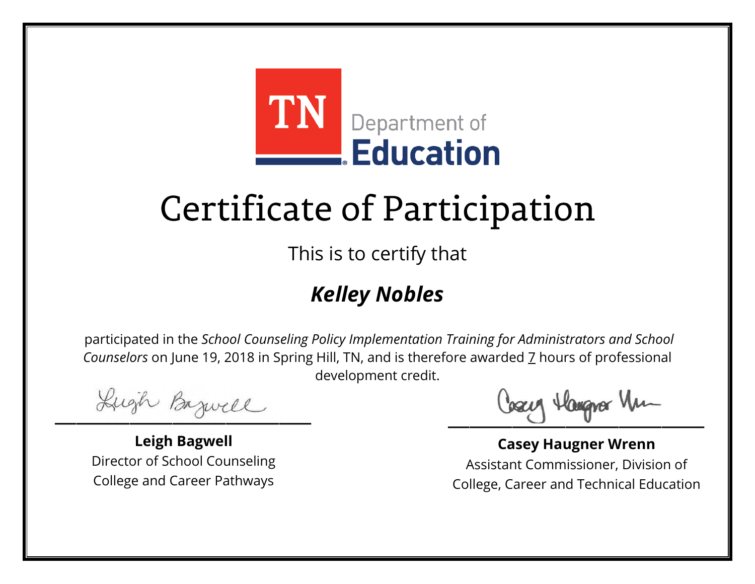TN Department of Education

# Certificate of Participation

This is to certify that

## *Kelley Nobles*

participated in the *School Counseling Policy Implementation Training for Administrators and School Counselors* on June 19, 2018 in Spring Hill, TN, and is therefore awarded 7 hours of professional development credit.

**Leigh Bagwell**
Director of School Counseling
College and Career Pathways

**Casey Haugner Wrenn**
Assistant Commissioner, Division of College, Career and Technical Education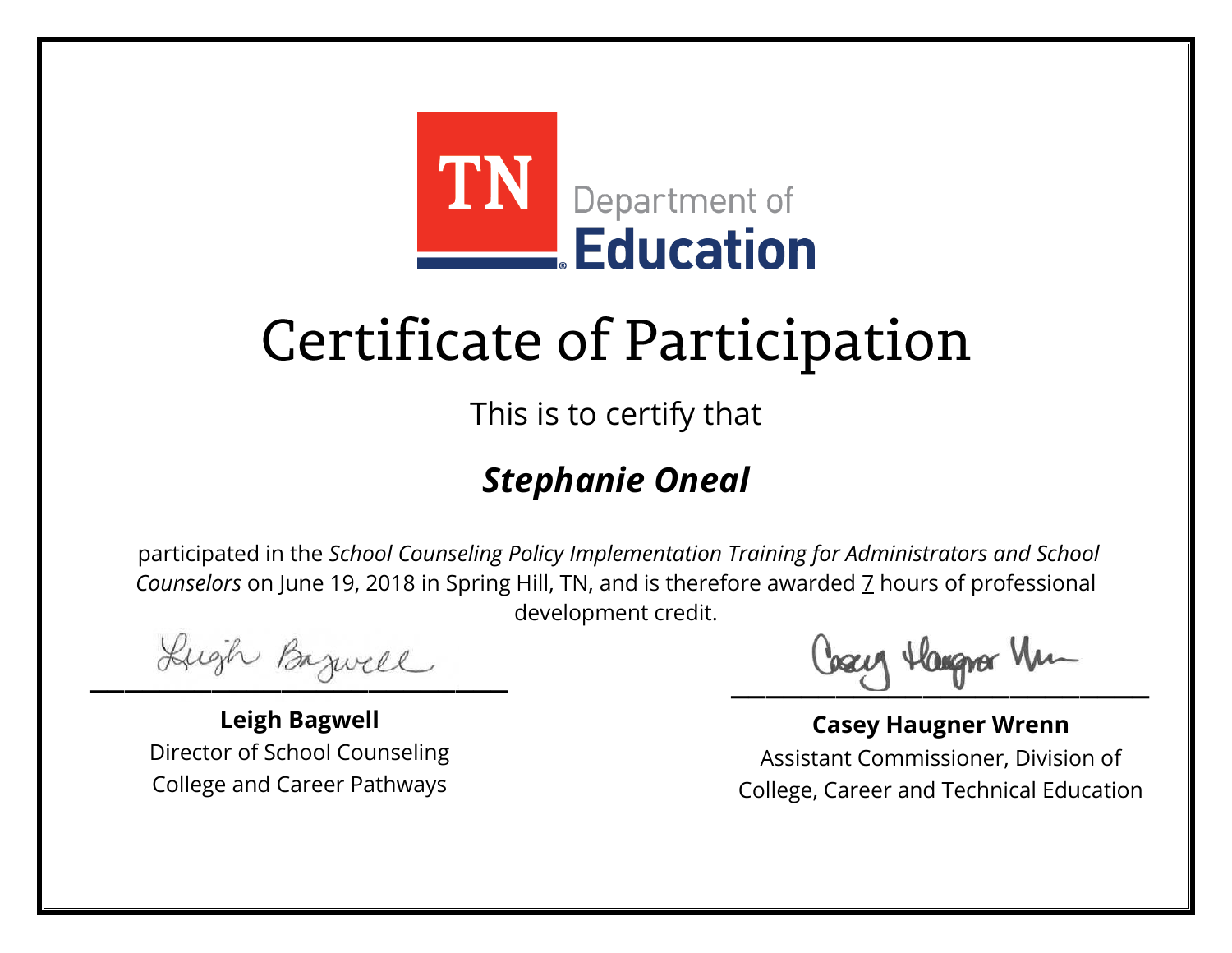TN Department of Education

# Certificate of Participation

This is to certify that

***Stephanie Oneal***

participated in the *School Counseling Policy Implementation Training for Administrators and School Counselors* on June 19, 2018 in Spring Hill, TN, and is therefore awarded 7 hours of professional development credit.

**Leigh Bagwell**
Director of School Counseling
College and Career Pathways

**Casey Haugner Wrenn**
Assistant Commissioner, Division of
College, Career and Technical Education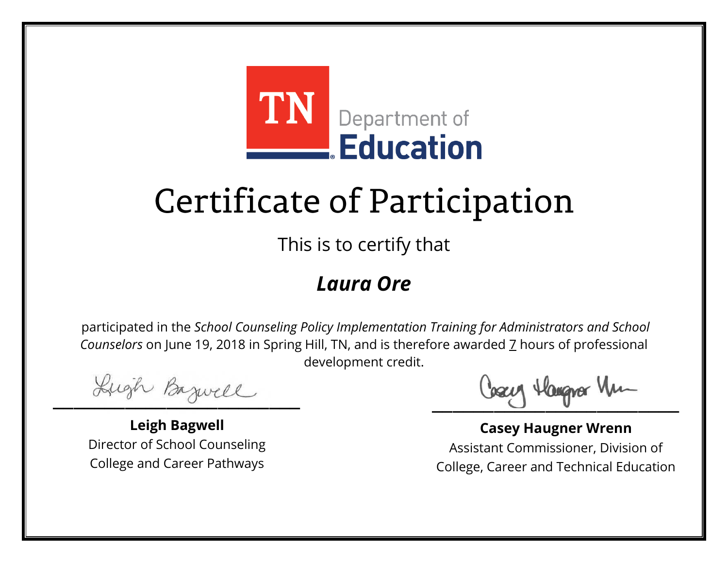TN Department of Education

# Certificate of Participation

This is to certify that

## *Laura Ore*

participated in the *School Counseling Policy Implementation Training for Administrators and School Counselors* on June 19, 2018 in Spring Hill, TN, and is therefore awarded 7 hours of professional development credit.

**Leigh Bagwell**
Director of School Counseling
College and Career Pathways

**Casey Haugner Wrenn**
Assistant Commissioner, Division of
College, Career and Technical Education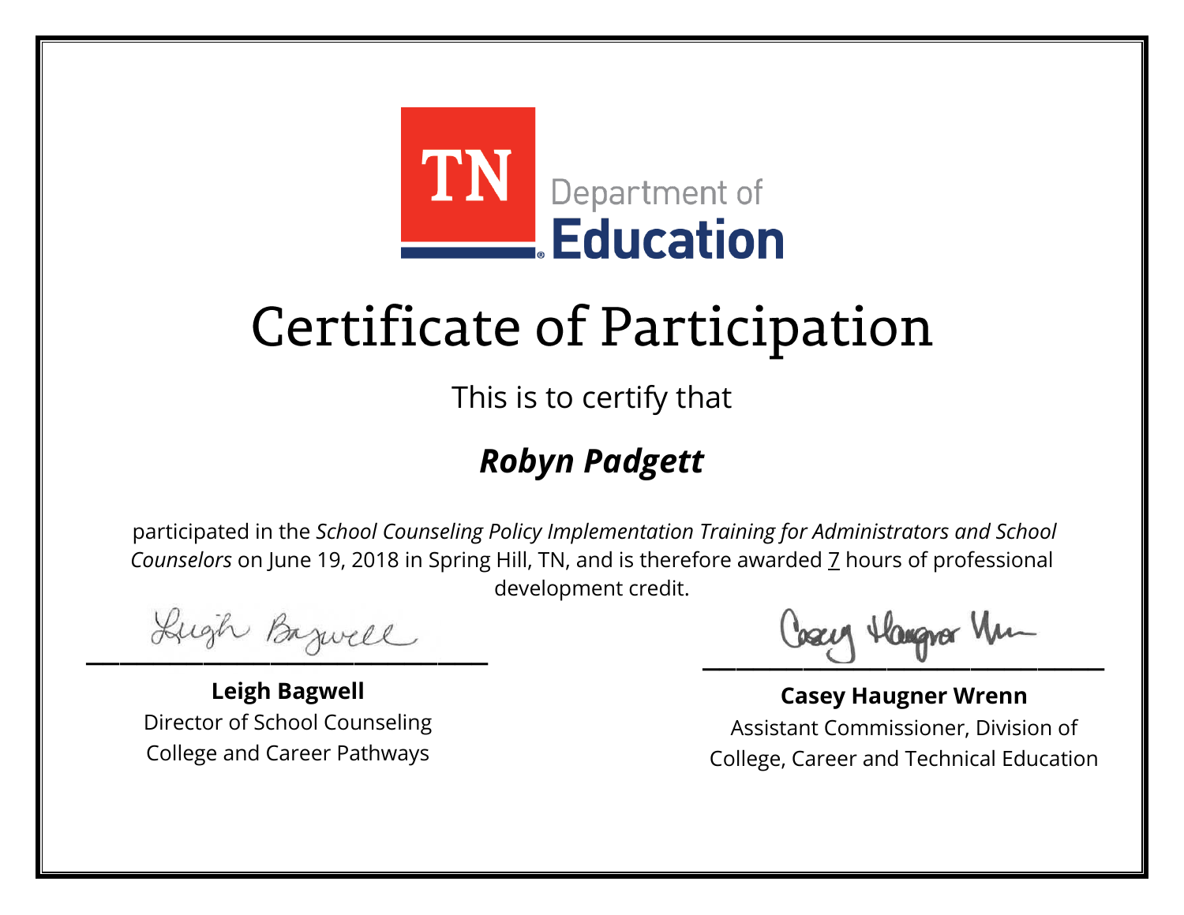TN Department of Education

# Certificate of Participation

This is to certify that

***Robyn Padgett***

participated in the *School Counseling Policy Implementation Training for Administrators and School Counselors* on June 19, 2018 in Spring Hill, TN, and is therefore awarded 7 hours of professional development credit.

**Leigh Bagwell**
Director of School Counseling
College and Career Pathways

**Casey Haugner Wrenn**
Assistant Commissioner, Division of College, Career and Technical Education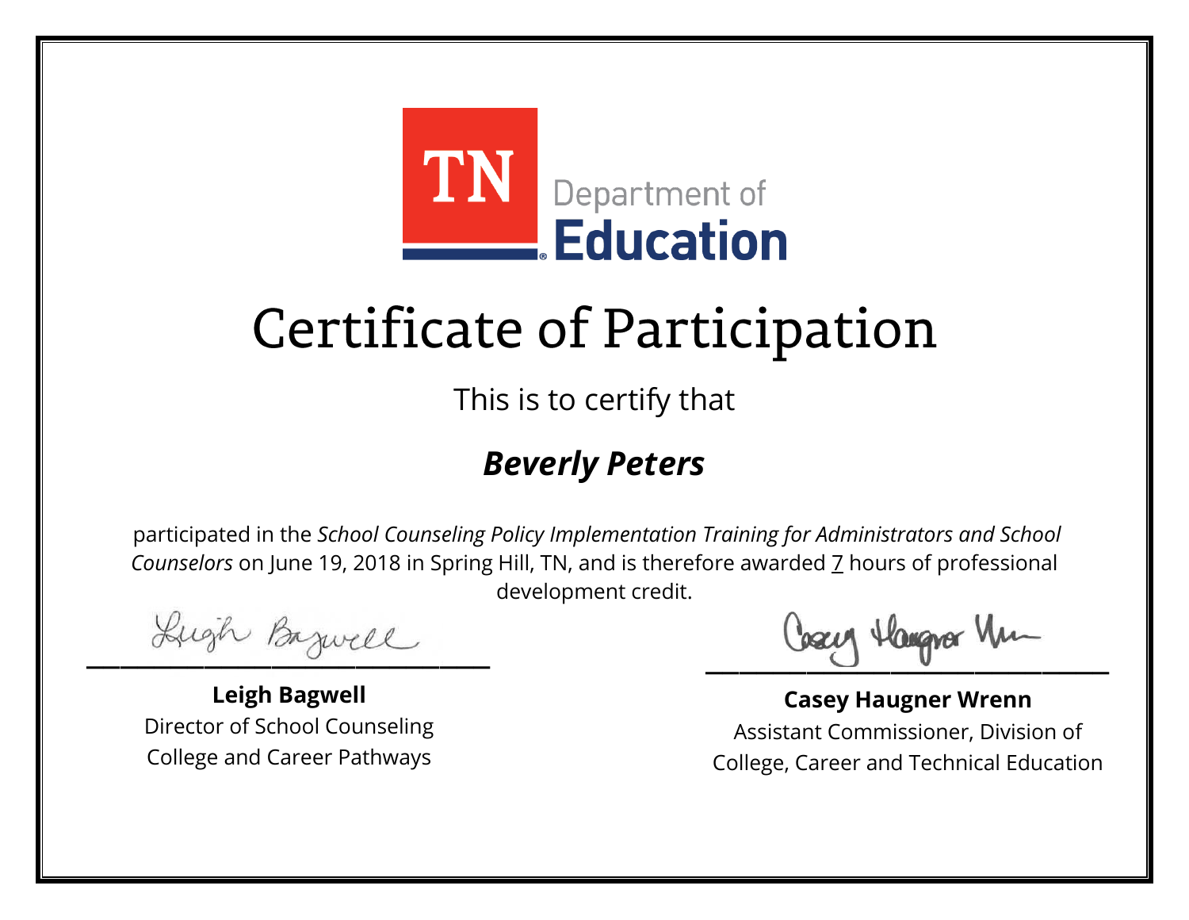TN Department of **Education**

# Certificate of Participation

This is to certify that

***Beverly Peters***

participated in the *School Counseling Policy Implementation Training for Administrators and School Counselors* on June 19, 2018 in Spring Hill, TN, and is therefore awarded 7 hours of professional development credit.

**Leigh Bagwell**
Director of School Counseling
College and Career Pathways

**Casey Haugner Wrenn**
Assistant Commissioner, Division of
College, Career and Technical Education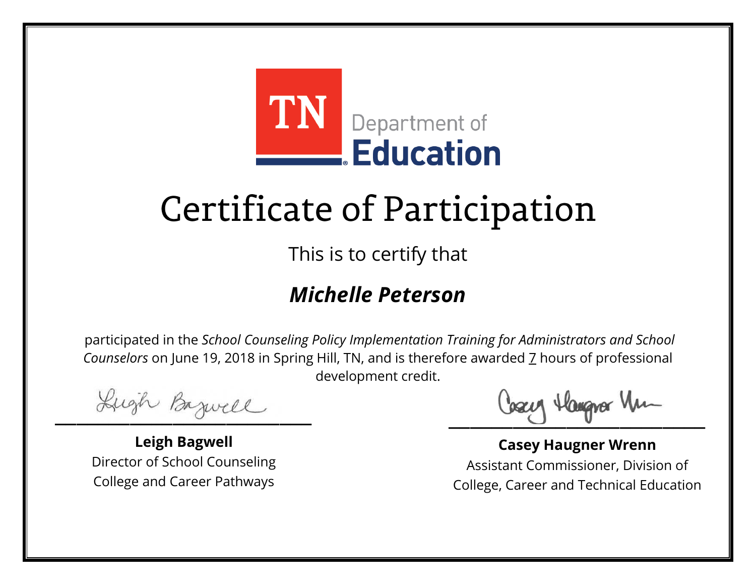TN Department of Education

# Certificate of Participation

This is to certify that

***Michelle Peterson***

participated in the *School Counseling Policy Implementation Training for Administrators and School Counselors* on June 19, 2018 in Spring Hill, TN, and is therefore awarded 7 hours of professional development credit.

**Leigh Bagwell**
Director of School Counseling
College and Career Pathways

**Casey Haugner Wrenn**
Assistant Commissioner, Division of
College, Career and Technical Education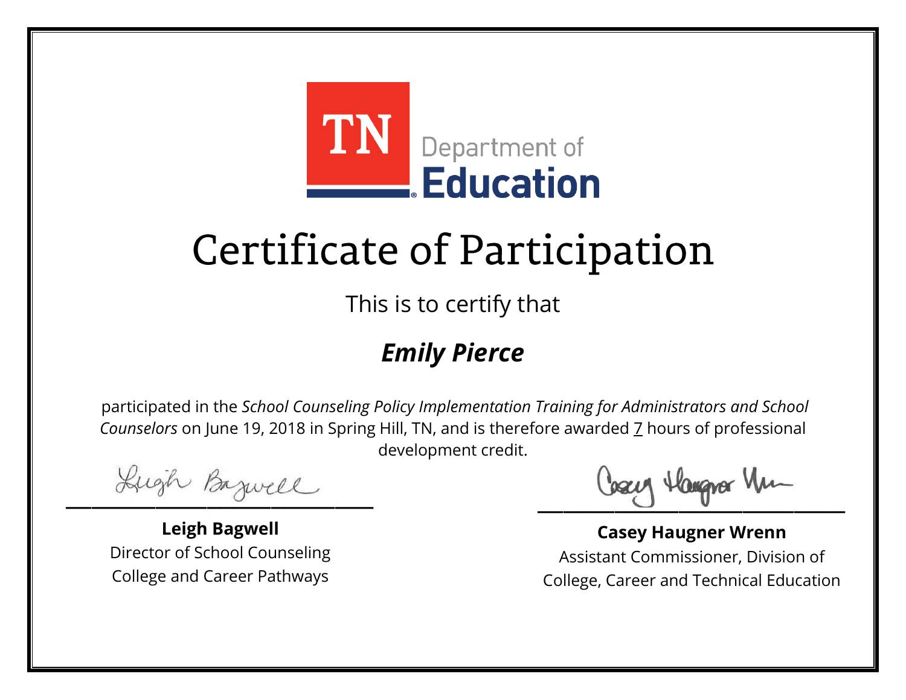TN Department of **Education**

# Certificate of Participation

This is to certify that

## ***Emily Pierce***

participated in the *School Counseling Policy Implementation Training for Administrators and School Counselors* on June 19, 2018 in Spring Hill, TN, and is therefore awarded 7 hours of professional development credit.

**Leigh Bagwell**
Director of School Counseling
College and Career Pathways

**Casey Haugner Wrenn**
Assistant Commissioner, Division of
College, Career and Technical Education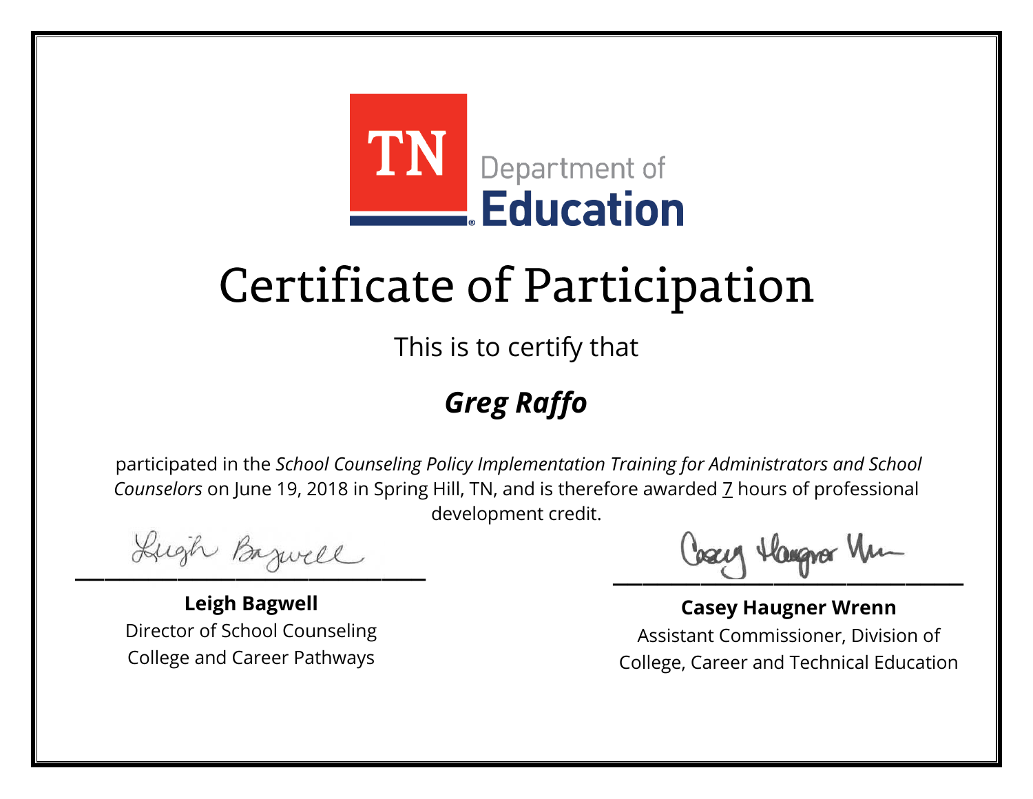TN Department of **Education**

# Certificate of Participation

This is to certify that

## ***Greg Raffo***

participated in the *School Counseling Policy Implementation Training for Administrators and School Counselors* on June 19, 2018 in Spring Hill, TN, and is therefore awarded 7 hours of professional development credit.

**Leigh Bagwell**
Director of School Counseling
College and Career Pathways

**Casey Haugner Wrenn**
Assistant Commissioner, Division of
College, Career and Technical Education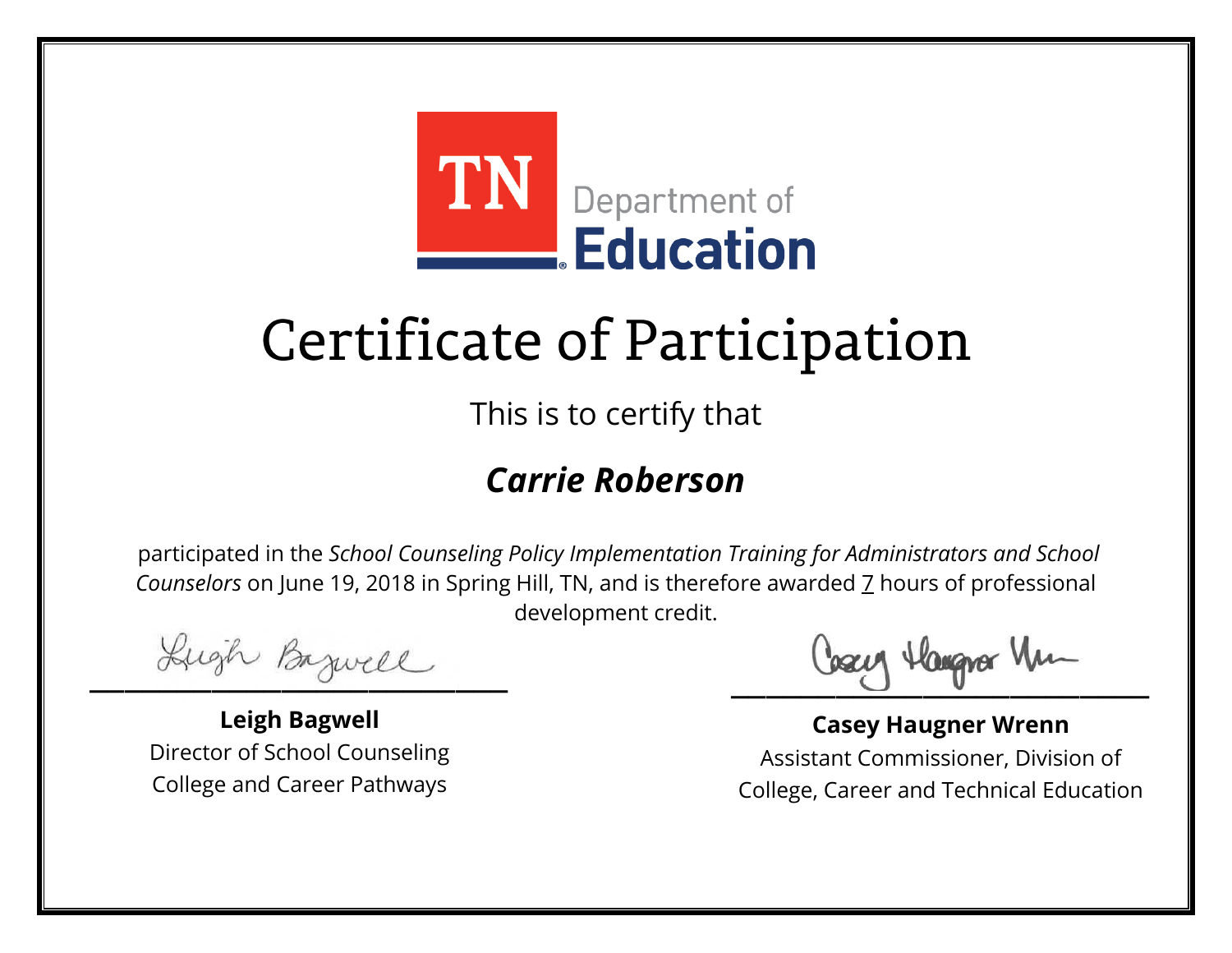TN Department of Education

# Certificate of Participation

This is to certify that

## ***Carrie Roberson***

participated in the *School Counseling Policy Implementation Training for Administrators and School Counselors* on June 19, 2018 in Spring Hill, TN, and is therefore awarded 7 hours of professional development credit.

**Leigh Bagwell**
Director of School Counseling
College and Career Pathways

**Casey Haugner Wrenn**
Assistant Commissioner, Division of
College, Career and Technical Education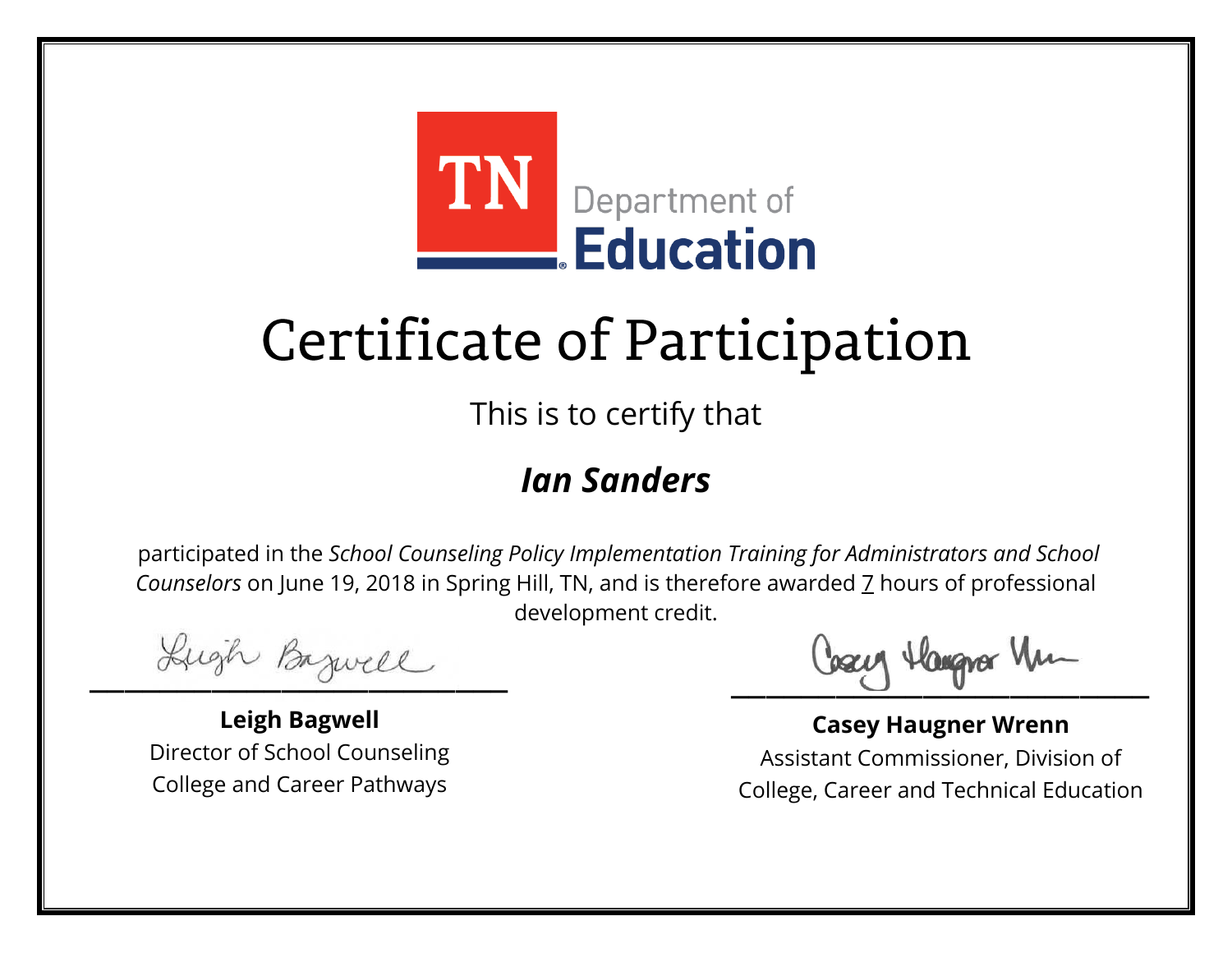TN Department of Education

# Certificate of Participation

This is to certify that

***Ian Sanders***

participated in the *School Counseling Policy Implementation Training for Administrators and School Counselors* on June 19, 2018 in Spring Hill, TN, and is therefore awarded 7 hours of professional development credit.

**Leigh Bagwell**
Director of School Counseling
College and Career Pathways

**Casey Haugner Wrenn**
Assistant Commissioner, Division of College, Career and Technical Education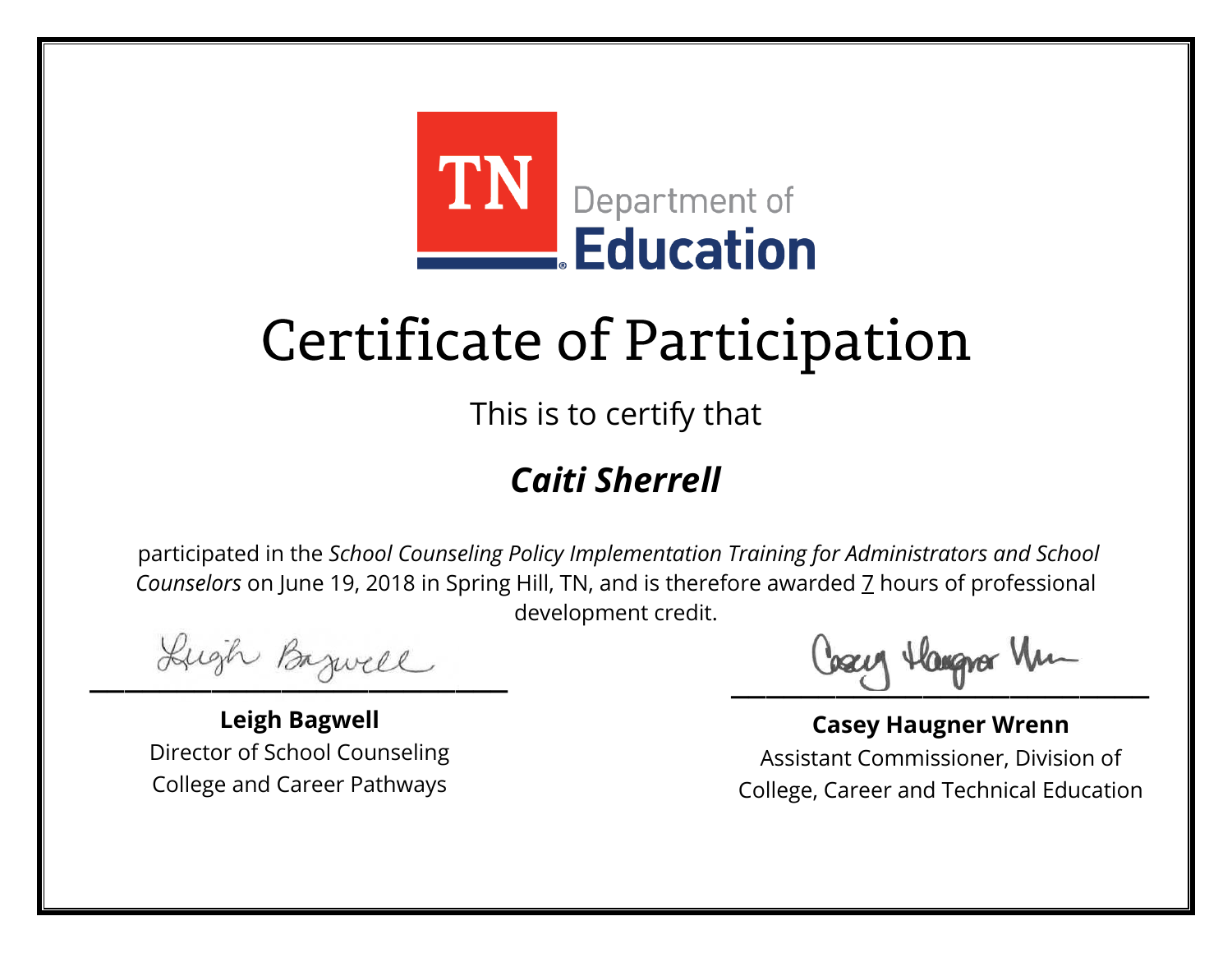TN Department of Education

# Certificate of Participation

This is to certify that

## *Caiti Sherrell*

participated in the *School Counseling Policy Implementation Training for Administrators and School Counselors* on June 19, 2018 in Spring Hill, TN, and is therefore awarded 7 hours of professional development credit.

**Leigh Bagwell**
Director of School Counseling
College and Career Pathways

**Casey Haugner Wrenn**
Assistant Commissioner, Division of
College, Career and Technical Education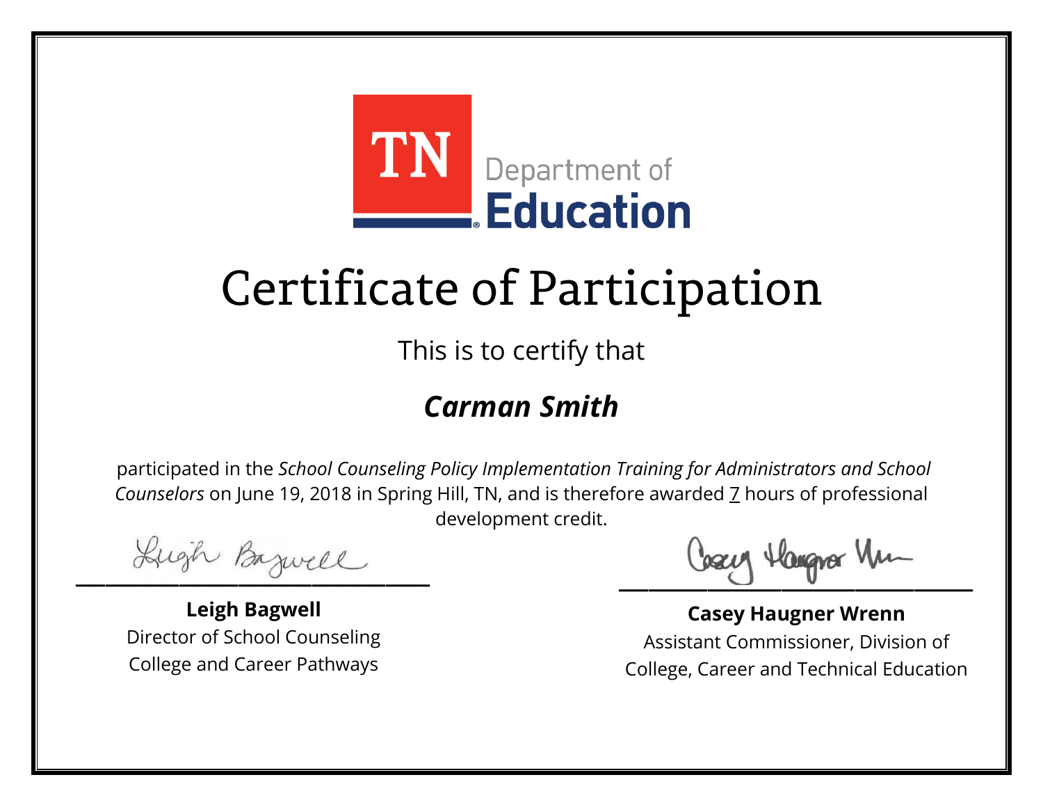TN Department of Education

# Certificate of Participation

This is to certify that

## *Carman Smith*

participated in the *School Counseling Policy Implementation Training for Administrators and School Counselors* on June 19, 2018 in Spring Hill, TN, and is therefore awarded 7 hours of professional development credit.

**Leigh Bagwell**
Director of School Counseling
College and Career Pathways

**Casey Haugner Wrenn**
Assistant Commissioner, Division of
College, Career and Technical Education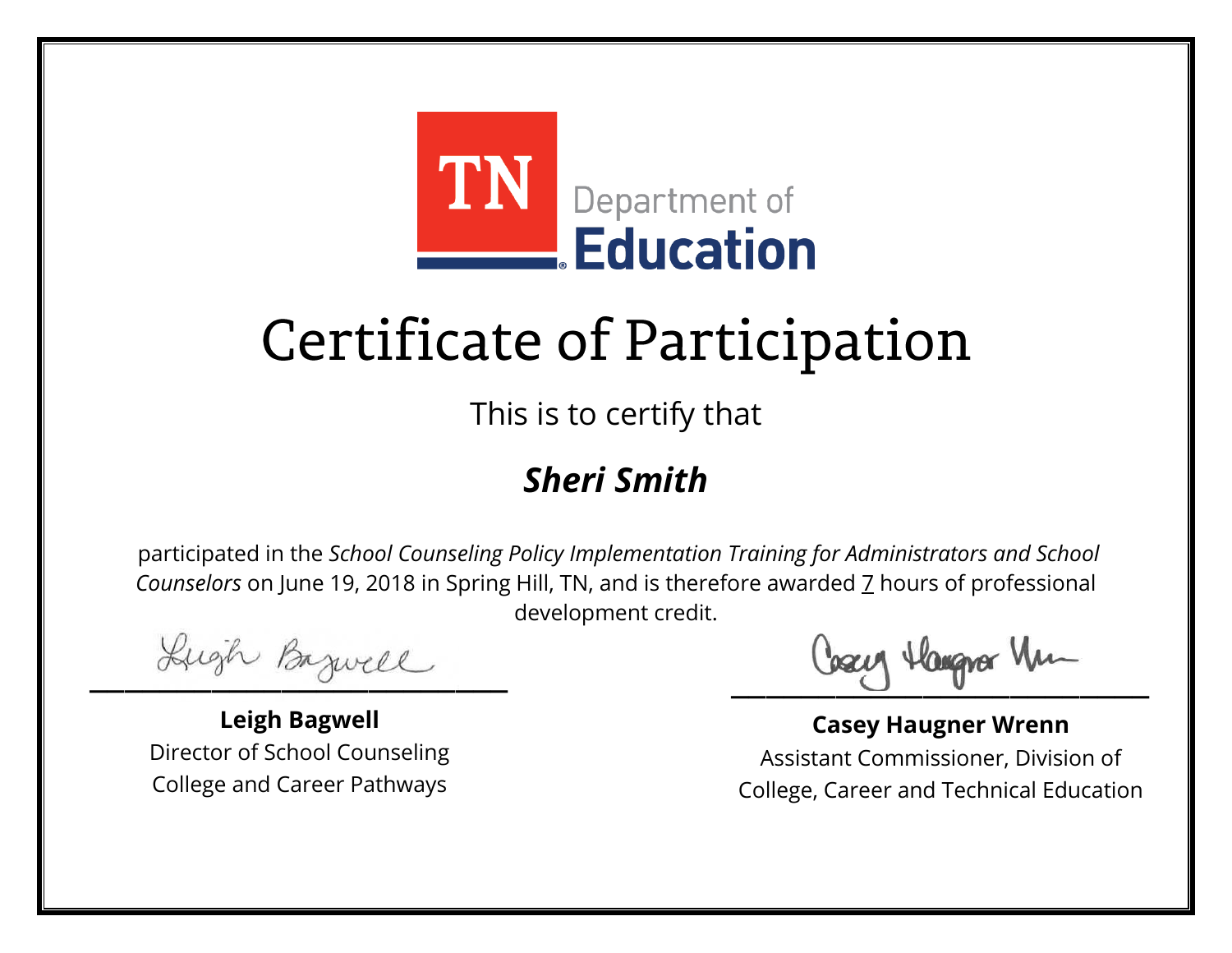TN Department of Education

# Certificate of Participation

This is to certify that

## ***Sheri Smith***

participated in the *School Counseling Policy Implementation Training for Administrators and School Counselors* on June 19, 2018 in Spring Hill, TN, and is therefore awarded 7 hours of professional development credit.

**Leigh Bagwell**
Director of School Counseling
College and Career Pathways

**Casey Haugner Wrenn**
Assistant Commissioner, Division of
College, Career and Technical Education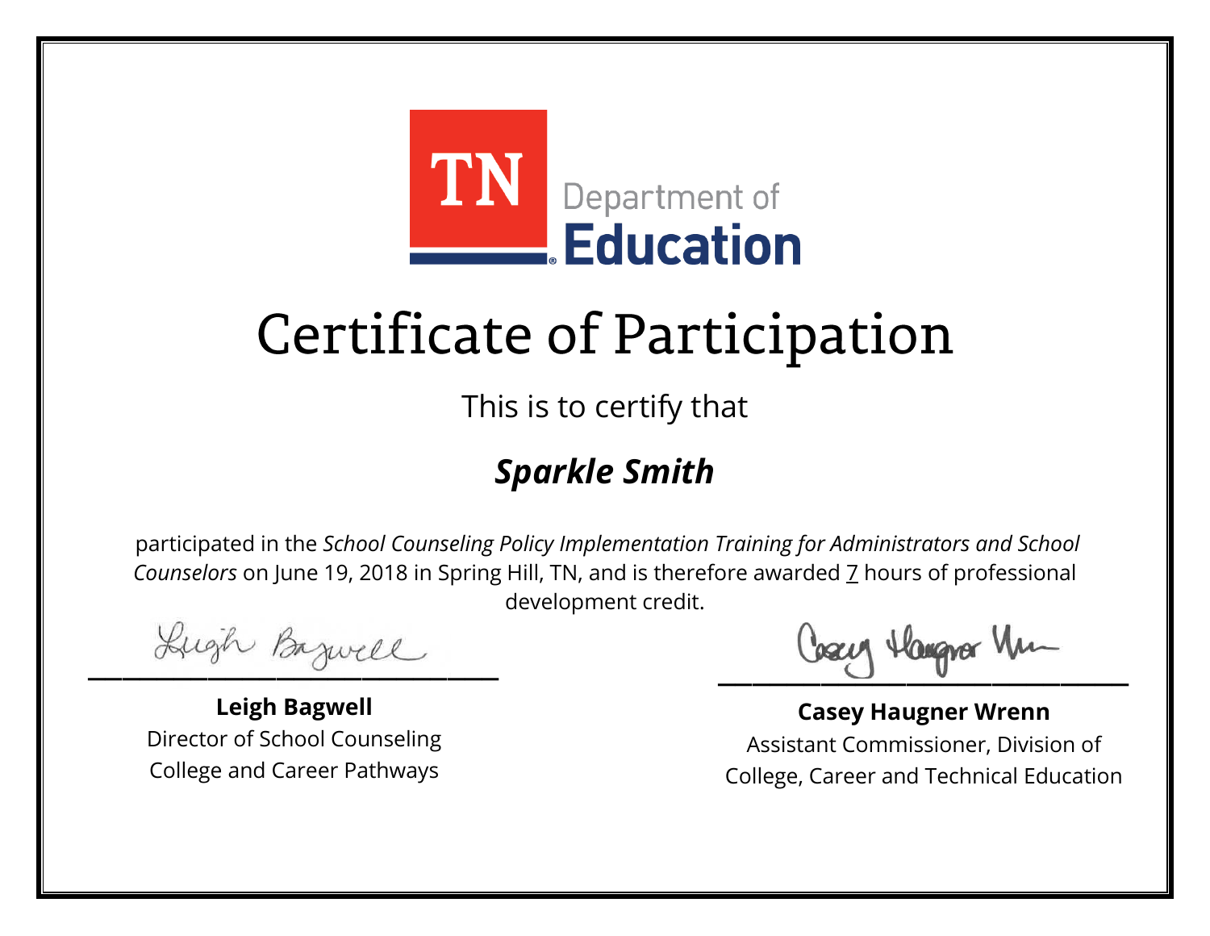TN Department of Education

# Certificate of Participation

This is to certify that

## *Sparkle Smith*

participated in the *School Counseling Policy Implementation Training for Administrators and School Counselors* on June 19, 2018 in Spring Hill, TN, and is therefore awarded 7 hours of professional development credit.

**Leigh Bagwell**
Director of School Counseling
College and Career Pathways

**Casey Haugner Wrenn**
Assistant Commissioner, Division of
College, Career and Technical Education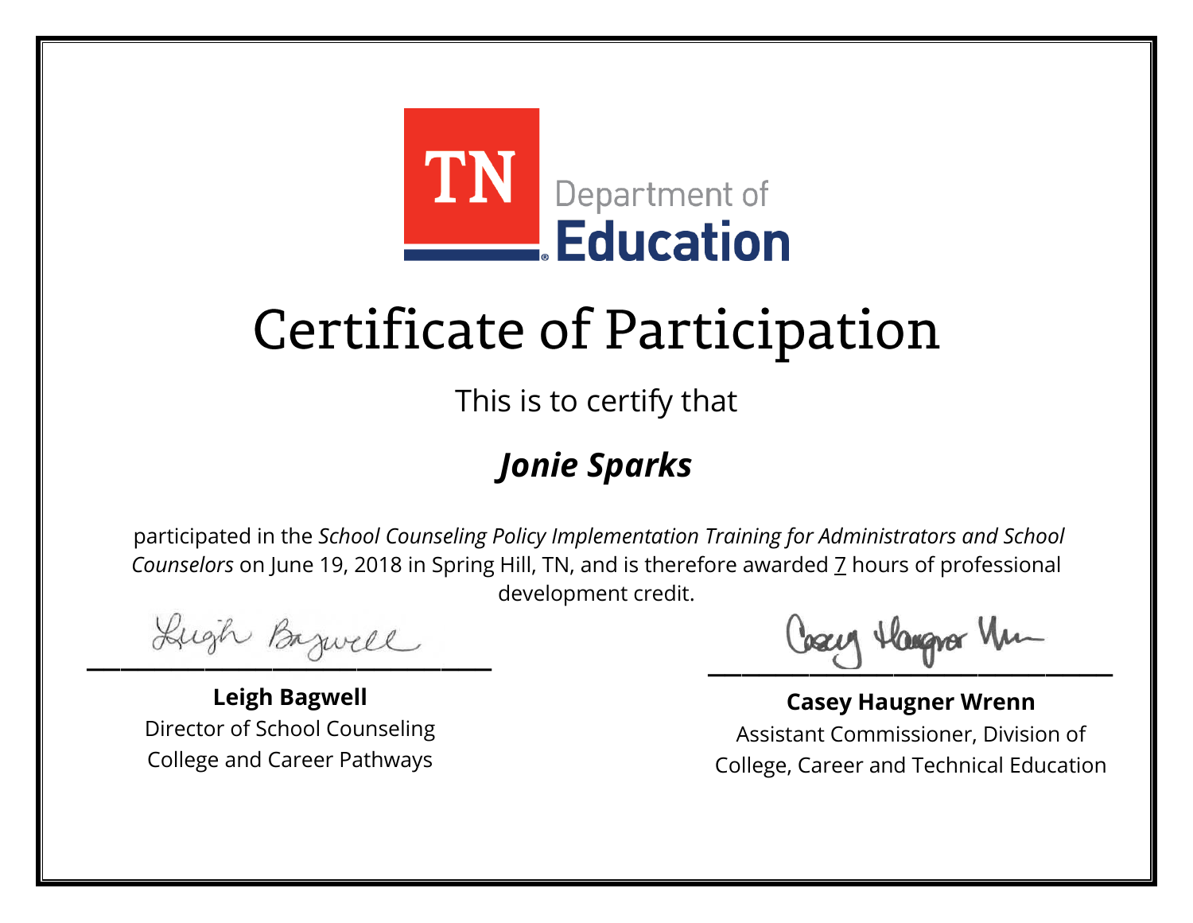TN Department of Education

# Certificate of Participation

This is to certify that

## *Jonie Sparks*

participated in the *School Counseling Policy Implementation Training for Administrators and School Counselors* on June 19, 2018 in Spring Hill, TN, and is therefore awarded 7 hours of professional development credit.

**Leigh Bagwell**
Director of School Counseling
College and Career Pathways

**Casey Haugner Wrenn**
Assistant Commissioner, Division of
College, Career and Technical Education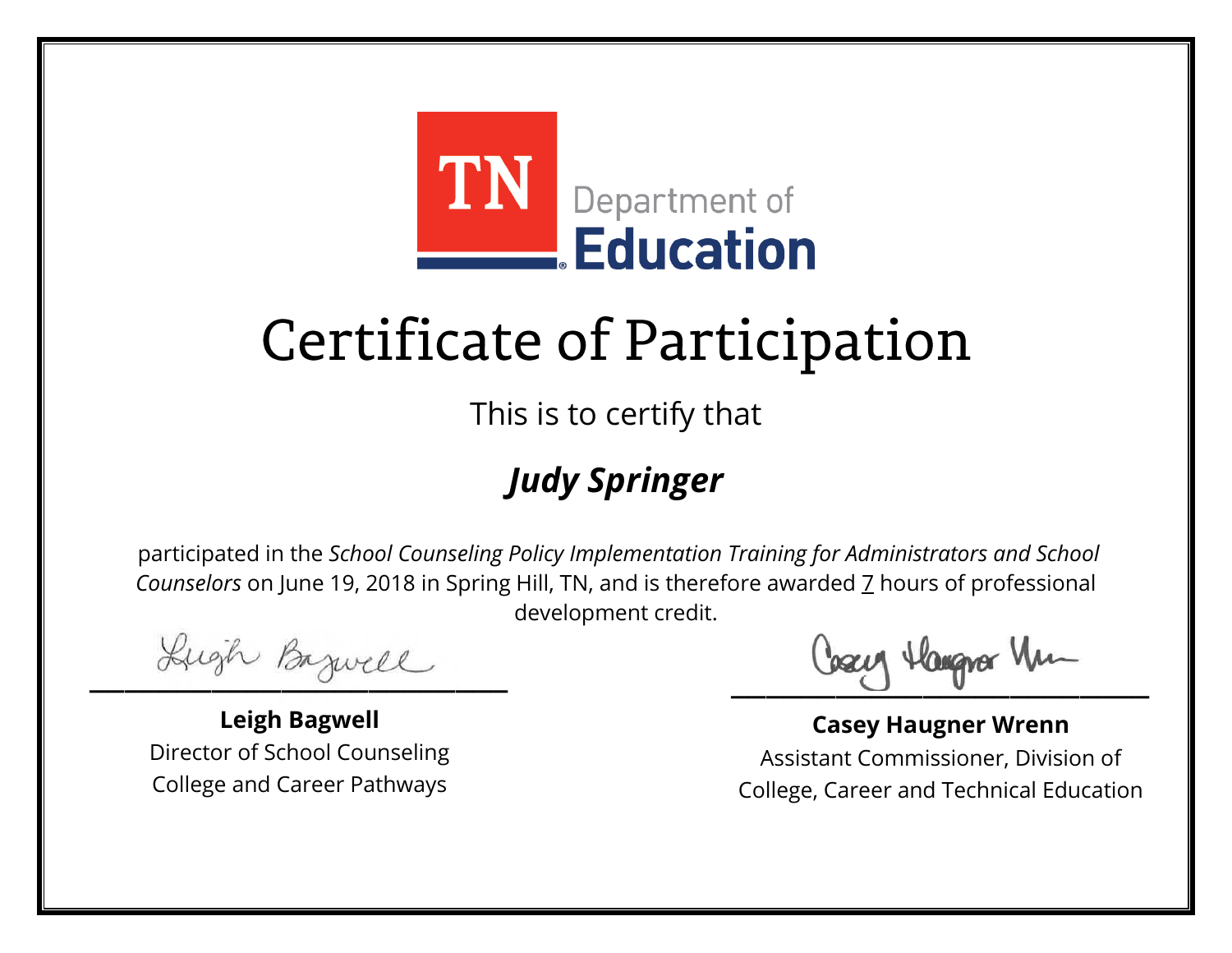TN Department of Education

# Certificate of Participation

This is to certify that

## *Judy Springer*

participated in the *School Counseling Policy Implementation Training for Administrators and School Counselors* on June 19, 2018 in Spring Hill, TN, and is therefore awarded 7 hours of professional development credit.

**Leigh Bagwell**
Director of School Counseling
College and Career Pathways

**Casey Haugner Wrenn**
Assistant Commissioner, Division of
College, Career and Technical Education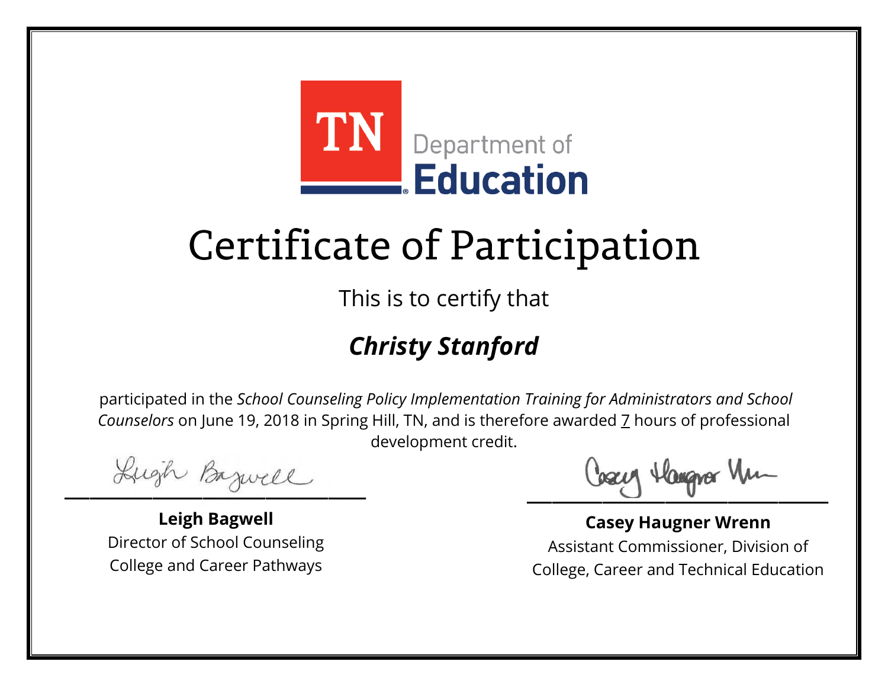TN Department of Education

# Certificate of Participation

This is to certify that

***Christy Stanford***

participated in the *School Counseling Policy Implementation Training for Administrators and School Counselors* on June 19, 2018 in Spring Hill, TN, and is therefore awarded 7 hours of professional development credit.

Leigh Bagwell

**Leigh Bagwell**
Director of School Counseling
College and Career Pathways

Casey Haugner Wrenn

**Casey Haugner Wrenn**
Assistant Commissioner, Division of College, Career and Technical Education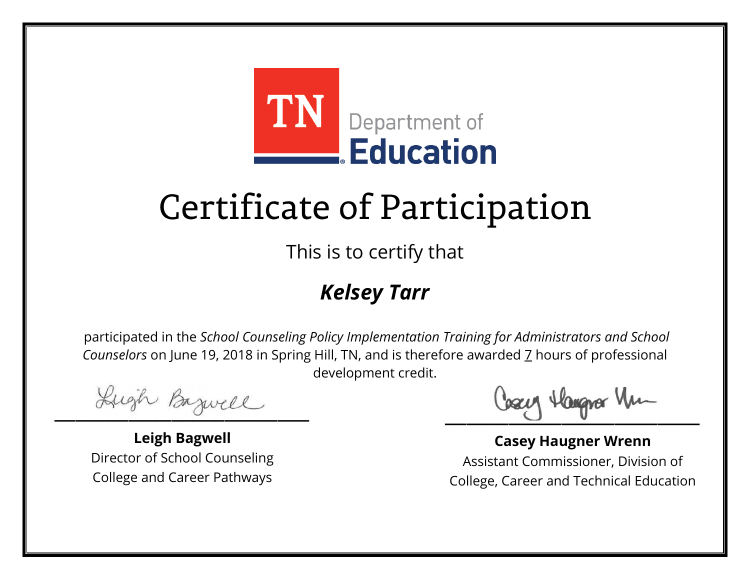TN Department of Education

# Certificate of Participation

This is to certify that

***Kelsey Tarr***

participated in the *School Counseling Policy Implementation Training for Administrators and School Counselors* on June 19, 2018 in Spring Hill, TN, and is therefore awarded 7 hours of professional development credit.

**Leigh Bagwell**
Director of School Counseling
College and Career Pathways

**Casey Haugner Wrenn**
Assistant Commissioner, Division of
College, Career and Technical Education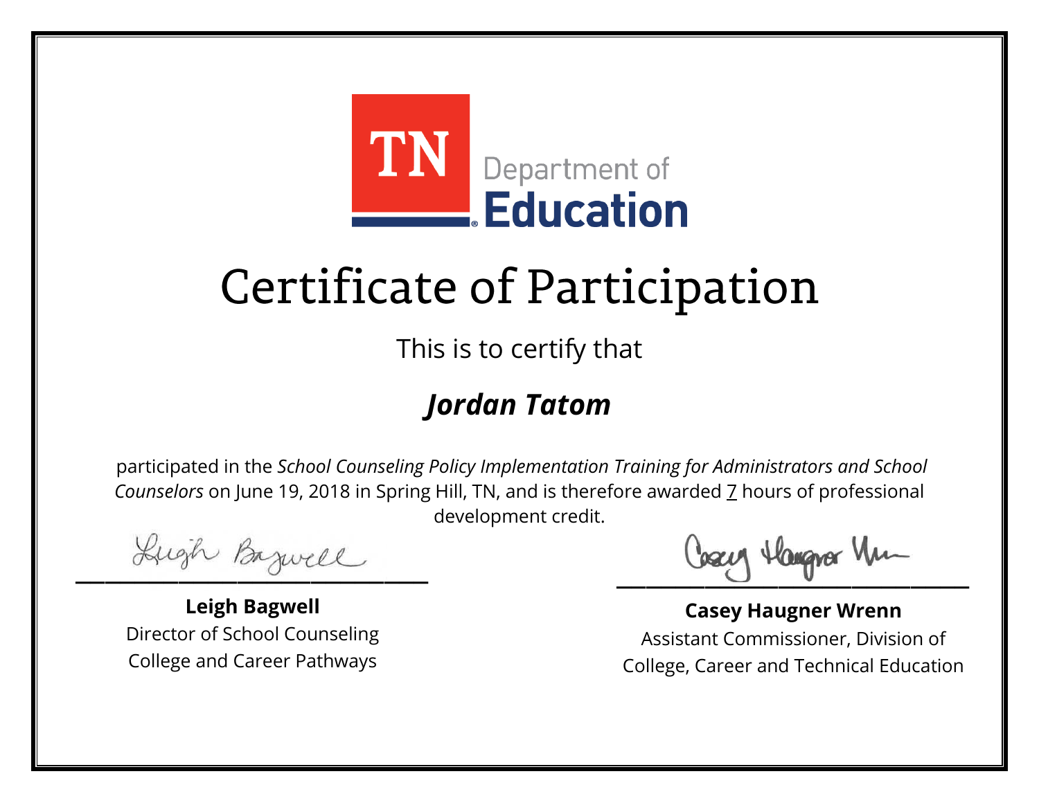TN Department of Education

# Certificate of Participation

This is to certify that

## *Jordan Tatom*

participated in the *School Counseling Policy Implementation Training for Administrators and School Counselors* on June 19, 2018 in Spring Hill, TN, and is therefore awarded 7 hours of professional development credit.

**Leigh Bagwell**
Director of School Counseling
College and Career Pathways

**Casey Haugner Wrenn**
Assistant Commissioner, Division of
College, Career and Technical Education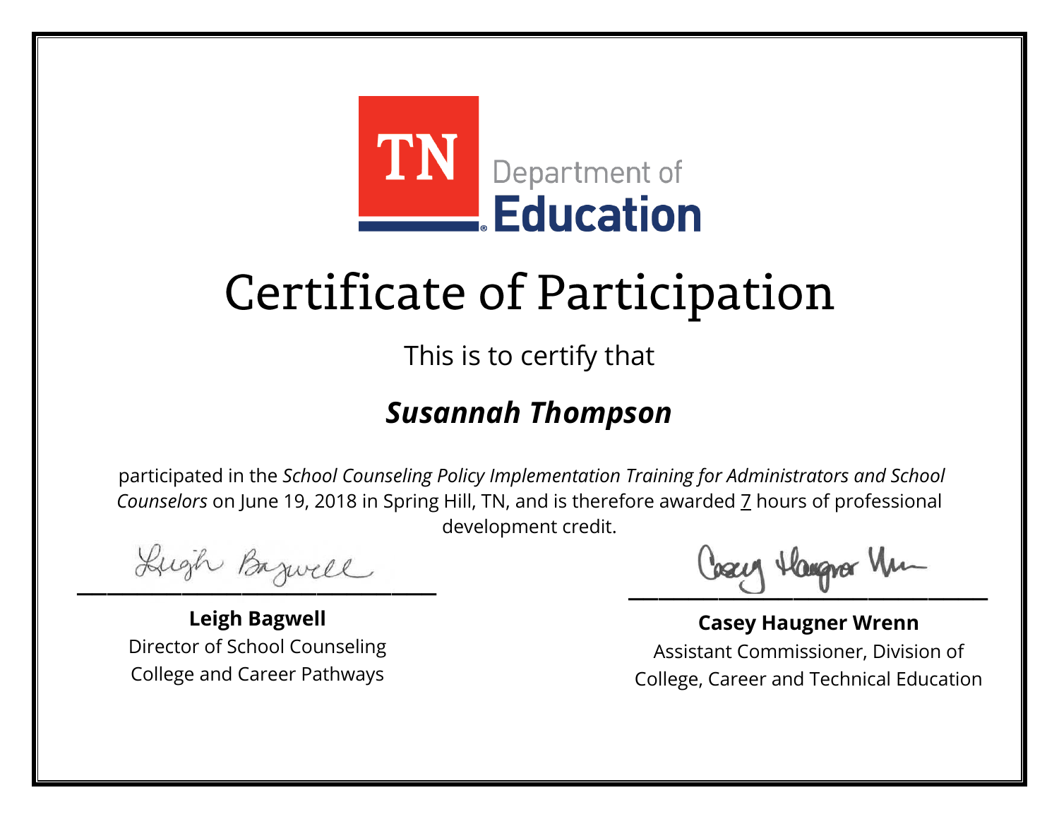TN Department of Education

# Certificate of Participation

This is to certify that

## ***Susannah Thompson***

participated in the *School Counseling Policy Implementation Training for Administrators and School Counselors* on June 19, 2018 in Spring Hill, TN, and is therefore awarded 7 hours of professional development credit.

**Leigh Bagwell**
Director of School Counseling
College and Career Pathways

**Casey Haugner Wrenn**
Assistant Commissioner, Division of
College, Career and Technical Education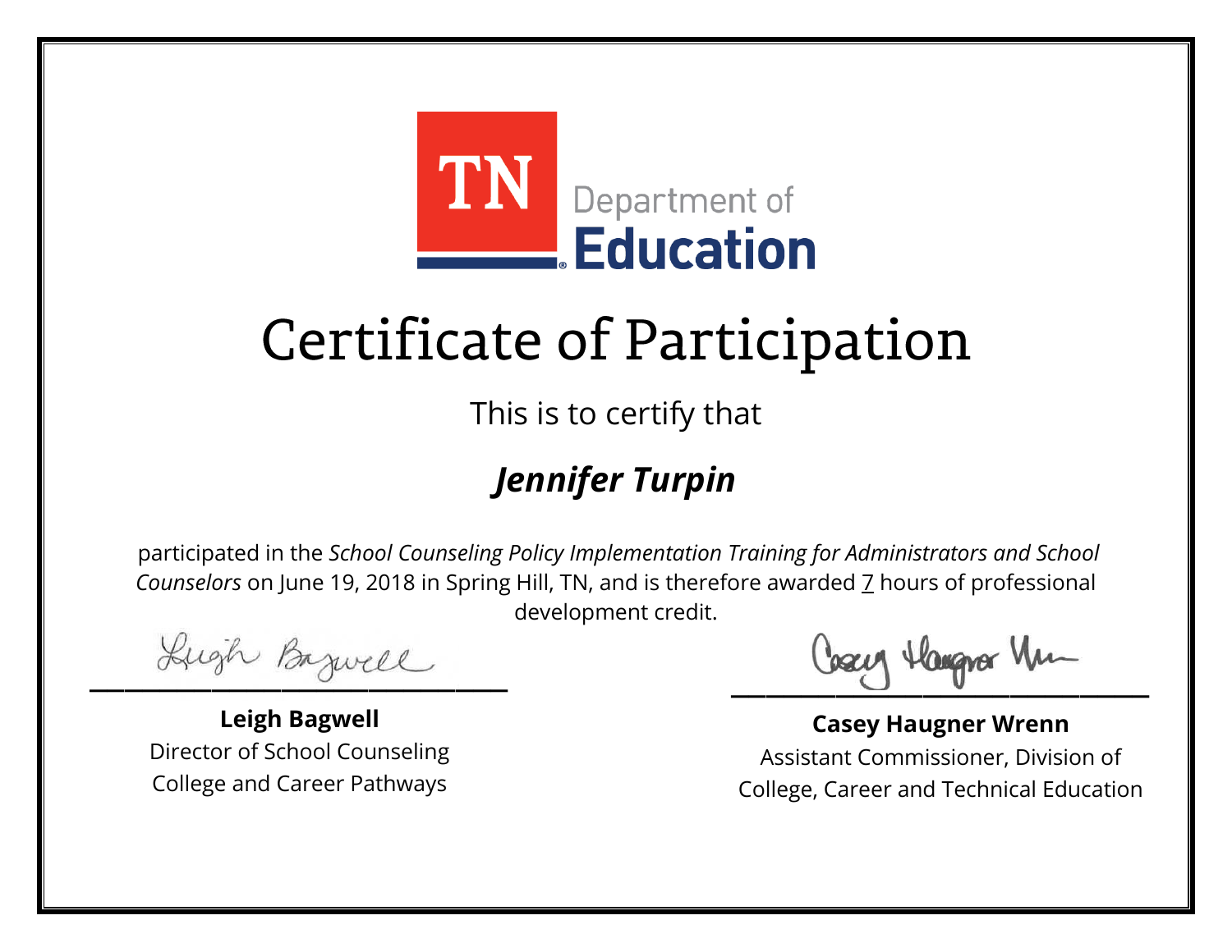TN Department of Education

# Certificate of Participation

This is to certify that

## *Jennifer Turpin*

participated in the *School Counseling Policy Implementation Training for Administrators and School Counselors* on June 19, 2018 in Spring Hill, TN, and is therefore awarded 7 hours of professional development credit.

**Leigh Bagwell**
Director of School Counseling
College and Career Pathways

**Casey Haugner Wrenn**
Assistant Commissioner, Division of
College, Career and Technical Education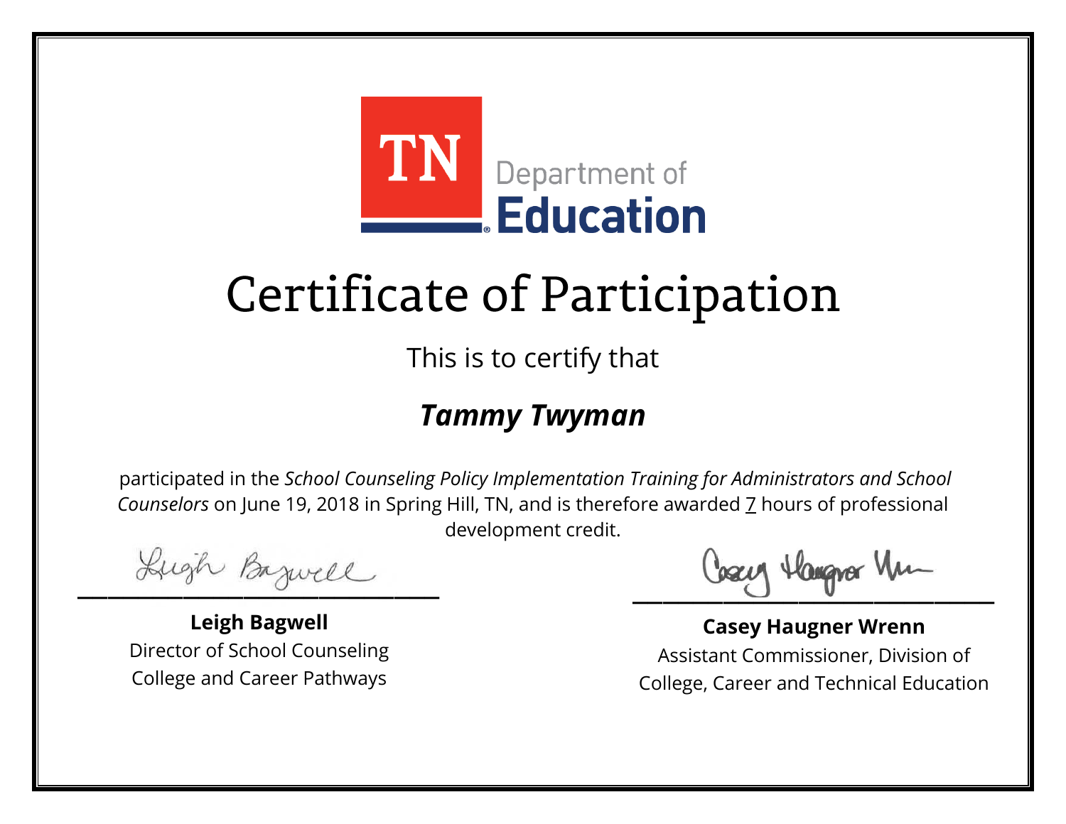TN Department of Education

# Certificate of Participation

This is to certify that

## ***Tammy Twyman***

participated in the *School Counseling Policy Implementation Training for Administrators and School Counselors* on June 19, 2018 in Spring Hill, TN, and is therefore awarded 7 hours of professional development credit.

**Leigh Bagwell**
Director of School Counseling
College and Career Pathways

**Casey Haugner Wrenn**
Assistant Commissioner, Division of
College, Career and Technical Education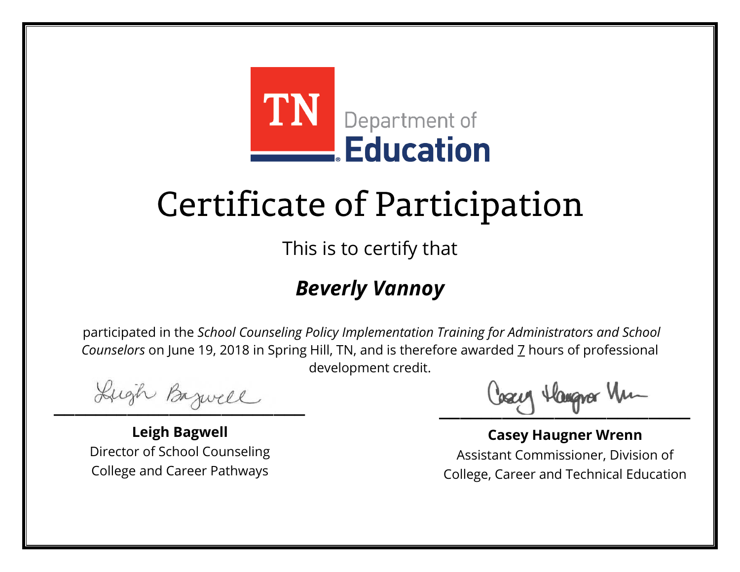TN Department of Education

# Certificate of Participation

This is to certify that

***Beverly Vannoy***

participated in the *School Counseling Policy Implementation Training for Administrators and School Counselors* on June 19, 2018 in Spring Hill, TN, and is therefore awarded 7 hours of professional development credit.

**Leigh Bagwell**
Director of School Counseling
College and Career Pathways

**Casey Haugner Wrenn**
Assistant Commissioner, Division of
College, Career and Technical Education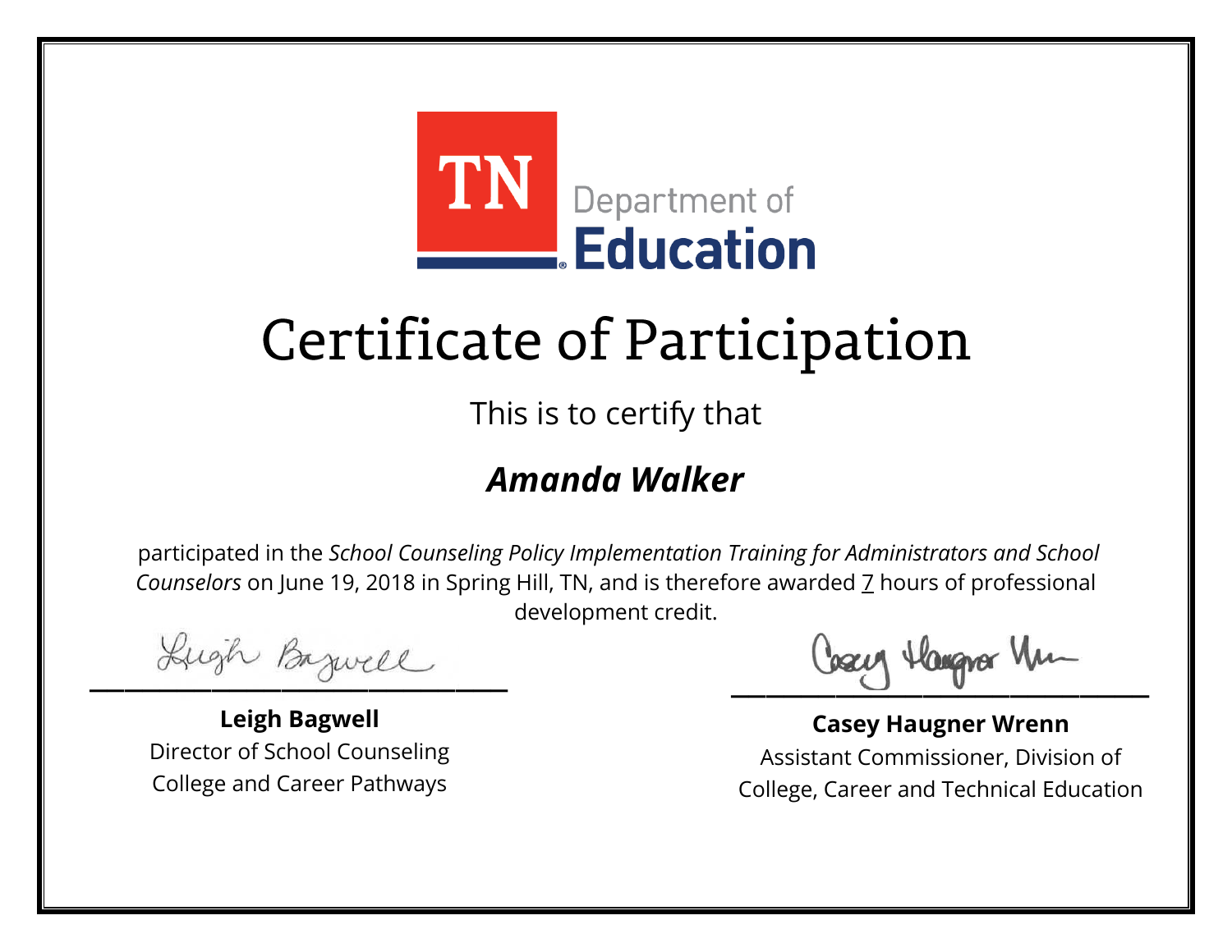TN Department of Education

# Certificate of Participation

This is to certify that

***Amanda Walker***

participated in the *School Counseling Policy Implementation Training for Administrators and School Counselors* on June 19, 2018 in Spring Hill, TN, and is therefore awarded 7 hours of professional development credit.

**Leigh Bagwell**
Director of School Counseling
College and Career Pathways

**Casey Haugner Wrenn**
Assistant Commissioner, Division of
College, Career and Technical Education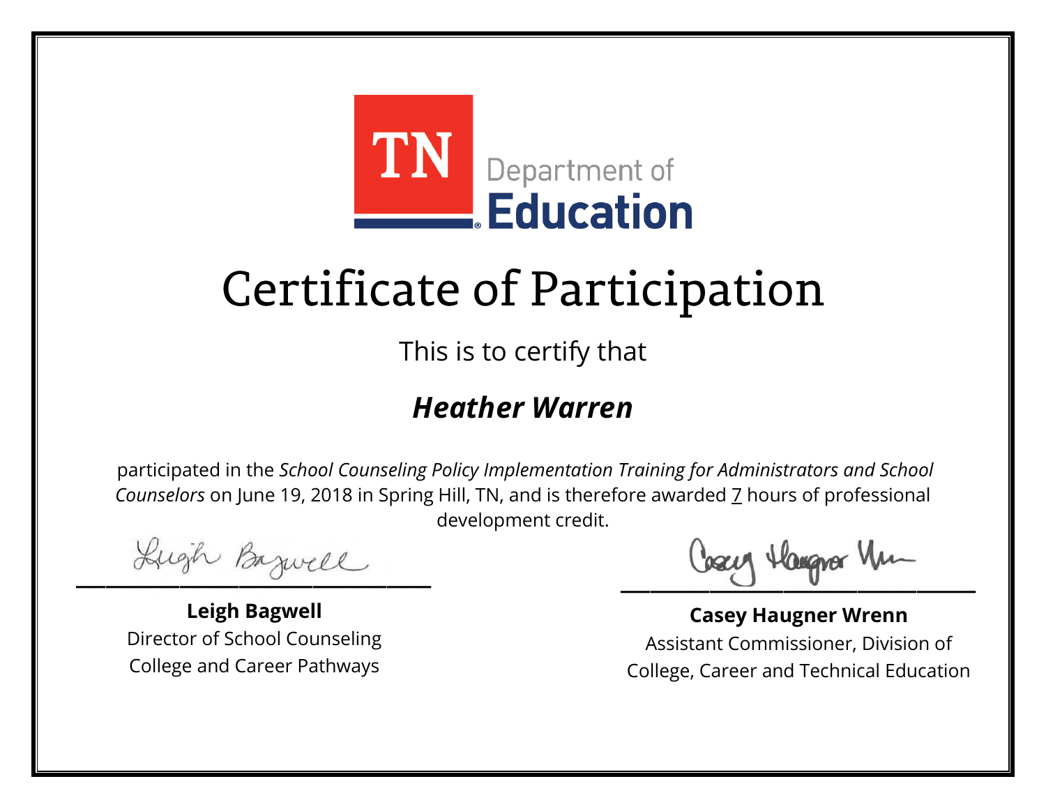TN Department of Education

# Certificate of Participation

This is to certify that

## *Heather Warren*

participated in the *School Counseling Policy Implementation Training for Administrators and School Counselors* on June 19, 2018 in Spring Hill, TN, and is therefore awarded 7 hours of professional development credit.

**Leigh Bagwell**
Director of School Counseling
College and Career Pathways

**Casey Haugner Wrenn**
Assistant Commissioner, Division of
College, Career and Technical Education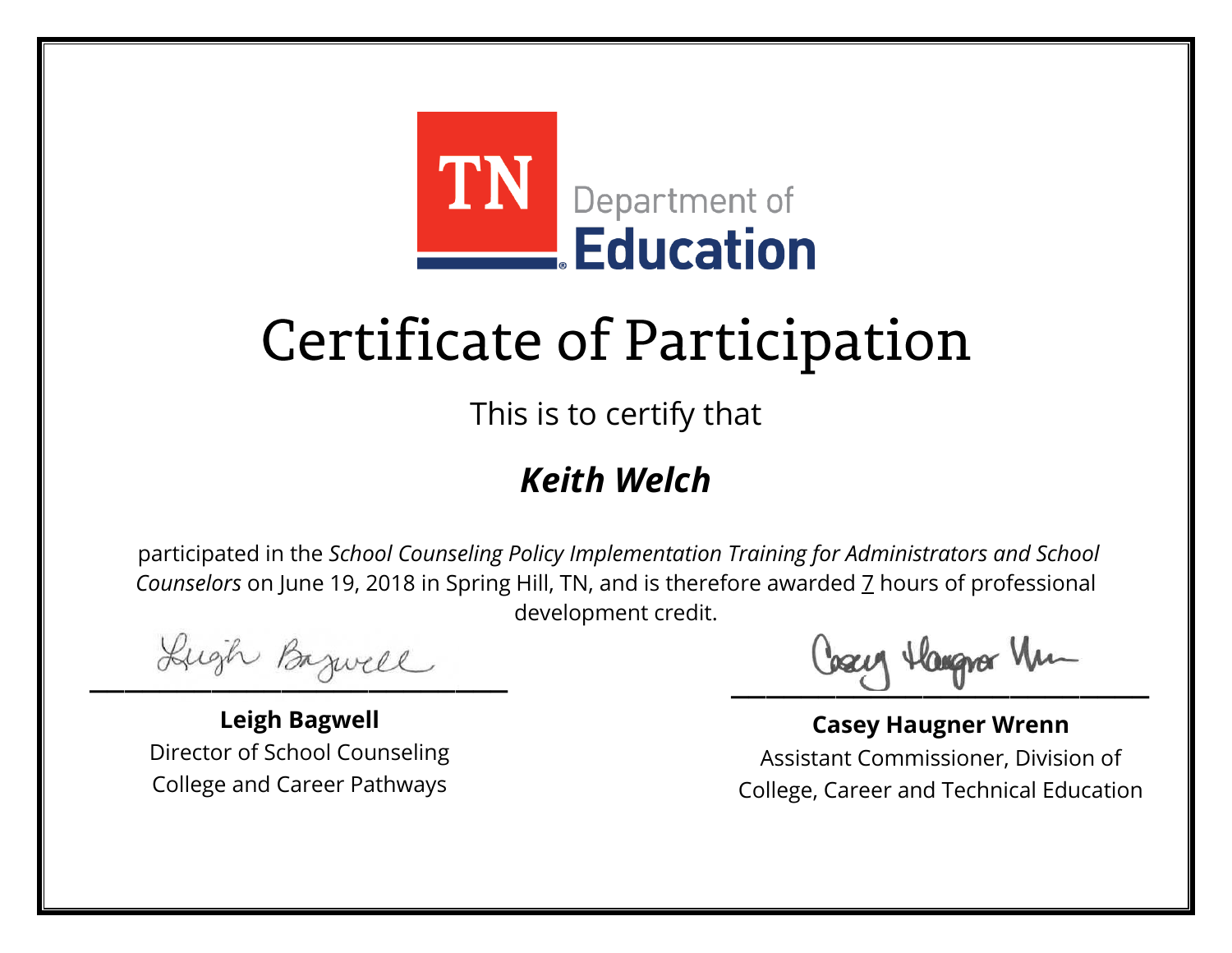TN Department of Education

# Certificate of Participation

This is to certify that

## *Keith Welch*

participated in the *School Counseling Policy Implementation Training for Administrators and School Counselors* on June 19, 2018 in Spring Hill, TN, and is therefore awarded 7 hours of professional development credit.

**Leigh Bagwell**
Director of School Counseling
College and Career Pathways

**Casey Haugner Wrenn**
Assistant Commissioner, Division of
College, Career and Technical Education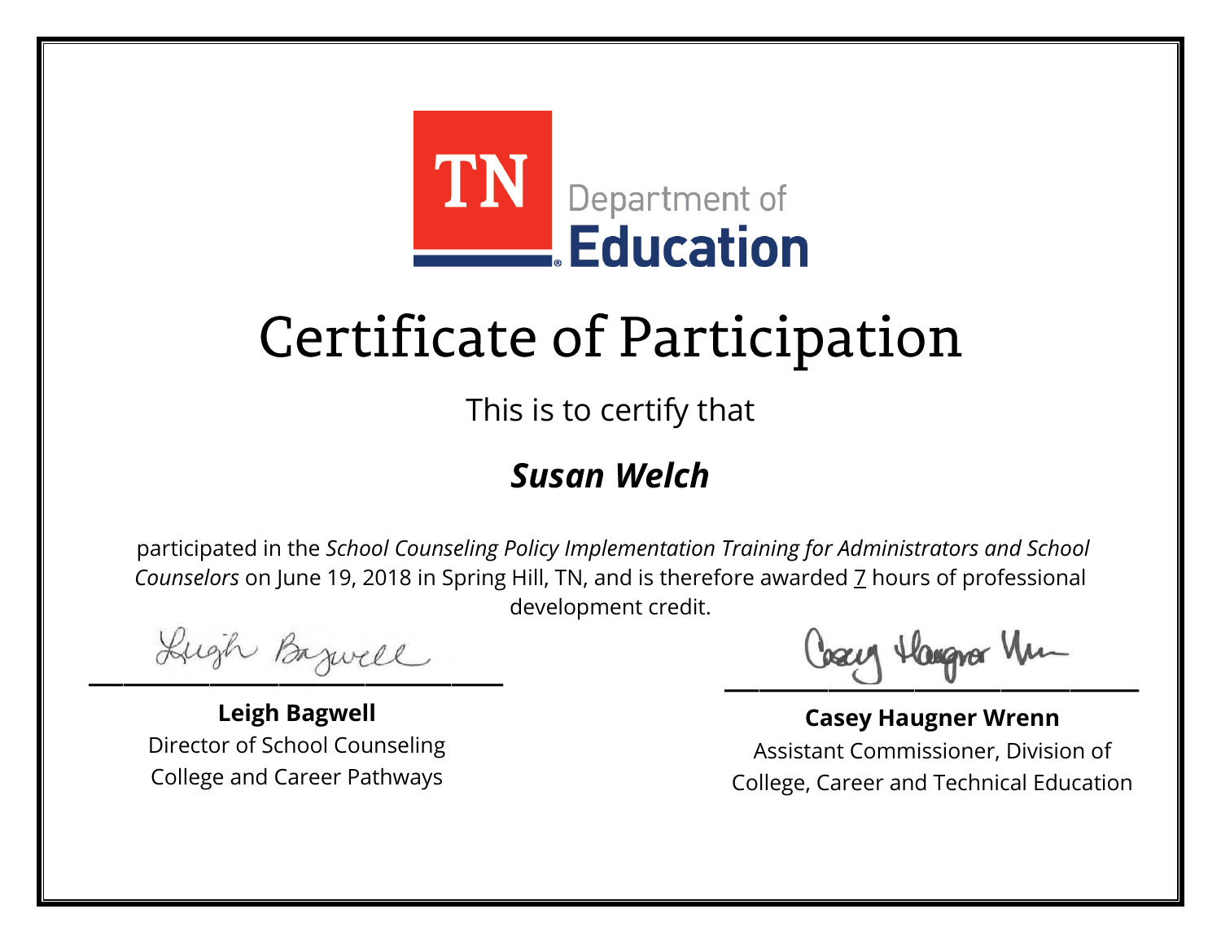TN Department of Education

# Certificate of Participation

This is to certify that

## ***Susan Welch***

participated in the *School Counseling Policy Implementation Training for Administrators and School Counselors* on June 19, 2018 in Spring Hill, TN, and is therefore awarded 7 hours of professional development credit.

**Leigh Bagwell**
Director of School Counseling
College and Career Pathways

**Casey Haugner Wrenn**
Assistant Commissioner, Division of College, Career and Technical Education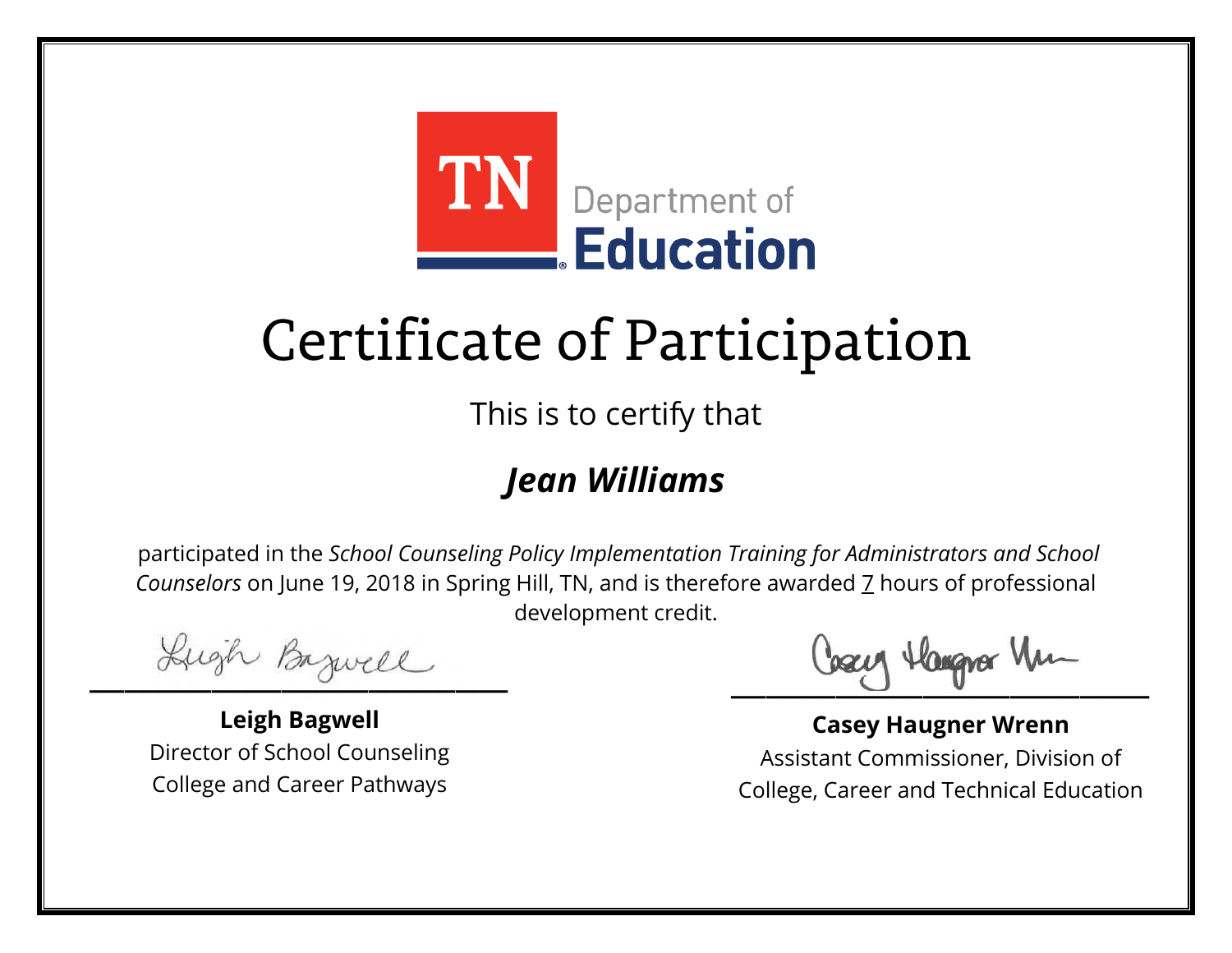TN Department of Education

# Certificate of Participation

This is to certify that

## *Jean Williams*

participated in the *School Counseling Policy Implementation Training for Administrators and School Counselors* on June 19, 2018 in Spring Hill, TN, and is therefore awarded 7 hours of professional development credit.

**Leigh Bagwell**
Director of School Counseling
College and Career Pathways

**Casey Haugner Wrenn**
Assistant Commissioner, Division of
College, Career and Technical Education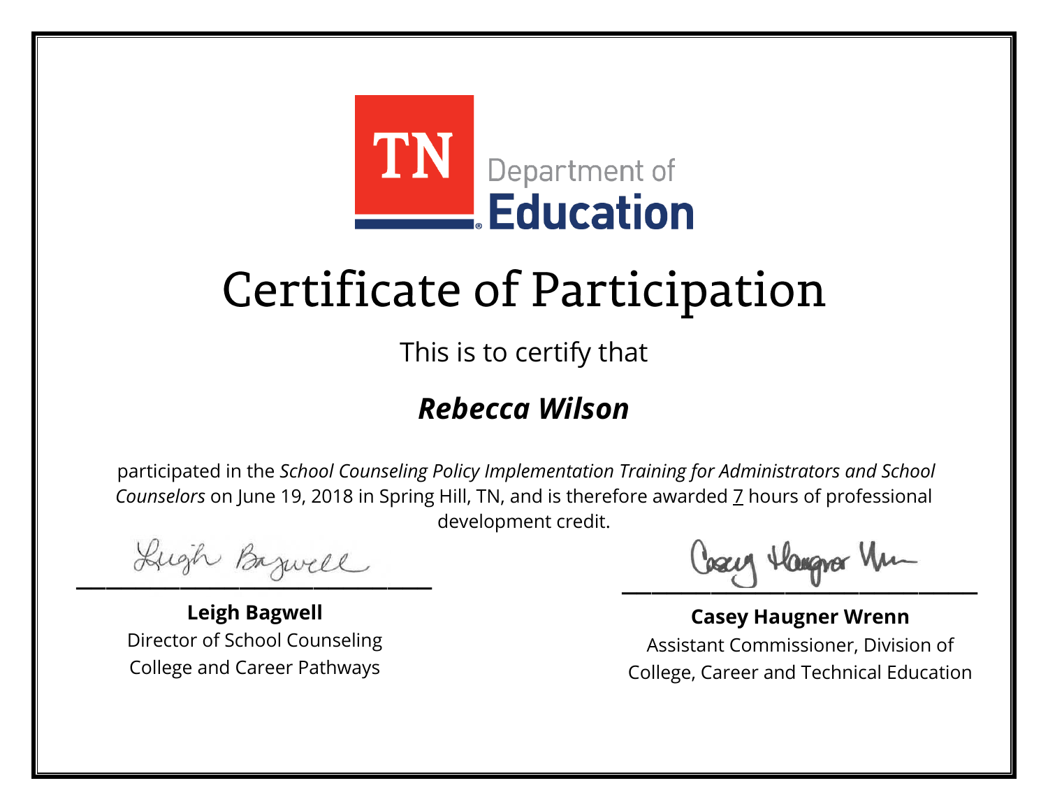TN Department of Education

# Certificate of Participation

This is to certify that

## *Rebecca Wilson*

participated in the *School Counseling Policy Implementation Training for Administrators and School Counselors* on June 19, 2018 in Spring Hill, TN, and is therefore awarded 7 hours of professional development credit.

**Leigh Bagwell**
Director of School Counseling
College and Career Pathways

**Casey Haugner Wrenn**
Assistant Commissioner, Division of
College, Career and Technical Education